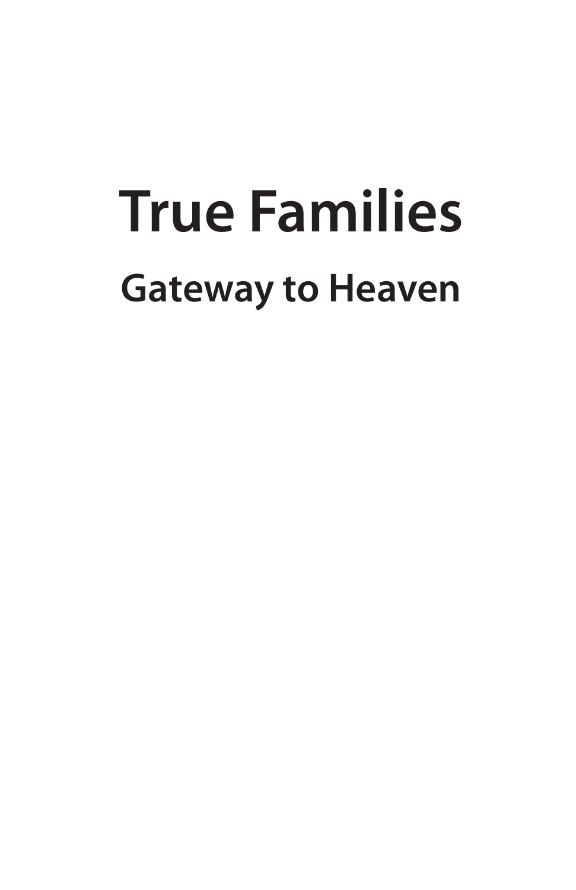# True Families

## Gateway to Heaven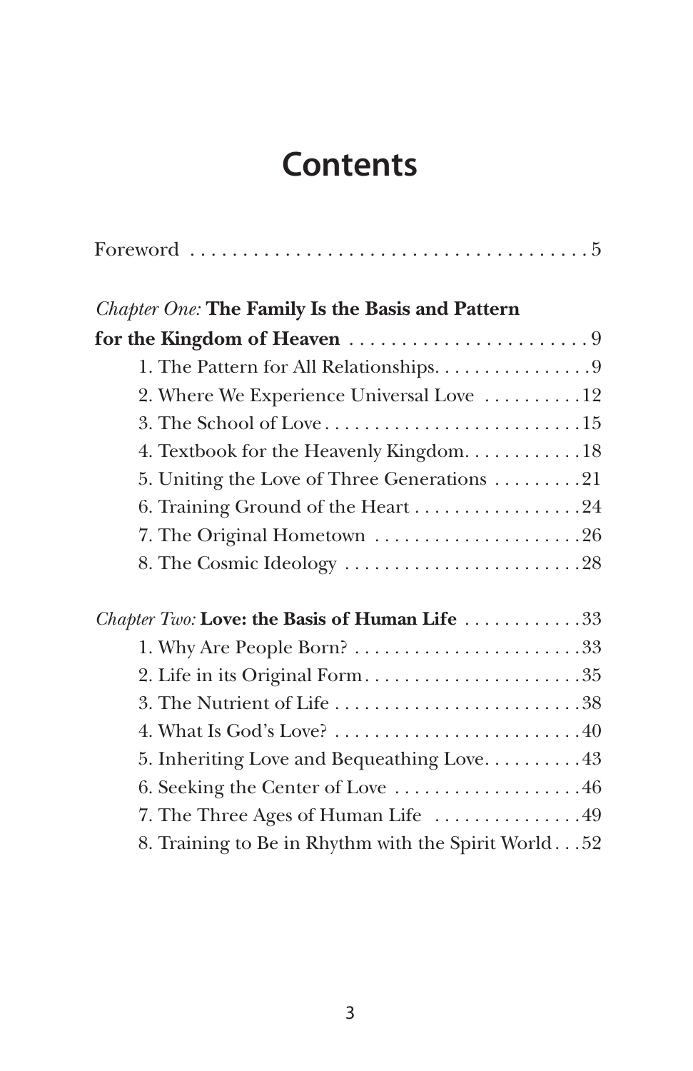# Contents

Foreword . . . . . . . . . . . . . . . . . . . . . . . . . . . . . . . . . . . . . . . 5

*Chapter One:* **The Family Is the Basis and Pattern for the Kingdom of Heaven** . . . . . . . . . . . . . . . . . . . . . . . 9

1. The Pattern for All Relationships. . . . . . . . . . . . . . . . 9
2. Where We Experience Universal Love . . . . . . . . . . 12
3. The School of Love . . . . . . . . . . . . . . . . . . . . . . . . . . 15
4. Textbook for the Heavenly Kingdom. . . . . . . . . . . . 18
5. Uniting the Love of Three Generations . . . . . . . . . 21
6. Training Ground of the Heart . . . . . . . . . . . . . . . . . 24
7. The Original Hometown . . . . . . . . . . . . . . . . . . . . . 26
8. The Cosmic Ideology . . . . . . . . . . . . . . . . . . . . . . . . 28

*Chapter Two:* **Love: the Basis of Human Life** . . . . . . . . . . . . 33

1. Why Are People Born? . . . . . . . . . . . . . . . . . . . . . . . 33
2. Life in its Original Form. . . . . . . . . . . . . . . . . . . . . . 35
3. The Nutrient of Life . . . . . . . . . . . . . . . . . . . . . . . . . 38
4. What Is God's Love? . . . . . . . . . . . . . . . . . . . . . . . . . 40
5. Inheriting Love and Bequeathing Love. . . . . . . . . . 43
6. Seeking the Center of Love . . . . . . . . . . . . . . . . . . . 46
7. The Three Ages of Human Life . . . . . . . . . . . . . . . 49
8. Training to Be in Rhythm with the Spirit World . . . 52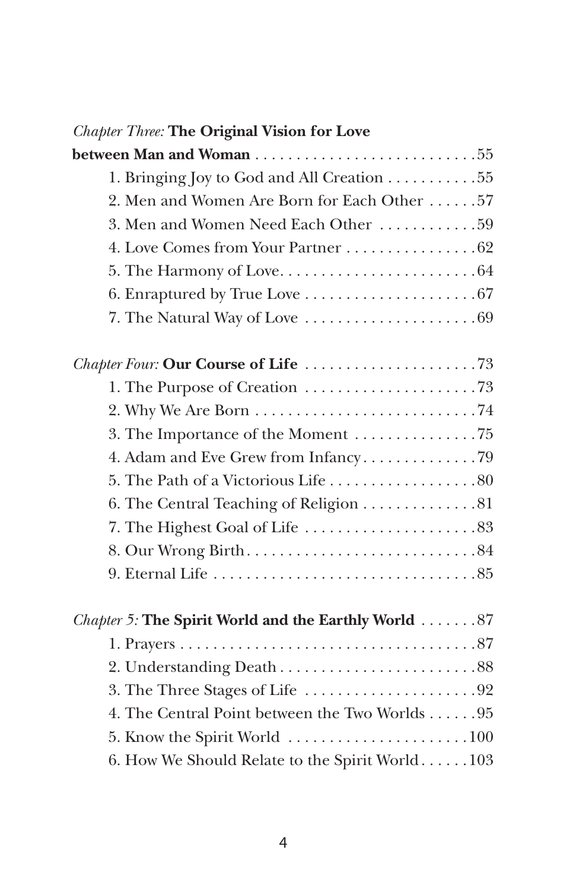*Chapter Three:* **The Original Vision for Love between Man and Woman** . . . . . . . . . . . . . . . . . . . . . . . . . . .55

1. Bringing Joy to God and All Creation . . . . . . . . . . .55
2. Men and Women Are Born for Each Other . . . . . .57
3. Men and Women Need Each Other . . . . . . . . . . . .59
4. Love Comes from Your Partner . . . . . . . . . . . . . . . .62
5. The Harmony of Love. . . . . . . . . . . . . . . . . . . . . . . .64
6. Enraptured by True Love . . . . . . . . . . . . . . . . . . . . .67
7. The Natural Way of Love . . . . . . . . . . . . . . . . . . . . .69

*Chapter Four:* **Our Course of Life** . . . . . . . . . . . . . . . . . . . . .73

1. The Purpose of Creation . . . . . . . . . . . . . . . . . . . . .73
2. Why We Are Born . . . . . . . . . . . . . . . . . . . . . . . . . . .74
3. The Importance of the Moment . . . . . . . . . . . . . . .75
4. Adam and Eve Grew from Infancy. . . . . . . . . . . . . .79
5. The Path of a Victorious Life . . . . . . . . . . . . . . . . . .80
6. The Central Teaching of Religion . . . . . . . . . . . . . .81
7. The Highest Goal of Life . . . . . . . . . . . . . . . . . . . . .83
8. Our Wrong Birth. . . . . . . . . . . . . . . . . . . . . . . . . . . .84
9. Eternal Life . . . . . . . . . . . . . . . . . . . . . . . . . . . . . . .85

*Chapter 5:* **The Spirit World and the Earthly World** . . . . . . .87

1. Prayers . . . . . . . . . . . . . . . . . . . . . . . . . . . . . . . . . . .87
2. Understanding Death . . . . . . . . . . . . . . . . . . . . . . . .88
3. The Three Stages of Life . . . . . . . . . . . . . . . . . . . . .92
4. The Central Point between the Two Worlds . . . . . .95
5. Know the Spirit World . . . . . . . . . . . . . . . . . . . . .100
6. How We Should Relate to the Spirit World . . . . . .103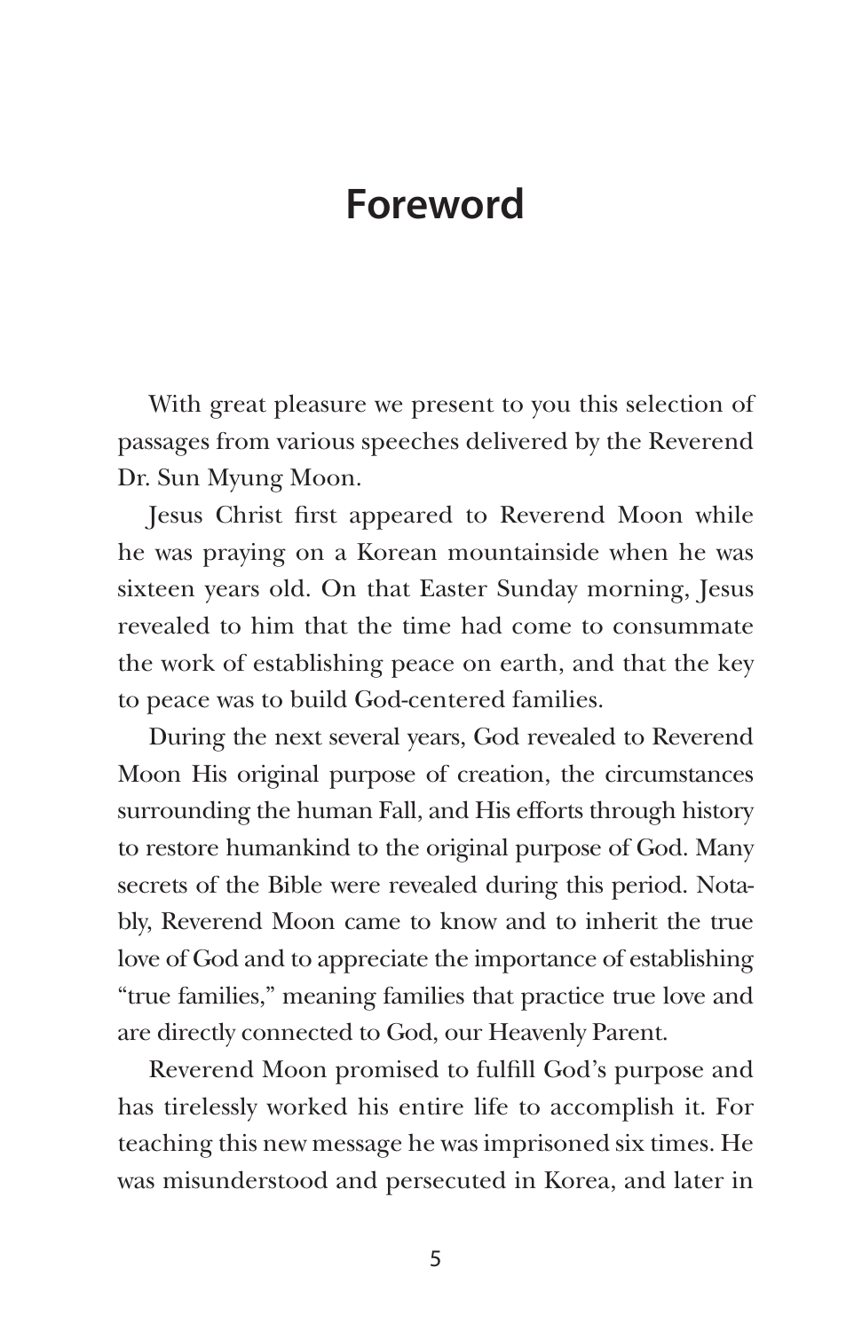# Foreword

With great pleasure we present to you this selection of passages from various speeches delivered by the Reverend Dr. Sun Myung Moon.

Jesus Christ first appeared to Reverend Moon while he was praying on a Korean mountainside when he was sixteen years old. On that Easter Sunday morning, Jesus revealed to him that the time had come to consummate the work of establishing peace on earth, and that the key to peace was to build God-centered families.

During the next several years, God revealed to Reverend Moon His original purpose of creation, the circumstances surrounding the human Fall, and His efforts through history to restore humankind to the original purpose of God. Many secrets of the Bible were revealed during this period. Notably, Reverend Moon came to know and to inherit the true love of God and to appreciate the importance of establishing "true families," meaning families that practice true love and are directly connected to God, our Heavenly Parent.

Reverend Moon promised to fulfill God's purpose and has tirelessly worked his entire life to accomplish it. For teaching this new message he was imprisoned six times. He was misunderstood and persecuted in Korea, and later in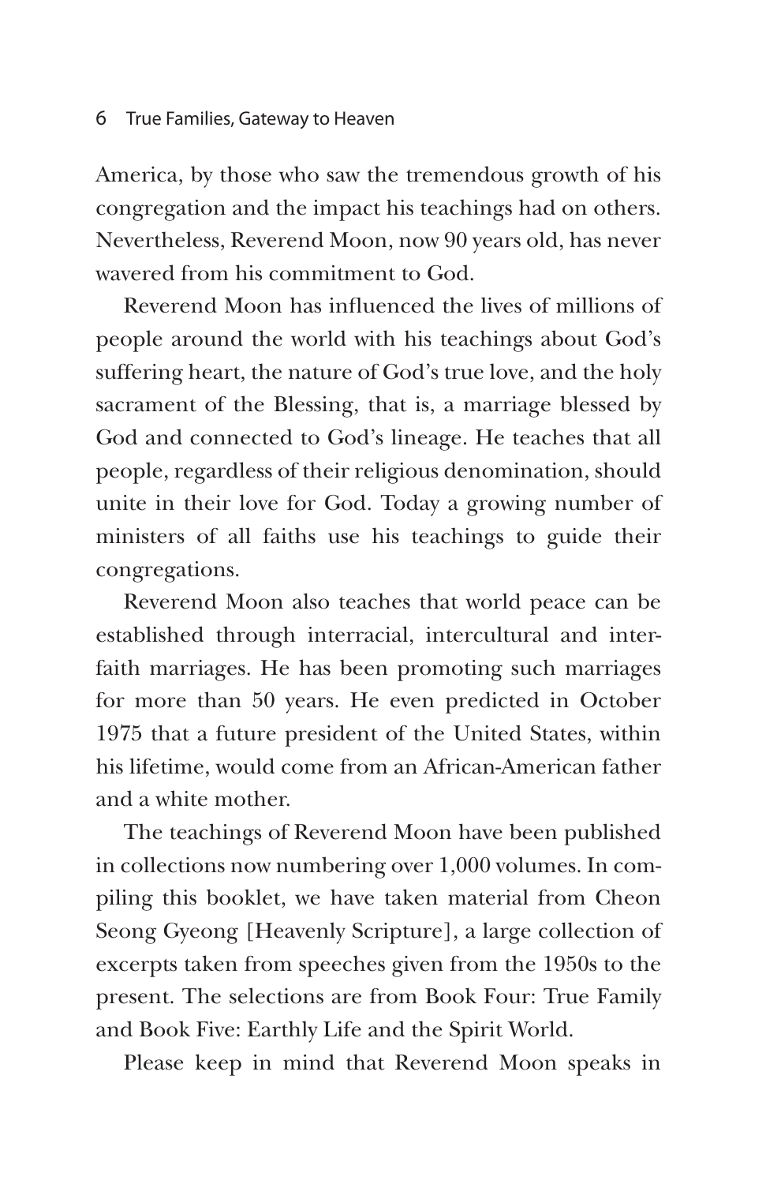America, by those who saw the tremendous growth of his congregation and the impact his teachings had on others. Nevertheless, Reverend Moon, now 90 years old, has never wavered from his commitment to God.

Reverend Moon has influenced the lives of millions of people around the world with his teachings about God's suffering heart, the nature of God's true love, and the holy sacrament of the Blessing, that is, a marriage blessed by God and connected to God's lineage. He teaches that all people, regardless of their religious denomination, should unite in their love for God. Today a growing number of ministers of all faiths use his teachings to guide their congregations.

Reverend Moon also teaches that world peace can be established through interracial, intercultural and interfaith marriages. He has been promoting such marriages for more than 50 years. He even predicted in October 1975 that a future president of the United States, within his lifetime, would come from an African-American father and a white mother.

The teachings of Reverend Moon have been published in collections now numbering over 1,000 volumes. In compiling this booklet, we have taken material from Cheon Seong Gyeong [Heavenly Scripture], a large collection of excerpts taken from speeches given from the 1950s to the present. The selections are from Book Four: True Family and Book Five: Earthly Life and the Spirit World.

Please keep in mind that Reverend Moon speaks in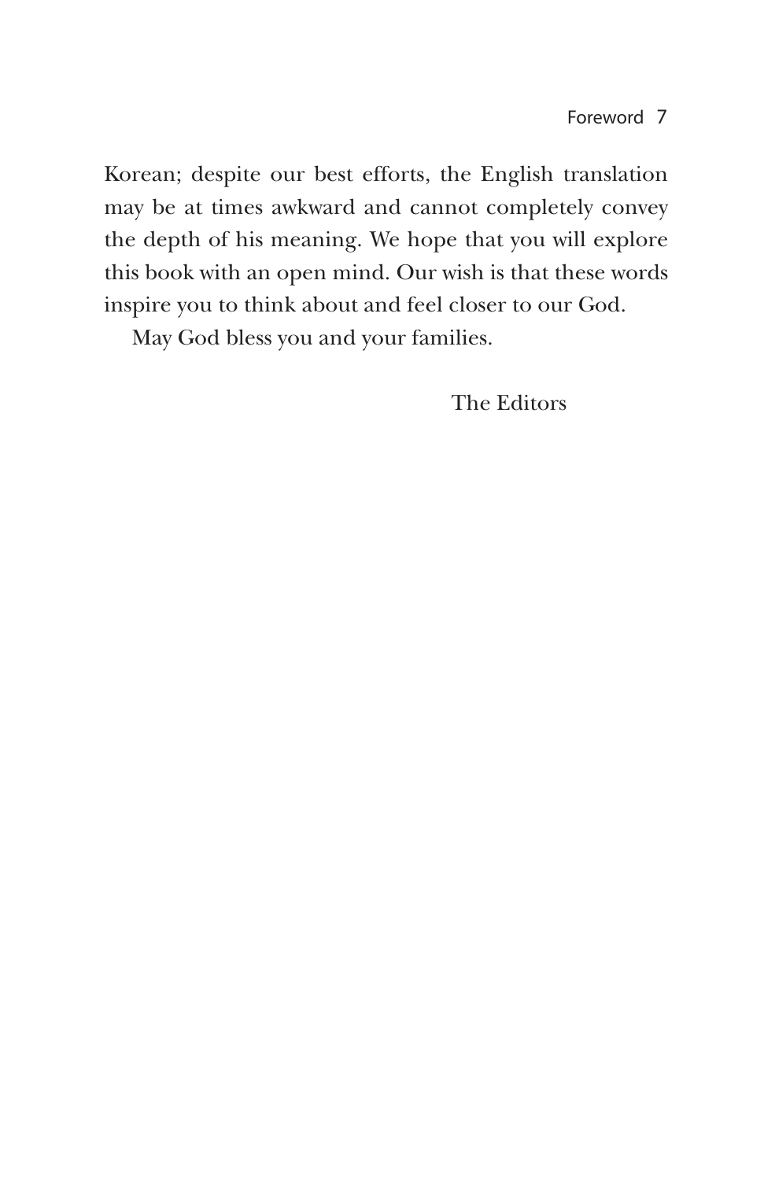Korean; despite our best efforts, the English translation may be at times awkward and cannot completely convey the depth of his meaning. We hope that you will explore this book with an open mind. Our wish is that these words inspire you to think about and feel closer to our God.

May God bless you and your families.

The Editors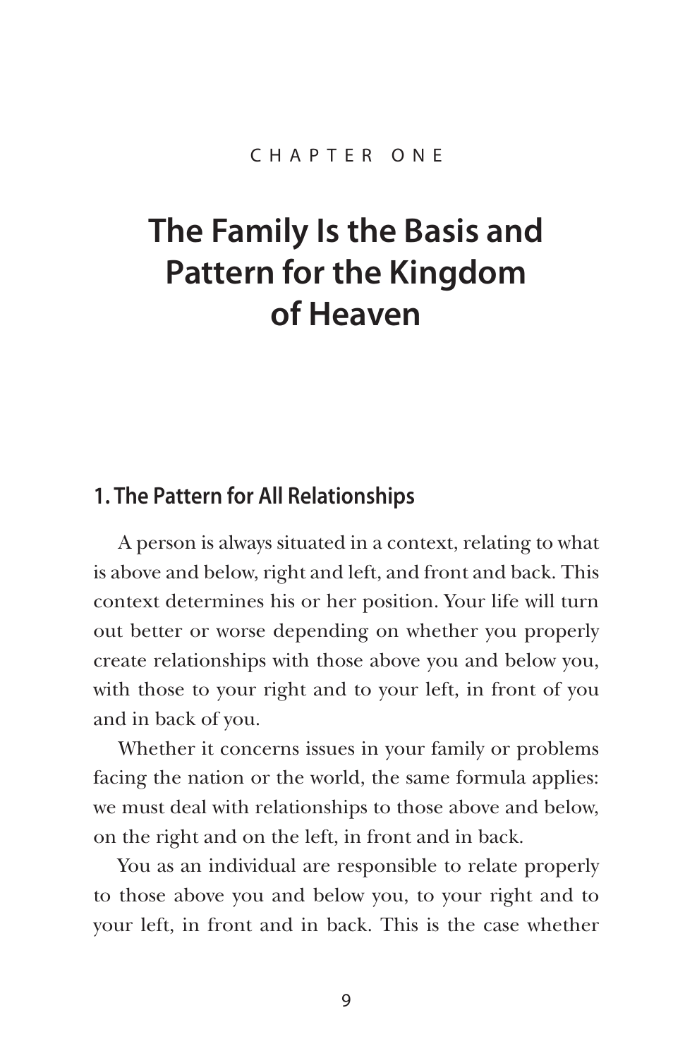CHAPTER ONE

# The Family Is the Basis and Pattern for the Kingdom of Heaven

## 1. The Pattern for All Relationships

A person is always situated in a context, relating to what is above and below, right and left, and front and back. This context determines his or her position. Your life will turn out better or worse depending on whether you properly create relationships with those above you and below you, with those to your right and to your left, in front of you and in back of you.

Whether it concerns issues in your family or problems facing the nation or the world, the same formula applies: we must deal with relationships to those above and below, on the right and on the left, in front and in back.

You as an individual are responsible to relate properly to those above you and below you, to your right and to your left, in front and in back. This is the case whether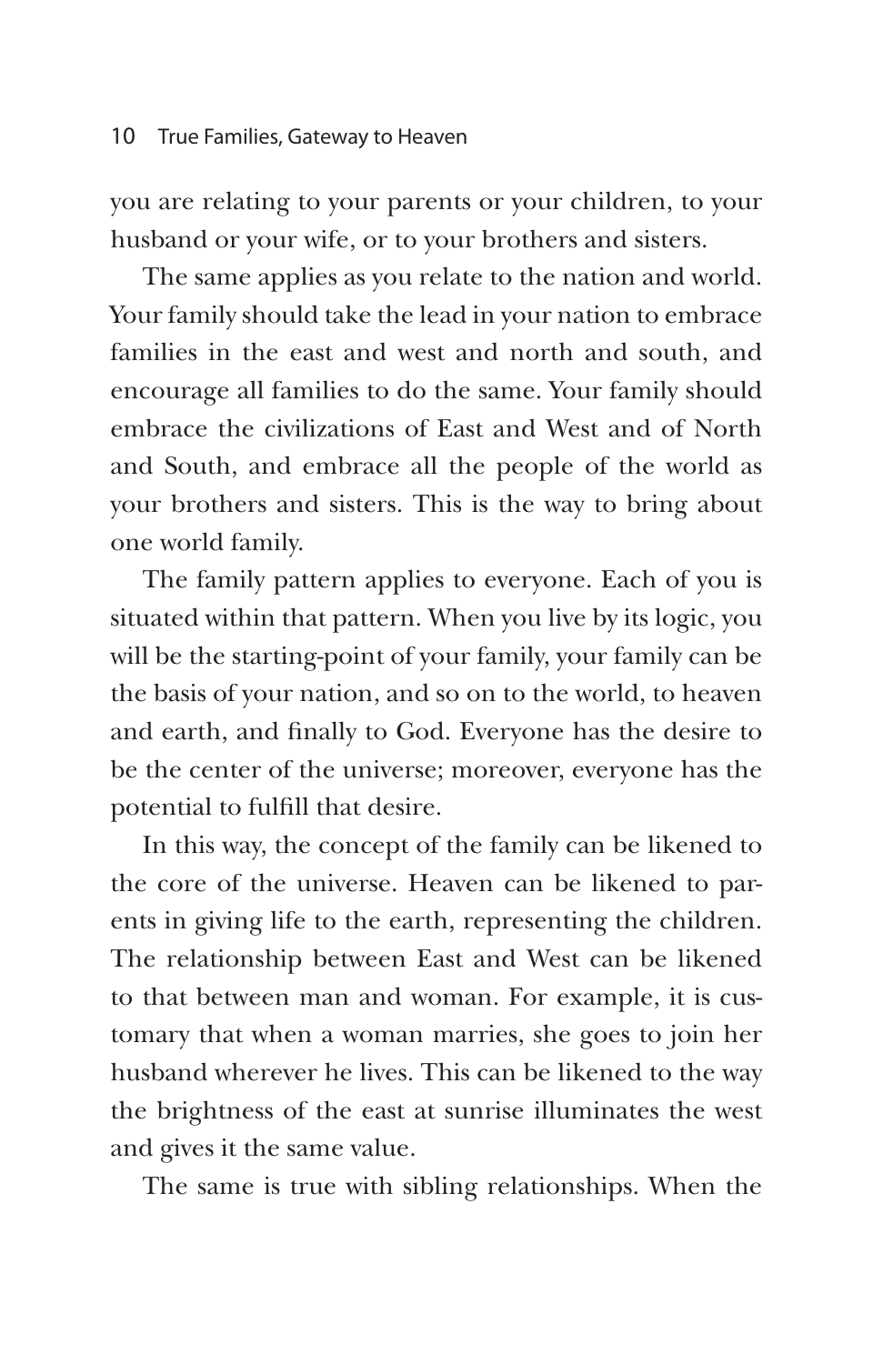you are relating to your parents or your children, to your husband or your wife, or to your brothers and sisters.

The same applies as you relate to the nation and world. Your family should take the lead in your nation to embrace families in the east and west and north and south, and encourage all families to do the same. Your family should embrace the civilizations of East and West and of North and South, and embrace all the people of the world as your brothers and sisters. This is the way to bring about one world family.

The family pattern applies to everyone. Each of you is situated within that pattern. When you live by its logic, you will be the starting-point of your family, your family can be the basis of your nation, and so on to the world, to heaven and earth, and finally to God. Everyone has the desire to be the center of the universe; moreover, everyone has the potential to fulfill that desire.

In this way, the concept of the family can be likened to the core of the universe. Heaven can be likened to parents in giving life to the earth, representing the children. The relationship between East and West can be likened to that between man and woman. For example, it is customary that when a woman marries, she goes to join her husband wherever he lives. This can be likened to the way the brightness of the east at sunrise illuminates the west and gives it the same value.

The same is true with sibling relationships. When the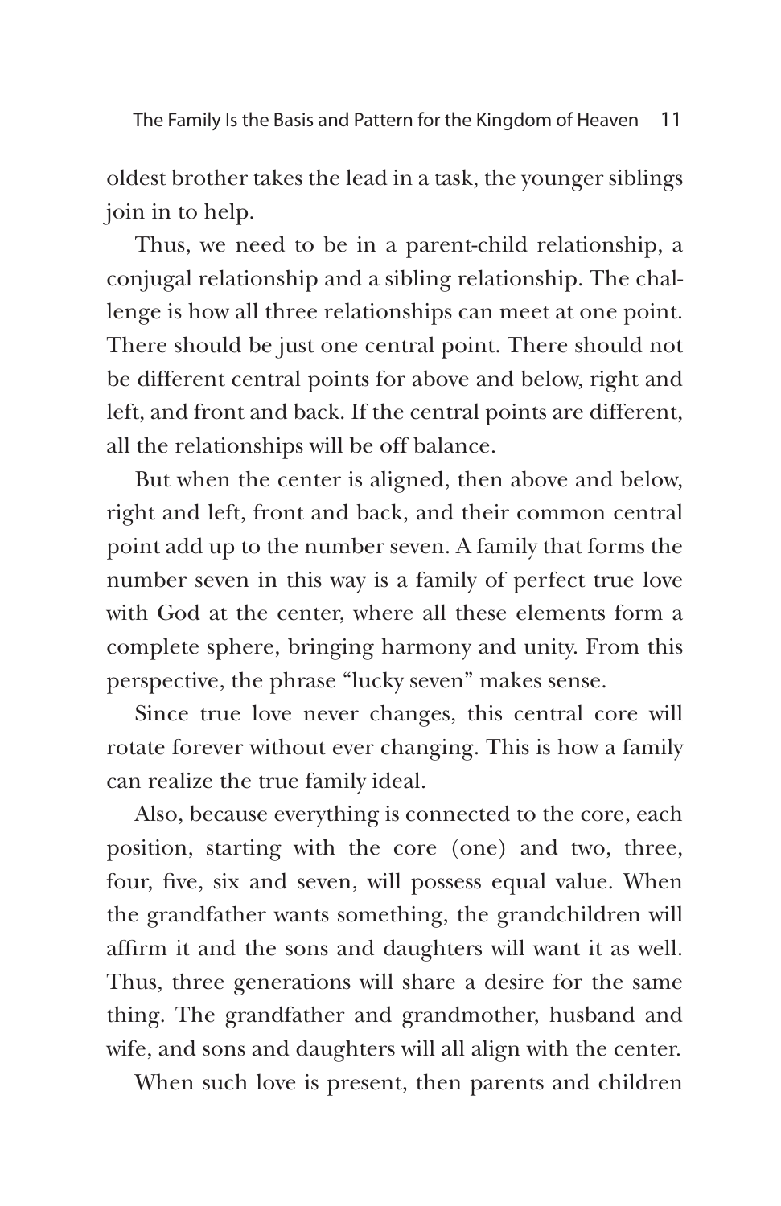oldest brother takes the lead in a task, the younger siblings join in to help.

Thus, we need to be in a parent-child relationship, a conjugal relationship and a sibling relationship. The challenge is how all three relationships can meet at one point. There should be just one central point. There should not be different central points for above and below, right and left, and front and back. If the central points are different, all the relationships will be off balance.

But when the center is aligned, then above and below, right and left, front and back, and their common central point add up to the number seven. A family that forms the number seven in this way is a family of perfect true love with God at the center, where all these elements form a complete sphere, bringing harmony and unity. From this perspective, the phrase "lucky seven" makes sense.

Since true love never changes, this central core will rotate forever without ever changing. This is how a family can realize the true family ideal.

Also, because everything is connected to the core, each position, starting with the core (one) and two, three, four, five, six and seven, will possess equal value. When the grandfather wants something, the grandchildren will affirm it and the sons and daughters will want it as well. Thus, three generations will share a desire for the same thing. The grandfather and grandmother, husband and wife, and sons and daughters will all align with the center.

When such love is present, then parents and children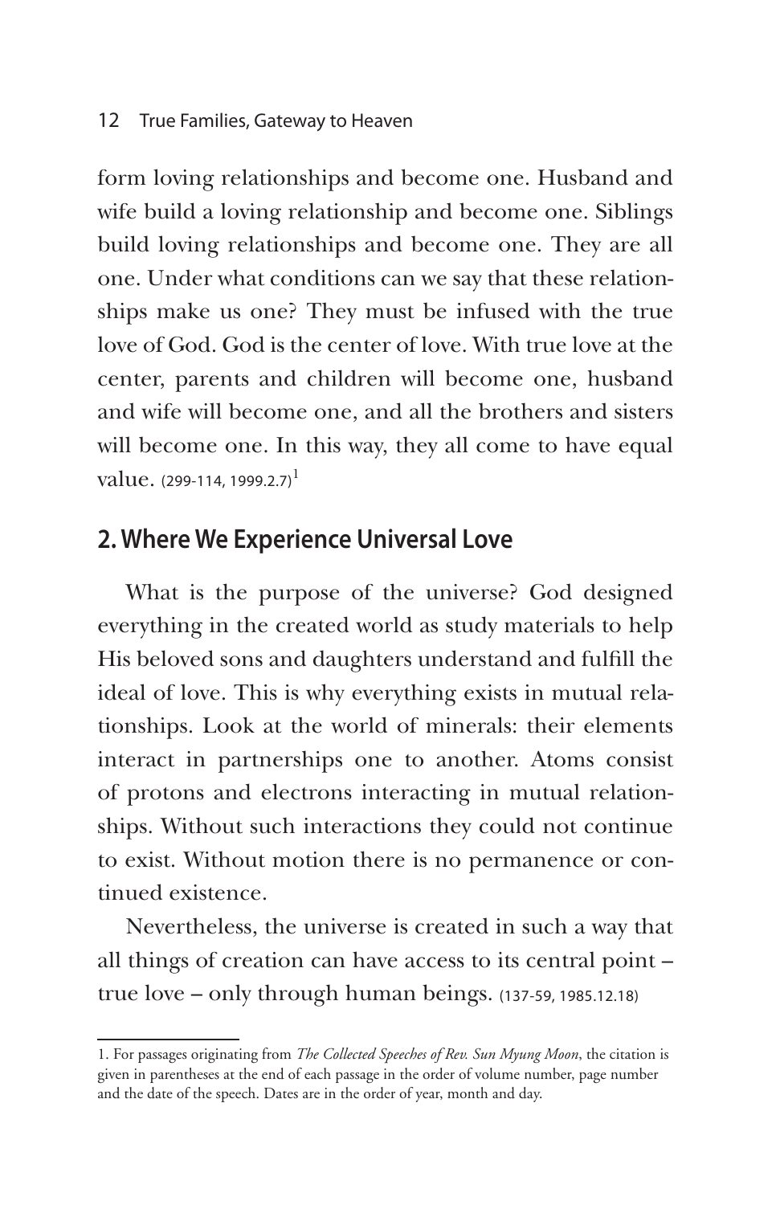form loving relationships and become one. Husband and wife build a loving relationship and become one. Siblings build loving relationships and become one. They are all one. Under what conditions can we say that these relationships make us one? They must be infused with the true love of God. God is the center of love. With true love at the center, parents and children will become one, husband and wife will become one, and all the brothers and sisters will become one. In this way, they all come to have equal value. (299-114, 1999.2.7)[1]

## 2. Where We Experience Universal Love

What is the purpose of the universe? God designed everything in the created world as study materials to help His beloved sons and daughters understand and fulfill the ideal of love. This is why everything exists in mutual relationships. Look at the world of minerals: their elements interact in partnerships one to another. Atoms consist of protons and electrons interacting in mutual relationships. Without such interactions they could not continue to exist. Without motion there is no permanence or continued existence.

Nevertheless, the universe is created in such a way that all things of creation can have access to its central point – true love – only through human beings. (137-59, 1985.12.18)

1. For passages originating from *The Collected Speeches of Rev. Sun Myung Moon*, the citation is given in parentheses at the end of each passage in the order of volume number, page number and the date of the speech. Dates are in the order of year, month and day.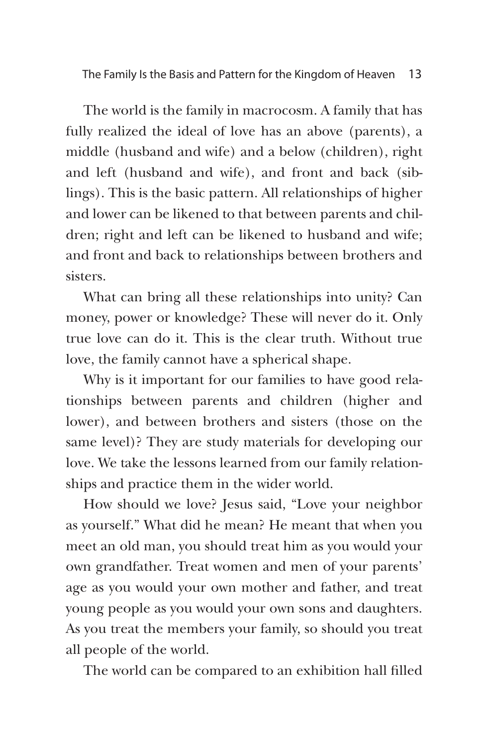The world is the family in macrocosm. A family that has fully realized the ideal of love has an above (parents), a middle (husband and wife) and a below (children), right and left (husband and wife), and front and back (siblings). This is the basic pattern. All relationships of higher and lower can be likened to that between parents and children; right and left can be likened to husband and wife; and front and back to relationships between brothers and sisters.

What can bring all these relationships into unity? Can money, power or knowledge? These will never do it. Only true love can do it. This is the clear truth. Without true love, the family cannot have a spherical shape.

Why is it important for our families to have good relationships between parents and children (higher and lower), and between brothers and sisters (those on the same level)? They are study materials for developing our love. We take the lessons learned from our family relationships and practice them in the wider world.

How should we love? Jesus said, "Love your neighbor as yourself." What did he mean? He meant that when you meet an old man, you should treat him as you would your own grandfather. Treat women and men of your parents' age as you would your own mother and father, and treat young people as you would your own sons and daughters. As you treat the members your family, so should you treat all people of the world.

The world can be compared to an exhibition hall filled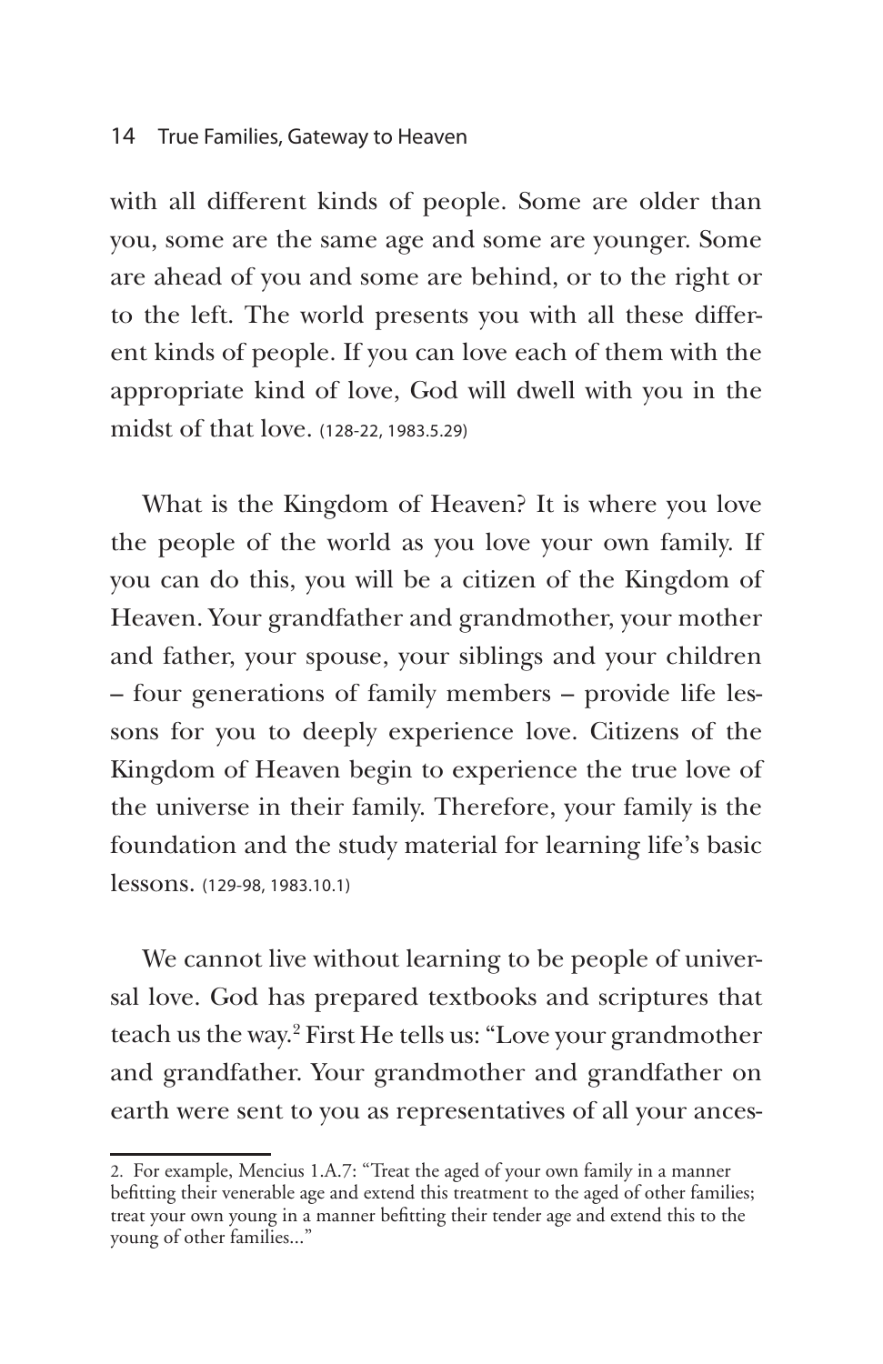with all different kinds of people. Some are older than you, some are the same age and some are younger. Some are ahead of you and some are behind, or to the right or to the left. The world presents you with all these different kinds of people. If you can love each of them with the appropriate kind of love, God will dwell with you in the midst of that love. (128-22, 1983.5.29)

What is the Kingdom of Heaven? It is where you love the people of the world as you love your own family. If you can do this, you will be a citizen of the Kingdom of Heaven. Your grandfather and grandmother, your mother and father, your spouse, your siblings and your children – four generations of family members – provide life lessons for you to deeply experience love. Citizens of the Kingdom of Heaven begin to experience the true love of the universe in their family. Therefore, your family is the foundation and the study material for learning life's basic lessons. (129-98, 1983.10.1)

We cannot live without learning to be people of universal love. God has prepared textbooks and scriptures that teach us the way.[2] First He tells us: "Love your grandmother and grandfather. Your grandmother and grandfather on earth were sent to you as representatives of all your ances-

2. For example, Mencius 1.A.7: "Treat the aged of your own family in a manner befitting their venerable age and extend this treatment to the aged of other families; treat your own young in a manner befitting their tender age and extend this to the young of other families..."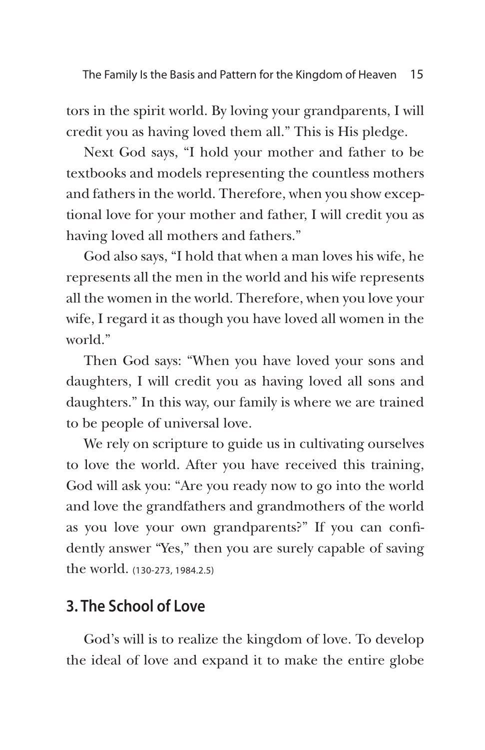tors in the spirit world. By loving your grandparents, I will credit you as having loved them all." This is His pledge.

Next God says, "I hold your mother and father to be textbooks and models representing the countless mothers and fathers in the world. Therefore, when you show exceptional love for your mother and father, I will credit you as having loved all mothers and fathers."

God also says, "I hold that when a man loves his wife, he represents all the men in the world and his wife represents all the women in the world. Therefore, when you love your wife, I regard it as though you have loved all women in the world."

Then God says: "When you have loved your sons and daughters, I will credit you as having loved all sons and daughters." In this way, our family is where we are trained to be people of universal love.

We rely on scripture to guide us in cultivating ourselves to love the world. After you have received this training, God will ask you: "Are you ready now to go into the world and love the grandfathers and grandmothers of the world as you love your own grandparents?" If you can confidently answer "Yes," then you are surely capable of saving the world. (130-273, 1984.2.5)

## 3. The School of Love

God's will is to realize the kingdom of love. To develop the ideal of love and expand it to make the entire globe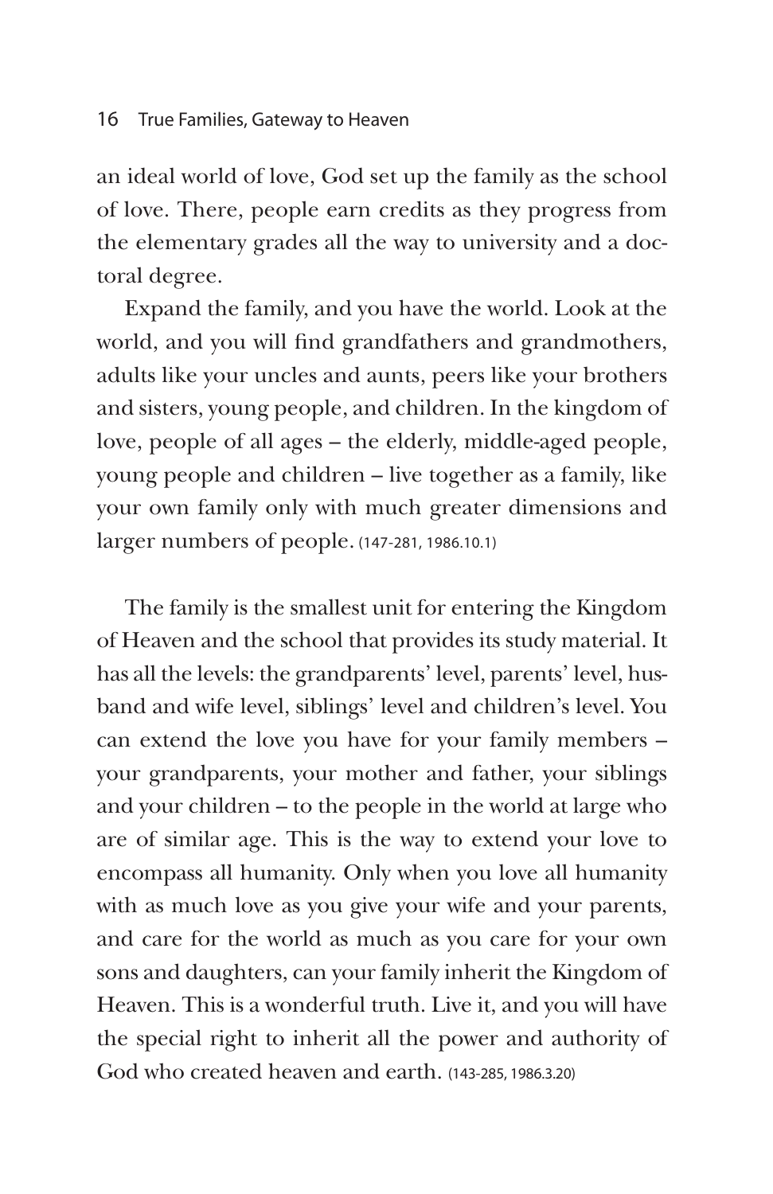an ideal world of love, God set up the family as the school of love. There, people earn credits as they progress from the elementary grades all the way to university and a doctoral degree.

Expand the family, and you have the world. Look at the world, and you will find grandfathers and grandmothers, adults like your uncles and aunts, peers like your brothers and sisters, young people, and children. In the kingdom of love, people of all ages – the elderly, middle-aged people, young people and children – live together as a family, like your own family only with much greater dimensions and larger numbers of people. (147-281, 1986.10.1)

The family is the smallest unit for entering the Kingdom of Heaven and the school that provides its study material. It has all the levels: the grandparents' level, parents' level, husband and wife level, siblings' level and children's level. You can extend the love you have for your family members – your grandparents, your mother and father, your siblings and your children – to the people in the world at large who are of similar age. This is the way to extend your love to encompass all humanity. Only when you love all humanity with as much love as you give your wife and your parents, and care for the world as much as you care for your own sons and daughters, can your family inherit the Kingdom of Heaven. This is a wonderful truth. Live it, and you will have the special right to inherit all the power and authority of God who created heaven and earth. (143-285, 1986.3.20)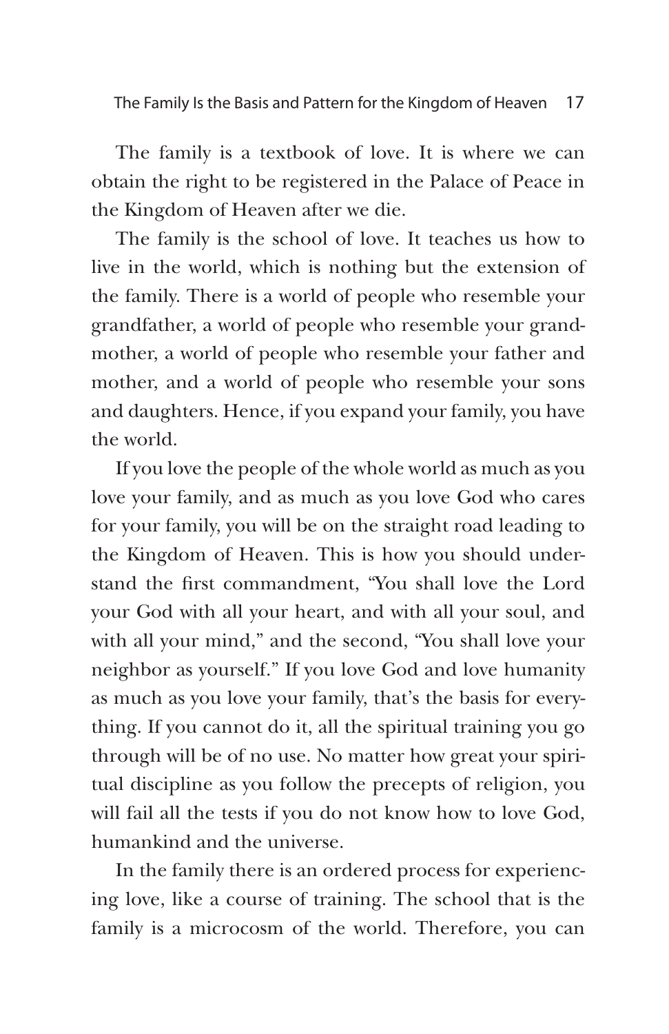The family is a textbook of love. It is where we can obtain the right to be registered in the Palace of Peace in the Kingdom of Heaven after we die.

The family is the school of love. It teaches us how to live in the world, which is nothing but the extension of the family. There is a world of people who resemble your grandfather, a world of people who resemble your grandmother, a world of people who resemble your father and mother, and a world of people who resemble your sons and daughters. Hence, if you expand your family, you have the world.

If you love the people of the whole world as much as you love your family, and as much as you love God who cares for your family, you will be on the straight road leading to the Kingdom of Heaven. This is how you should understand the first commandment, "You shall love the Lord your God with all your heart, and with all your soul, and with all your mind," and the second, "You shall love your neighbor as yourself." If you love God and love humanity as much as you love your family, that's the basis for everything. If you cannot do it, all the spiritual training you go through will be of no use. No matter how great your spiritual discipline as you follow the precepts of religion, you will fail all the tests if you do not know how to love God, humankind and the universe.

In the family there is an ordered process for experiencing love, like a course of training. The school that is the family is a microcosm of the world. Therefore, you can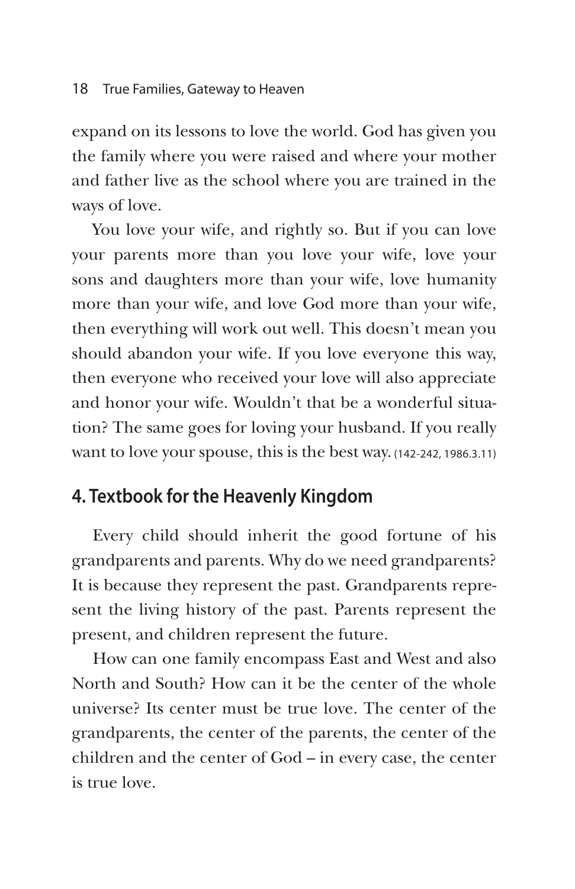expand on its lessons to love the world. God has given you the family where you were raised and where your mother and father live as the school where you are trained in the ways of love.

You love your wife, and rightly so. But if you can love your parents more than you love your wife, love your sons and daughters more than your wife, love humanity more than your wife, and love God more than your wife, then everything will work out well. This doesn't mean you should abandon your wife. If you love everyone this way, then everyone who received your love will also appreciate and honor your wife. Wouldn't that be a wonderful situation? The same goes for loving your husband. If you really want to love your spouse, this is the best way. (142-242, 1986.3.11)

## 4. Textbook for the Heavenly Kingdom

Every child should inherit the good fortune of his grandparents and parents. Why do we need grandparents? It is because they represent the past. Grandparents represent the living history of the past. Parents represent the present, and children represent the future.

How can one family encompass East and West and also North and South? How can it be the center of the whole universe? Its center must be true love. The center of the grandparents, the center of the parents, the center of the children and the center of God – in every case, the center is true love.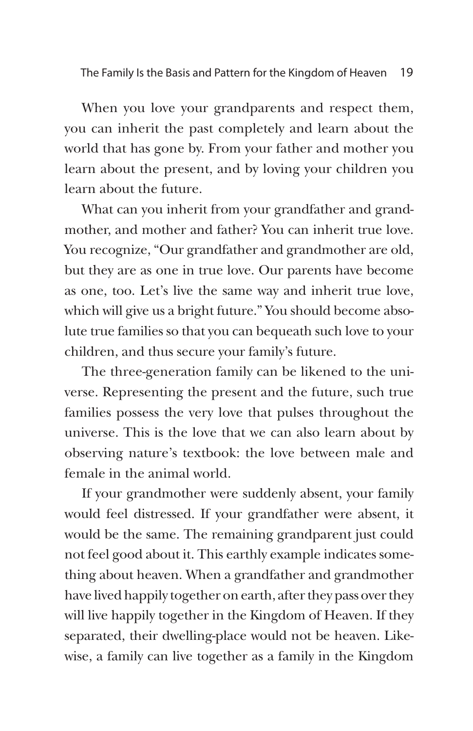When you love your grandparents and respect them, you can inherit the past completely and learn about the world that has gone by. From your father and mother you learn about the present, and by loving your children you learn about the future.

What can you inherit from your grandfather and grandmother, and mother and father? You can inherit true love. You recognize, "Our grandfather and grandmother are old, but they are as one in true love. Our parents have become as one, too. Let's live the same way and inherit true love, which will give us a bright future." You should become absolute true families so that you can bequeath such love to your children, and thus secure your family's future.

The three-generation family can be likened to the universe. Representing the present and the future, such true families possess the very love that pulses throughout the universe. This is the love that we can also learn about by observing nature's textbook: the love between male and female in the animal world.

If your grandmother were suddenly absent, your family would feel distressed. If your grandfather were absent, it would be the same. The remaining grandparent just could not feel good about it. This earthly example indicates something about heaven. When a grandfather and grandmother have lived happily together on earth, after they pass over they will live happily together in the Kingdom of Heaven. If they separated, their dwelling-place would not be heaven. Likewise, a family can live together as a family in the Kingdom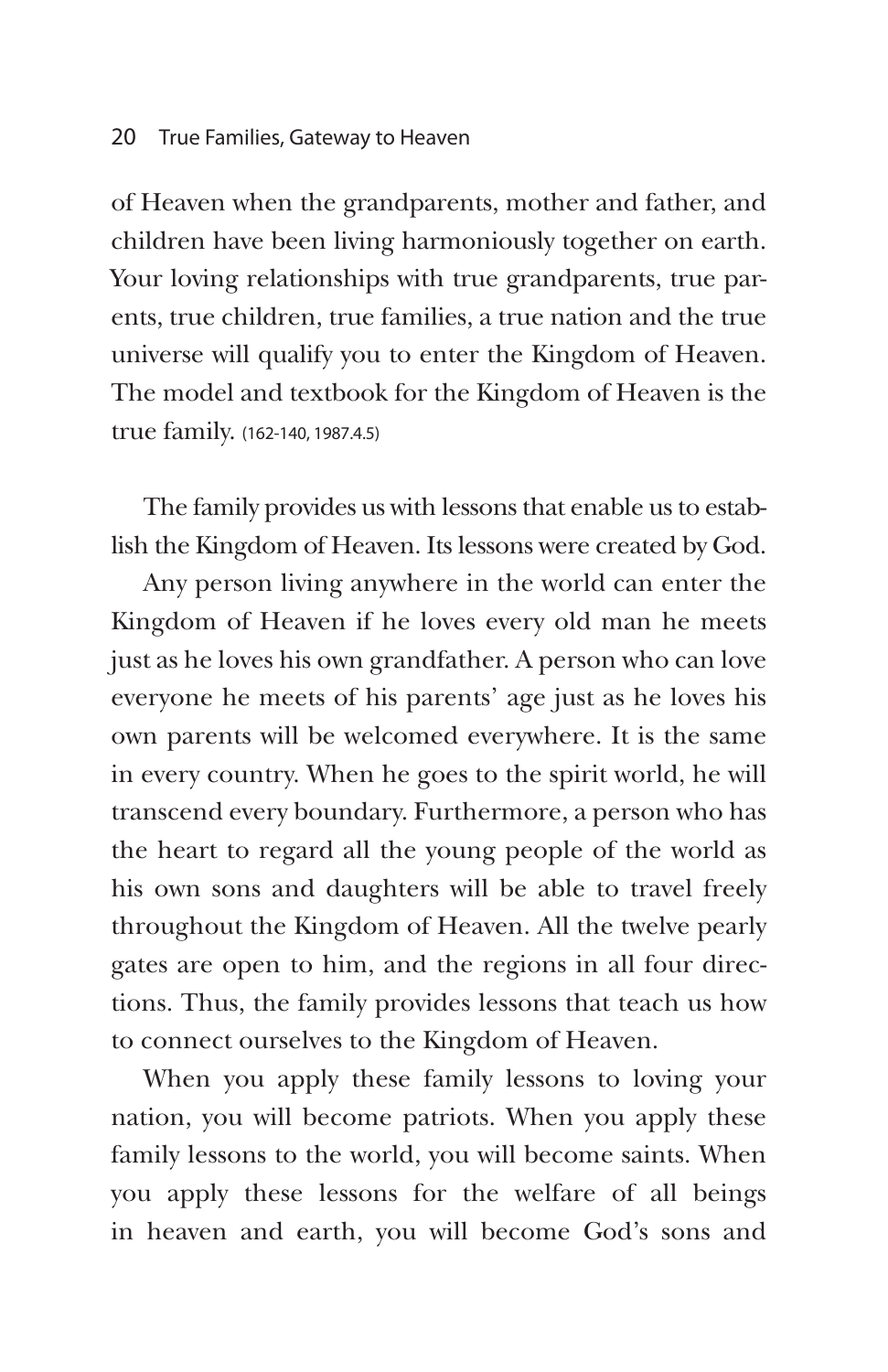of Heaven when the grandparents, mother and father, and children have been living harmoniously together on earth. Your loving relationships with true grandparents, true parents, true children, true families, a true nation and the true universe will qualify you to enter the Kingdom of Heaven. The model and textbook for the Kingdom of Heaven is the true family. (162-140, 1987.4.5)

The family provides us with lessons that enable us to establish the Kingdom of Heaven. Its lessons were created by God.

Any person living anywhere in the world can enter the Kingdom of Heaven if he loves every old man he meets just as he loves his own grandfather. A person who can love everyone he meets of his parents' age just as he loves his own parents will be welcomed everywhere. It is the same in every country. When he goes to the spirit world, he will transcend every boundary. Furthermore, a person who has the heart to regard all the young people of the world as his own sons and daughters will be able to travel freely throughout the Kingdom of Heaven. All the twelve pearly gates are open to him, and the regions in all four directions. Thus, the family provides lessons that teach us how to connect ourselves to the Kingdom of Heaven.

When you apply these family lessons to loving your nation, you will become patriots. When you apply these family lessons to the world, you will become saints. When you apply these lessons for the welfare of all beings in heaven and earth, you will become God's sons and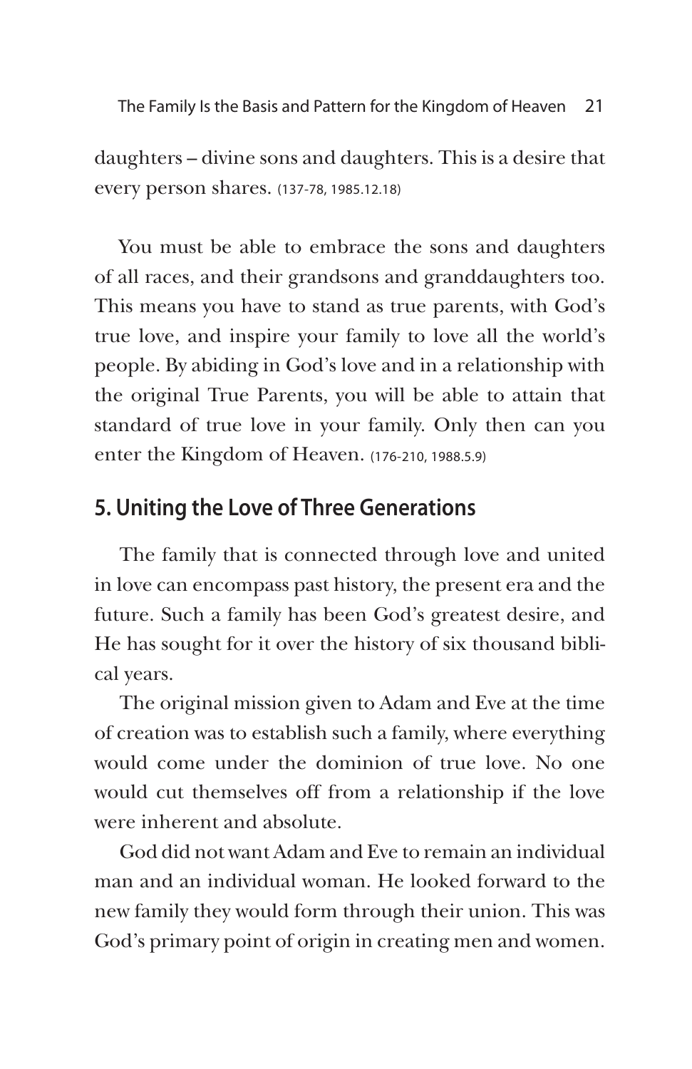daughters – divine sons and daughters. This is a desire that every person shares. (137-78, 1985.12.18)

You must be able to embrace the sons and daughters of all races, and their grandsons and granddaughters too. This means you have to stand as true parents, with God's true love, and inspire your family to love all the world's people. By abiding in God's love and in a relationship with the original True Parents, you will be able to attain that standard of true love in your family. Only then can you enter the Kingdom of Heaven. (176-210, 1988.5.9)

## 5. Uniting the Love of Three Generations

The family that is connected through love and united in love can encompass past history, the present era and the future. Such a family has been God's greatest desire, and He has sought for it over the history of six thousand biblical years.

The original mission given to Adam and Eve at the time of creation was to establish such a family, where everything would come under the dominion of true love. No one would cut themselves off from a relationship if the love were inherent and absolute.

God did not want Adam and Eve to remain an individual man and an individual woman. He looked forward to the new family they would form through their union. This was God's primary point of origin in creating men and women.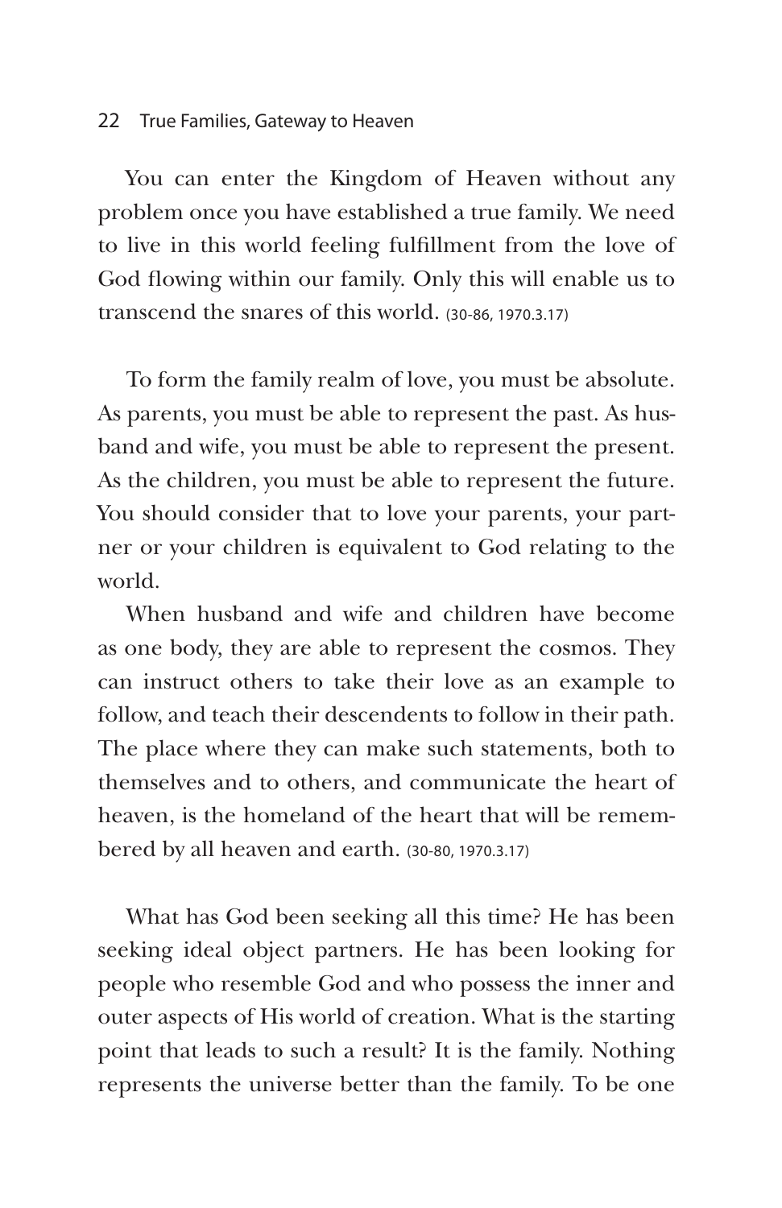You can enter the Kingdom of Heaven without any problem once you have established a true family. We need to live in this world feeling fulfillment from the love of God flowing within our family. Only this will enable us to transcend the snares of this world. (30-86, 1970.3.17)

To form the family realm of love, you must be absolute. As parents, you must be able to represent the past. As husband and wife, you must be able to represent the present. As the children, you must be able to represent the future. You should consider that to love your parents, your partner or your children is equivalent to God relating to the world.

When husband and wife and children have become as one body, they are able to represent the cosmos. They can instruct others to take their love as an example to follow, and teach their descendents to follow in their path. The place where they can make such statements, both to themselves and to others, and communicate the heart of heaven, is the homeland of the heart that will be remembered by all heaven and earth. (30-80, 1970.3.17)

What has God been seeking all this time? He has been seeking ideal object partners. He has been looking for people who resemble God and who possess the inner and outer aspects of His world of creation. What is the starting point that leads to such a result? It is the family. Nothing represents the universe better than the family. To be one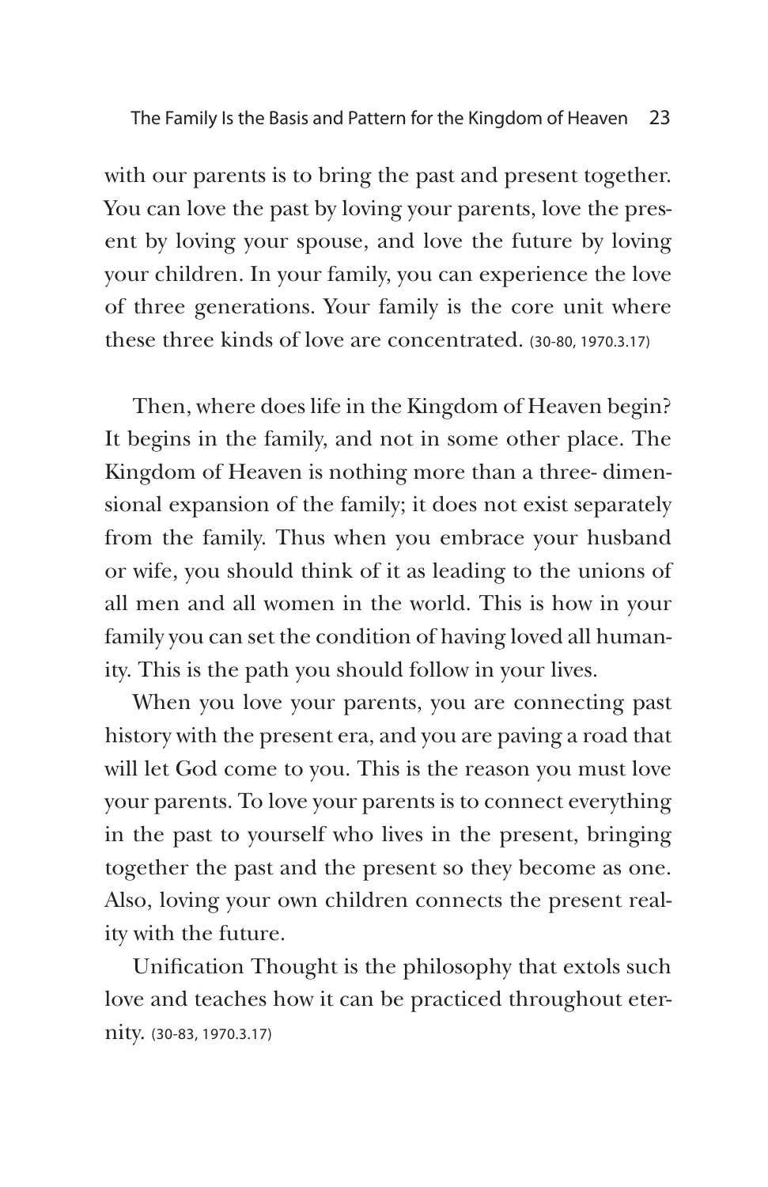with our parents is to bring the past and present together. You can love the past by loving your parents, love the present by loving your spouse, and love the future by loving your children. In your family, you can experience the love of three generations. Your family is the core unit where these three kinds of love are concentrated. (30-80, 1970.3.17)

Then, where does life in the Kingdom of Heaven begin? It begins in the family, and not in some other place. The Kingdom of Heaven is nothing more than a three- dimensional expansion of the family; it does not exist separately from the family. Thus when you embrace your husband or wife, you should think of it as leading to the unions of all men and all women in the world. This is how in your family you can set the condition of having loved all humanity. This is the path you should follow in your lives.

When you love your parents, you are connecting past history with the present era, and you are paving a road that will let God come to you. This is the reason you must love your parents. To love your parents is to connect everything in the past to yourself who lives in the present, bringing together the past and the present so they become as one. Also, loving your own children connects the present reality with the future.

Unification Thought is the philosophy that extols such love and teaches how it can be practiced throughout eternity. (30-83, 1970.3.17)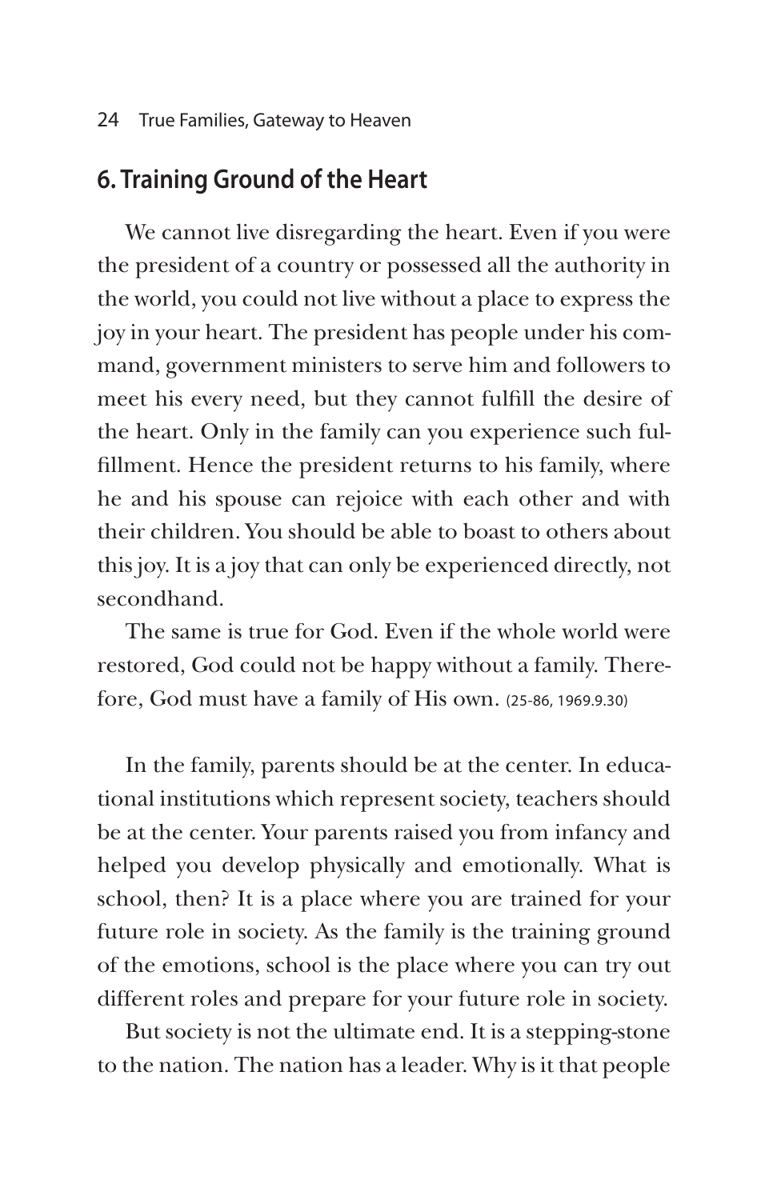## 6. Training Ground of the Heart

We cannot live disregarding the heart. Even if you were the president of a country or possessed all the authority in the world, you could not live without a place to express the joy in your heart. The president has people under his command, government ministers to serve him and followers to meet his every need, but they cannot fulfill the desire of the heart. Only in the family can you experience such fulfillment. Hence the president returns to his family, where he and his spouse can rejoice with each other and with their children. You should be able to boast to others about this joy. It is a joy that can only be experienced directly, not secondhand.

The same is true for God. Even if the whole world were restored, God could not be happy without a family. Therefore, God must have a family of His own. (25-86, 1969.9.30)

In the family, parents should be at the center. In educational institutions which represent society, teachers should be at the center. Your parents raised you from infancy and helped you develop physically and emotionally. What is school, then? It is a place where you are trained for your future role in society. As the family is the training ground of the emotions, school is the place where you can try out different roles and prepare for your future role in society.

But society is not the ultimate end. It is a stepping-stone to the nation. The nation has a leader. Why is it that people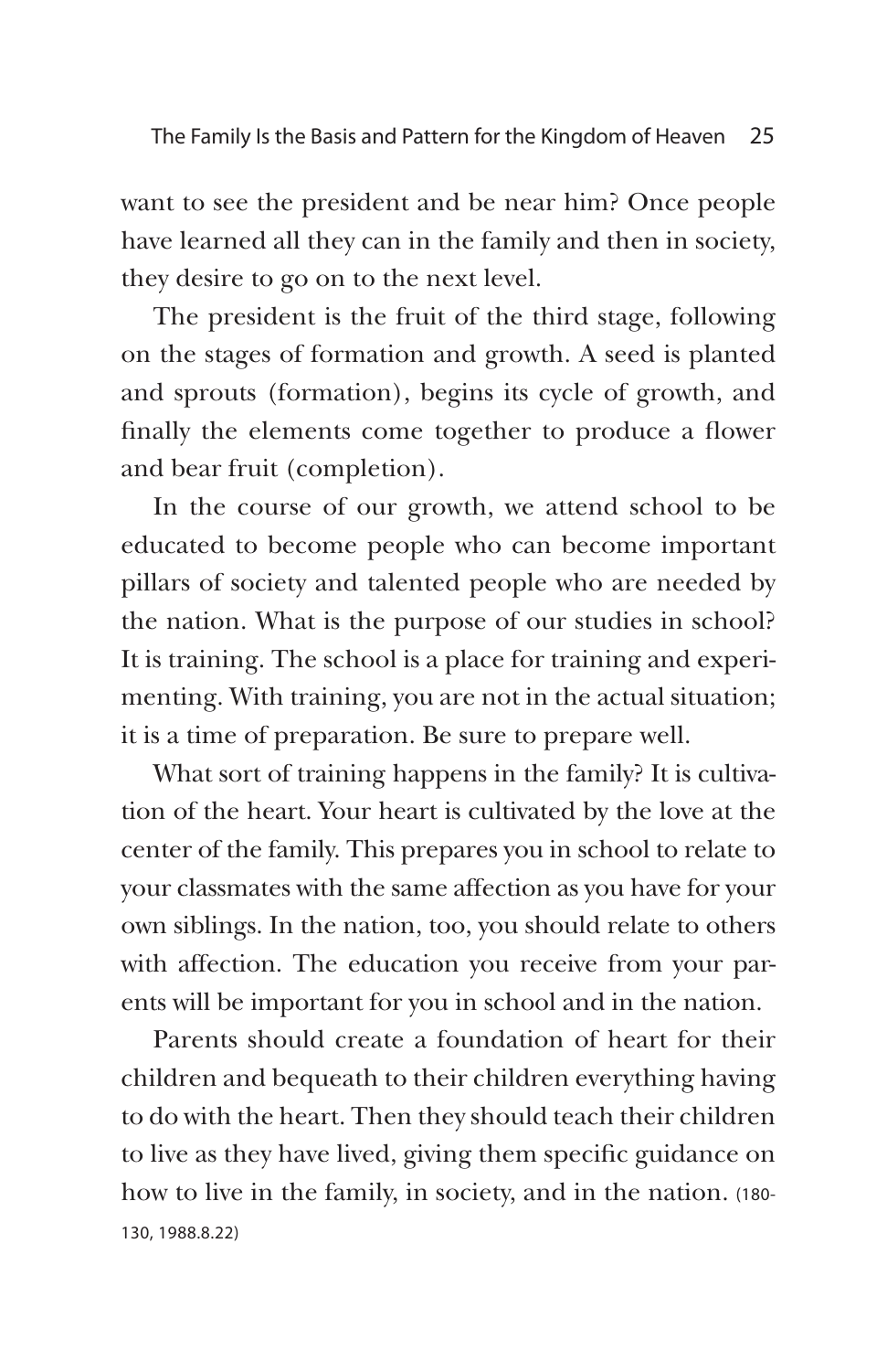want to see the president and be near him? Once people have learned all they can in the family and then in society, they desire to go on to the next level.

The president is the fruit of the third stage, following on the stages of formation and growth. A seed is planted and sprouts (formation), begins its cycle of growth, and finally the elements come together to produce a flower and bear fruit (completion).

In the course of our growth, we attend school to be educated to become people who can become important pillars of society and talented people who are needed by the nation. What is the purpose of our studies in school? It is training. The school is a place for training and experimenting. With training, you are not in the actual situation; it is a time of preparation. Be sure to prepare well.

What sort of training happens in the family? It is cultivation of the heart. Your heart is cultivated by the love at the center of the family. This prepares you in school to relate to your classmates with the same affection as you have for your own siblings. In the nation, too, you should relate to others with affection. The education you receive from your parents will be important for you in school and in the nation.

Parents should create a foundation of heart for their children and bequeath to their children everything having to do with the heart. Then they should teach their children to live as they have lived, giving them specific guidance on how to live in the family, in society, and in the nation. (180-130, 1988.8.22)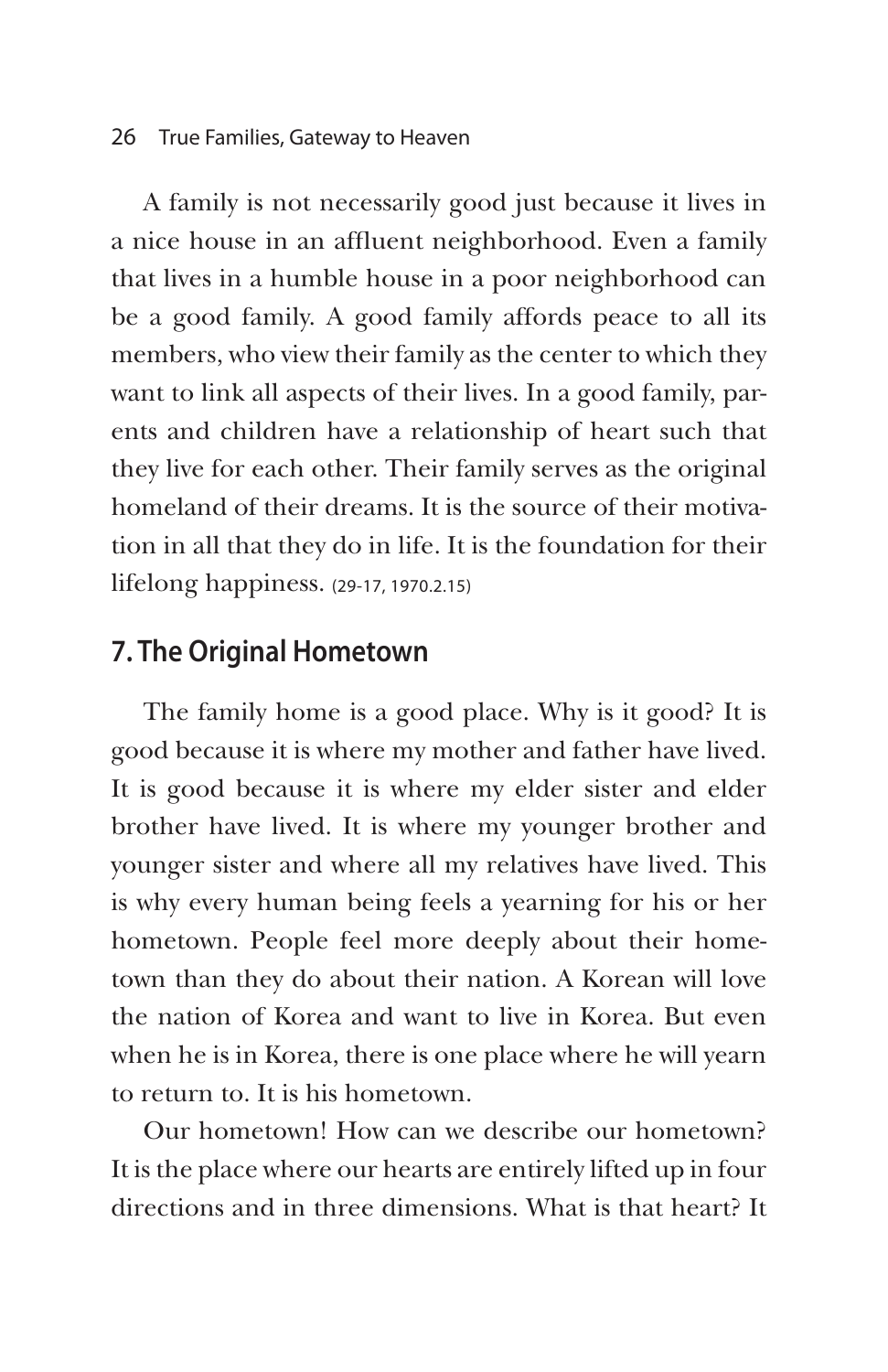A family is not necessarily good just because it lives in a nice house in an affluent neighborhood. Even a family that lives in a humble house in a poor neighborhood can be a good family. A good family affords peace to all its members, who view their family as the center to which they want to link all aspects of their lives. In a good family, parents and children have a relationship of heart such that they live for each other. Their family serves as the original homeland of their dreams. It is the source of their motivation in all that they do in life. It is the foundation for their lifelong happiness. (29-17, 1970.2.15)

## 7. The Original Hometown

The family home is a good place. Why is it good? It is good because it is where my mother and father have lived. It is good because it is where my elder sister and elder brother have lived. It is where my younger brother and younger sister and where all my relatives have lived. This is why every human being feels a yearning for his or her hometown. People feel more deeply about their hometown than they do about their nation. A Korean will love the nation of Korea and want to live in Korea. But even when he is in Korea, there is one place where he will yearn to return to. It is his hometown.

Our hometown! How can we describe our hometown? It is the place where our hearts are entirely lifted up in four directions and in three dimensions. What is that heart? It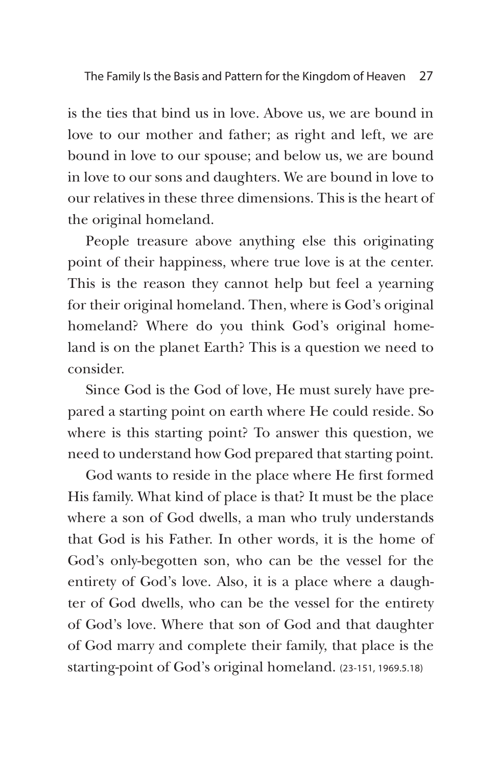is the ties that bind us in love. Above us, we are bound in love to our mother and father; as right and left, we are bound in love to our spouse; and below us, we are bound in love to our sons and daughters. We are bound in love to our relatives in these three dimensions. This is the heart of the original homeland.

People treasure above anything else this originating point of their happiness, where true love is at the center. This is the reason they cannot help but feel a yearning for their original homeland. Then, where is God's original homeland? Where do you think God's original homeland is on the planet Earth? This is a question we need to consider.

Since God is the God of love, He must surely have prepared a starting point on earth where He could reside. So where is this starting point? To answer this question, we need to understand how God prepared that starting point.

God wants to reside in the place where He first formed His family. What kind of place is that? It must be the place where a son of God dwells, a man who truly understands that God is his Father. In other words, it is the home of God's only-begotten son, who can be the vessel for the entirety of God's love. Also, it is a place where a daughter of God dwells, who can be the vessel for the entirety of God's love. Where that son of God and that daughter of God marry and complete their family, that place is the starting-point of God's original homeland. (23-151, 1969.5.18)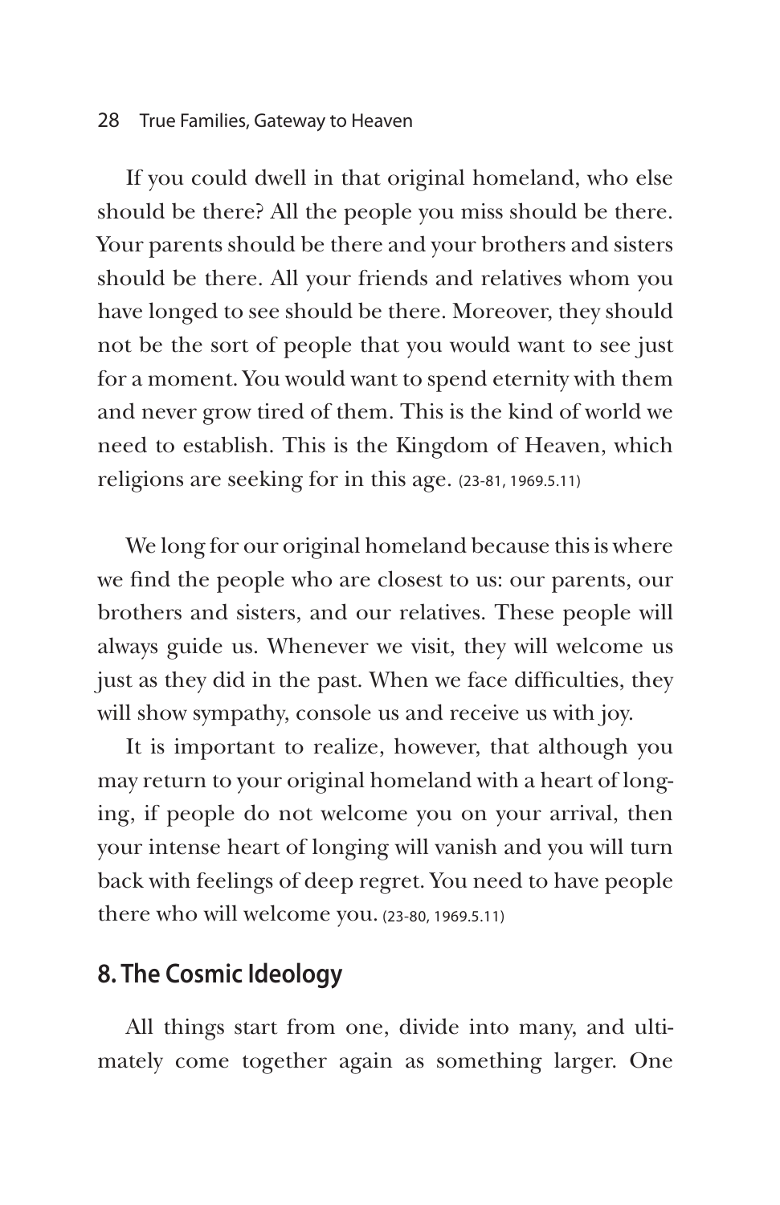If you could dwell in that original homeland, who else should be there? All the people you miss should be there. Your parents should be there and your brothers and sisters should be there. All your friends and relatives whom you have longed to see should be there. Moreover, they should not be the sort of people that you would want to see just for a moment. You would want to spend eternity with them and never grow tired of them. This is the kind of world we need to establish. This is the Kingdom of Heaven, which religions are seeking for in this age. (23-81, 1969.5.11)

We long for our original homeland because this is where we find the people who are closest to us: our parents, our brothers and sisters, and our relatives. These people will always guide us. Whenever we visit, they will welcome us just as they did in the past. When we face difficulties, they will show sympathy, console us and receive us with joy.

It is important to realize, however, that although you may return to your original homeland with a heart of longing, if people do not welcome you on your arrival, then your intense heart of longing will vanish and you will turn back with feelings of deep regret. You need to have people there who will welcome you. (23-80, 1969.5.11)

## 8. The Cosmic Ideology

All things start from one, divide into many, and ultimately come together again as something larger. One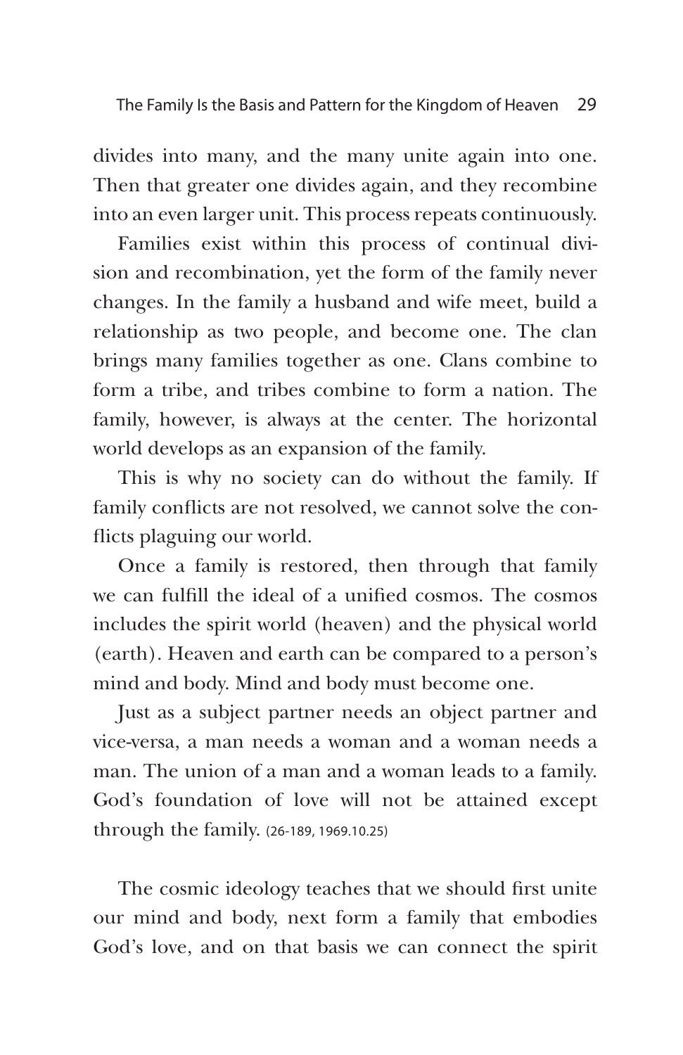divides into many, and the many unite again into one. Then that greater one divides again, and they recombine into an even larger unit. This process repeats continuously.

Families exist within this process of continual division and recombination, yet the form of the family never changes. In the family a husband and wife meet, build a relationship as two people, and become one. The clan brings many families together as one. Clans combine to form a tribe, and tribes combine to form a nation. The family, however, is always at the center. The horizontal world develops as an expansion of the family.

This is why no society can do without the family. If family conflicts are not resolved, we cannot solve the conflicts plaguing our world.

Once a family is restored, then through that family we can fulfill the ideal of a unified cosmos. The cosmos includes the spirit world (heaven) and the physical world (earth). Heaven and earth can be compared to a person's mind and body. Mind and body must become one.

Just as a subject partner needs an object partner and vice-versa, a man needs a woman and a woman needs a man. The union of a man and a woman leads to a family. God's foundation of love will not be attained except through the family. (26-189, 1969.10.25)

The cosmic ideology teaches that we should first unite our mind and body, next form a family that embodies God's love, and on that basis we can connect the spirit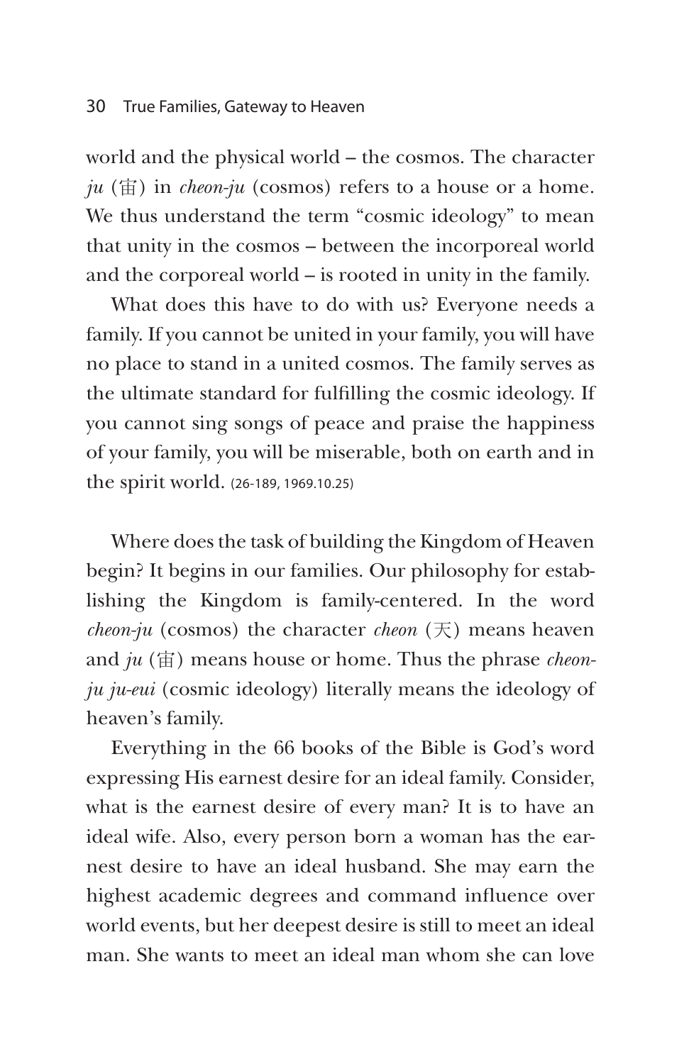world and the physical world – the cosmos. The character *ju* (宙) in *cheon-ju* (cosmos) refers to a house or a home. We thus understand the term "cosmic ideology" to mean that unity in the cosmos – between the incorporeal world and the corporeal world – is rooted in unity in the family.

What does this have to do with us? Everyone needs a family. If you cannot be united in your family, you will have no place to stand in a united cosmos. The family serves as the ultimate standard for fulfilling the cosmic ideology. If you cannot sing songs of peace and praise the happiness of your family, you will be miserable, both on earth and in the spirit world. (26-189, 1969.10.25)

Where does the task of building the Kingdom of Heaven begin? It begins in our families. Our philosophy for establishing the Kingdom is family-centered. In the word *cheon-ju* (cosmos) the character *cheon* (天) means heaven and *ju* (宙) means house or home. Thus the phrase *cheon-ju ju-eui* (cosmic ideology) literally means the ideology of heaven's family.

Everything in the 66 books of the Bible is God's word expressing His earnest desire for an ideal family. Consider, what is the earnest desire of every man? It is to have an ideal wife. Also, every person born a woman has the earnest desire to have an ideal husband. She may earn the highest academic degrees and command influence over world events, but her deepest desire is still to meet an ideal man. She wants to meet an ideal man whom she can love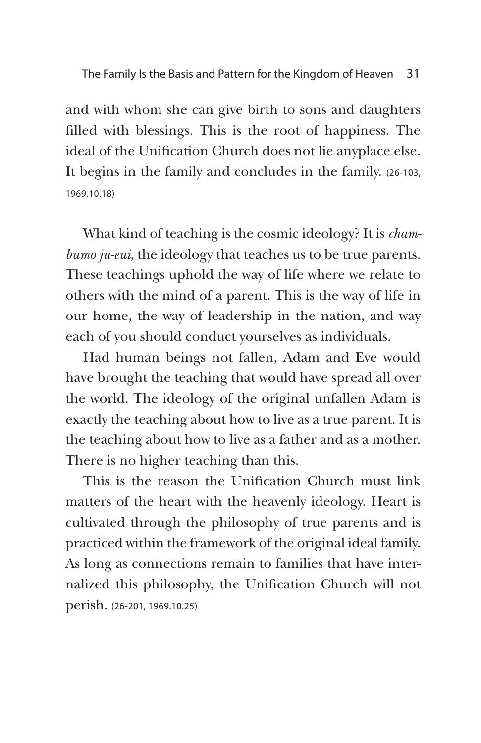and with whom she can give birth to sons and daughters filled with blessings. This is the root of happiness. The ideal of the Unification Church does not lie anyplace else. It begins in the family and concludes in the family. (26-103, 1969.10.18)

What kind of teaching is the cosmic ideology? It is *chambumo ju-eui*, the ideology that teaches us to be true parents. These teachings uphold the way of life where we relate to others with the mind of a parent. This is the way of life in our home, the way of leadership in the nation, and way each of you should conduct yourselves as individuals.

Had human beings not fallen, Adam and Eve would have brought the teaching that would have spread all over the world. The ideology of the original unfallen Adam is exactly the teaching about how to live as a true parent. It is the teaching about how to live as a father and as a mother. There is no higher teaching than this.

This is the reason the Unification Church must link matters of the heart with the heavenly ideology. Heart is cultivated through the philosophy of true parents and is practiced within the framework of the original ideal family. As long as connections remain to families that have internalized this philosophy, the Unification Church will not perish. (26-201, 1969.10.25)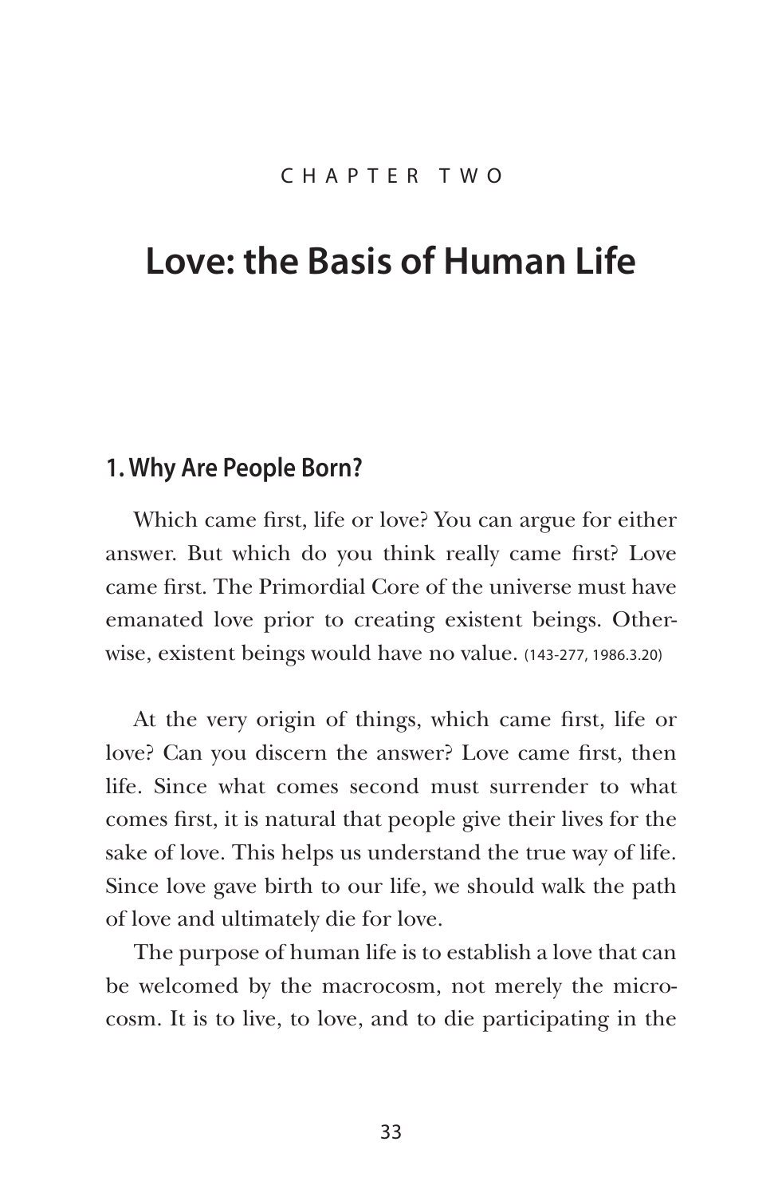CHAPTER TWO

# Love: the Basis of Human Life

## 1. Why Are People Born?

Which came first, life or love? You can argue for either answer. But which do you think really came first? Love came first. The Primordial Core of the universe must have emanated love prior to creating existent beings. Otherwise, existent beings would have no value. (143-277, 1986.3.20)

At the very origin of things, which came first, life or love? Can you discern the answer? Love came first, then life. Since what comes second must surrender to what comes first, it is natural that people give their lives for the sake of love. This helps us understand the true way of life. Since love gave birth to our life, we should walk the path of love and ultimately die for love.

The purpose of human life is to establish a love that can be welcomed by the macrocosm, not merely the microcosm. It is to live, to love, and to die participating in the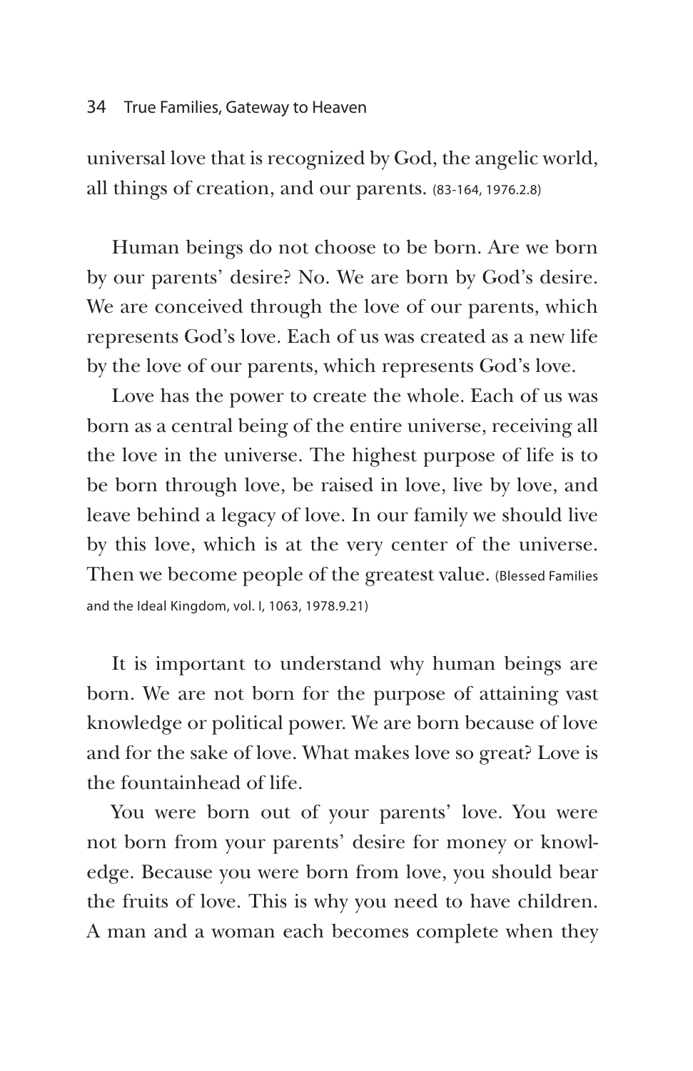universal love that is recognized by God, the angelic world, all things of creation, and our parents. (83-164, 1976.2.8)

Human beings do not choose to be born. Are we born by our parents' desire? No. We are born by God's desire. We are conceived through the love of our parents, which represents God's love. Each of us was created as a new life by the love of our parents, which represents God's love.

Love has the power to create the whole. Each of us was born as a central being of the entire universe, receiving all the love in the universe. The highest purpose of life is to be born through love, be raised in love, live by love, and leave behind a legacy of love. In our family we should live by this love, which is at the very center of the universe. Then we become people of the greatest value. (Blessed Families and the Ideal Kingdom, vol. I, 1063, 1978.9.21)

It is important to understand why human beings are born. We are not born for the purpose of attaining vast knowledge or political power. We are born because of love and for the sake of love. What makes love so great? Love is the fountainhead of life.

You were born out of your parents' love. You were not born from your parents' desire for money or knowledge. Because you were born from love, you should bear the fruits of love. This is why you need to have children. A man and a woman each becomes complete when they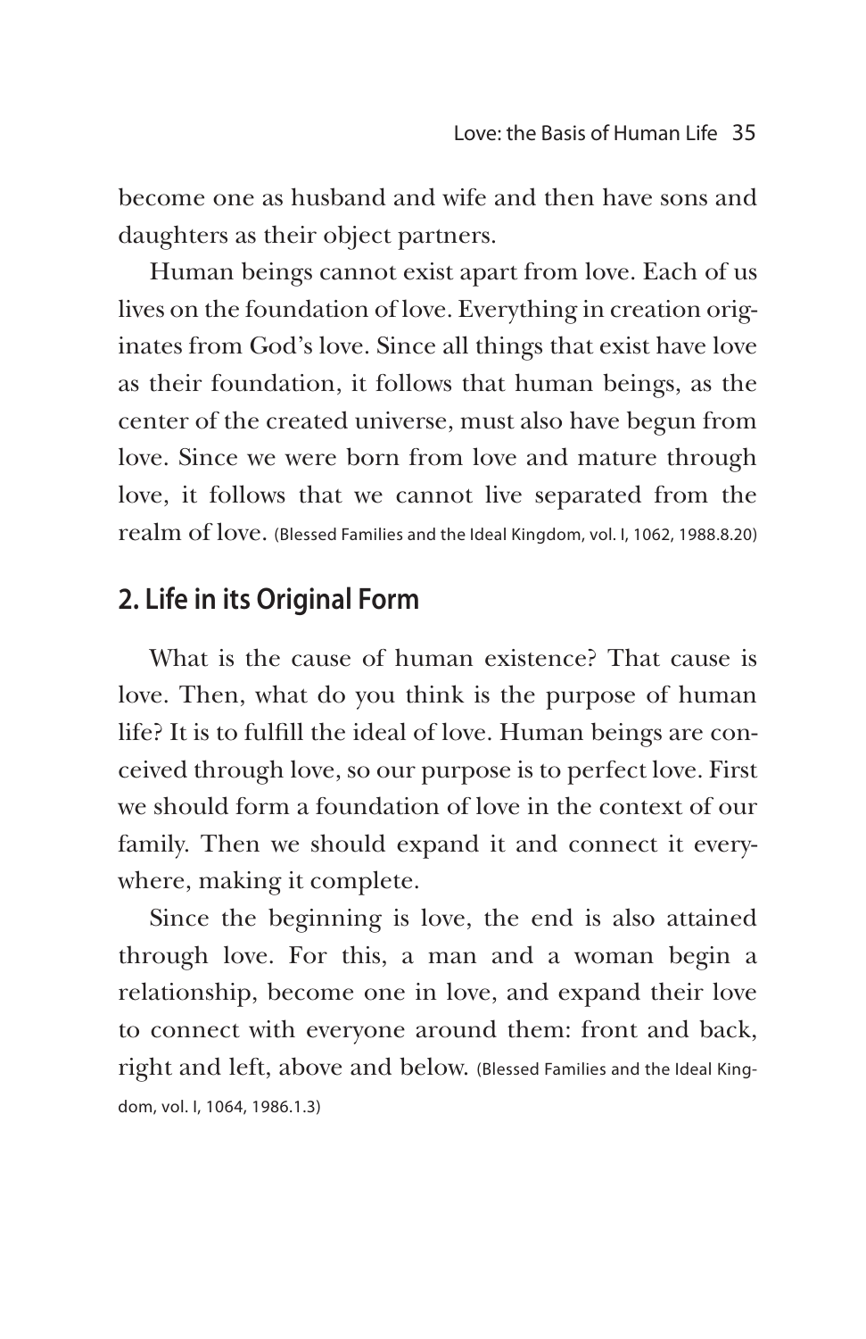become one as husband and wife and then have sons and daughters as their object partners.

Human beings cannot exist apart from love. Each of us lives on the foundation of love. Everything in creation originates from God's love. Since all things that exist have love as their foundation, it follows that human beings, as the center of the created universe, must also have begun from love. Since we were born from love and mature through love, it follows that we cannot live separated from the realm of love. (Blessed Families and the Ideal Kingdom, vol. I, 1062, 1988.8.20)

## 2. Life in its Original Form

What is the cause of human existence? That cause is love. Then, what do you think is the purpose of human life? It is to fulfill the ideal of love. Human beings are conceived through love, so our purpose is to perfect love. First we should form a foundation of love in the context of our family. Then we should expand it and connect it everywhere, making it complete.

Since the beginning is love, the end is also attained through love. For this, a man and a woman begin a relationship, become one in love, and expand their love to connect with everyone around them: front and back, right and left, above and below. (Blessed Families and the Ideal Kingdom, vol. I, 1064, 1986.1.3)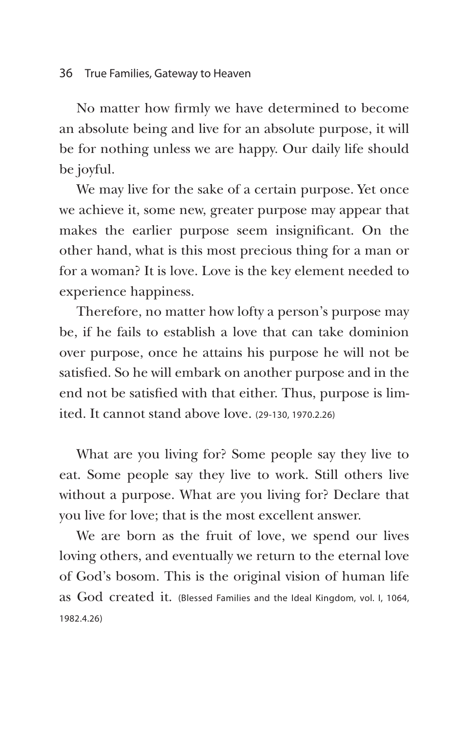No matter how firmly we have determined to become an absolute being and live for an absolute purpose, it will be for nothing unless we are happy. Our daily life should be joyful.

We may live for the sake of a certain purpose. Yet once we achieve it, some new, greater purpose may appear that makes the earlier purpose seem insignificant. On the other hand, what is this most precious thing for a man or for a woman? It is love. Love is the key element needed to experience happiness.

Therefore, no matter how lofty a person's purpose may be, if he fails to establish a love that can take dominion over purpose, once he attains his purpose he will not be satisfied. So he will embark on another purpose and in the end not be satisfied with that either. Thus, purpose is limited. It cannot stand above love. (29-130, 1970.2.26)

What are you living for? Some people say they live to eat. Some people say they live to work. Still others live without a purpose. What are you living for? Declare that you live for love; that is the most excellent answer.

We are born as the fruit of love, we spend our lives loving others, and eventually we return to the eternal love of God's bosom. This is the original vision of human life as God created it. (Blessed Families and the Ideal Kingdom, vol. I, 1064, 1982.4.26)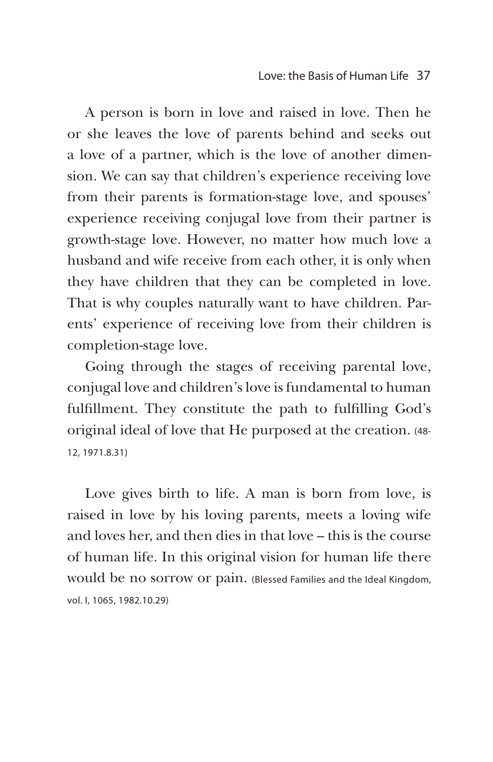A person is born in love and raised in love. Then he or she leaves the love of parents behind and seeks out a love of a partner, which is the love of another dimension. We can say that children's experience receiving love from their parents is formation-stage love, and spouses' experience receiving conjugal love from their partner is growth-stage love. However, no matter how much love a husband and wife receive from each other, it is only when they have children that they can be completed in love. That is why couples naturally want to have children. Parents' experience of receiving love from their children is completion-stage love.

Going through the stages of receiving parental love, conjugal love and children's love is fundamental to human fulfillment. They constitute the path to fulfilling God's original ideal of love that He purposed at the creation. (48-12, 1971.8.31)

Love gives birth to life. A man is born from love, is raised in love by his loving parents, meets a loving wife and loves her, and then dies in that love – this is the course of human life. In this original vision for human life there would be no sorrow or pain. (Blessed Families and the Ideal Kingdom, vol. I, 1065, 1982.10.29)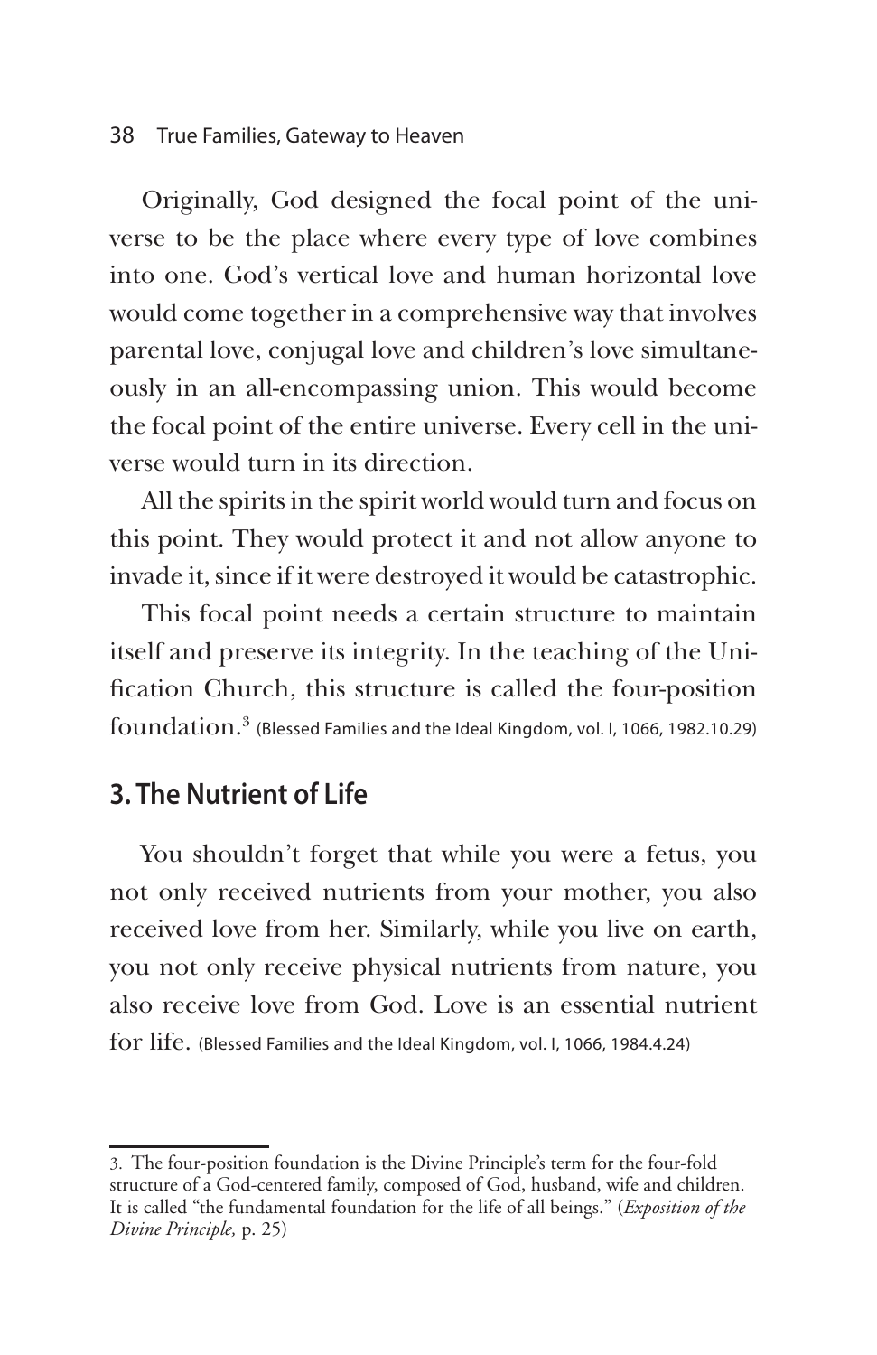Originally, God designed the focal point of the universe to be the place where every type of love combines into one. God's vertical love and human horizontal love would come together in a comprehensive way that involves parental love, conjugal love and children's love simultaneously in an all-encompassing union. This would become the focal point of the entire universe. Every cell in the universe would turn in its direction.

All the spirits in the spirit world would turn and focus on this point. They would protect it and not allow anyone to invade it, since if it were destroyed it would be catastrophic.

This focal point needs a certain structure to maintain itself and preserve its integrity. In the teaching of the Unification Church, this structure is called the four-position foundation.[3] (Blessed Families and the Ideal Kingdom, vol. I, 1066, 1982.10.29)

## 3. The Nutrient of Life

You shouldn't forget that while you were a fetus, you not only received nutrients from your mother, you also received love from her. Similarly, while you live on earth, you not only receive physical nutrients from nature, you also receive love from God. Love is an essential nutrient for life. (Blessed Families and the Ideal Kingdom, vol. I, 1066, 1984.4.24)

---

3. The four-position foundation is the Divine Principle's term for the four-fold structure of a God-centered family, composed of God, husband, wife and children. It is called "the fundamental foundation for the life of all beings." (*Exposition of the Divine Principle,* p. 25)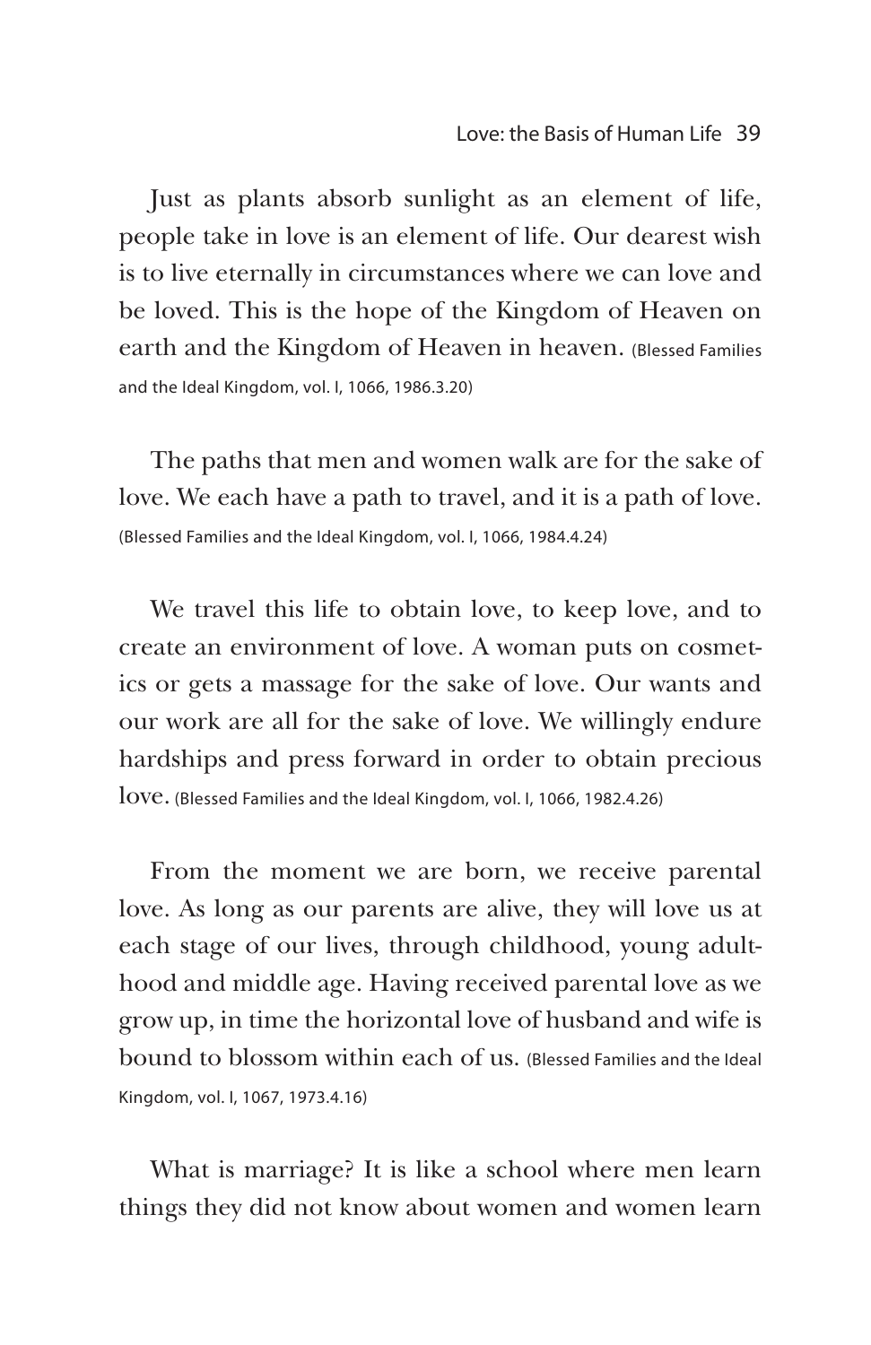Just as plants absorb sunlight as an element of life, people take in love is an element of life. Our dearest wish is to live eternally in circumstances where we can love and be loved. This is the hope of the Kingdom of Heaven on earth and the Kingdom of Heaven in heaven. (Blessed Families and the Ideal Kingdom, vol. I, 1066, 1986.3.20)

The paths that men and women walk are for the sake of love. We each have a path to travel, and it is a path of love. (Blessed Families and the Ideal Kingdom, vol. I, 1066, 1984.4.24)

We travel this life to obtain love, to keep love, and to create an environment of love. A woman puts on cosmetics or gets a massage for the sake of love. Our wants and our work are all for the sake of love. We willingly endure hardships and press forward in order to obtain precious love. (Blessed Families and the Ideal Kingdom, vol. I, 1066, 1982.4.26)

From the moment we are born, we receive parental love. As long as our parents are alive, they will love us at each stage of our lives, through childhood, young adulthood and middle age. Having received parental love as we grow up, in time the horizontal love of husband and wife is bound to blossom within each of us. (Blessed Families and the Ideal Kingdom, vol. I, 1067, 1973.4.16)

What is marriage? It is like a school where men learn things they did not know about women and women learn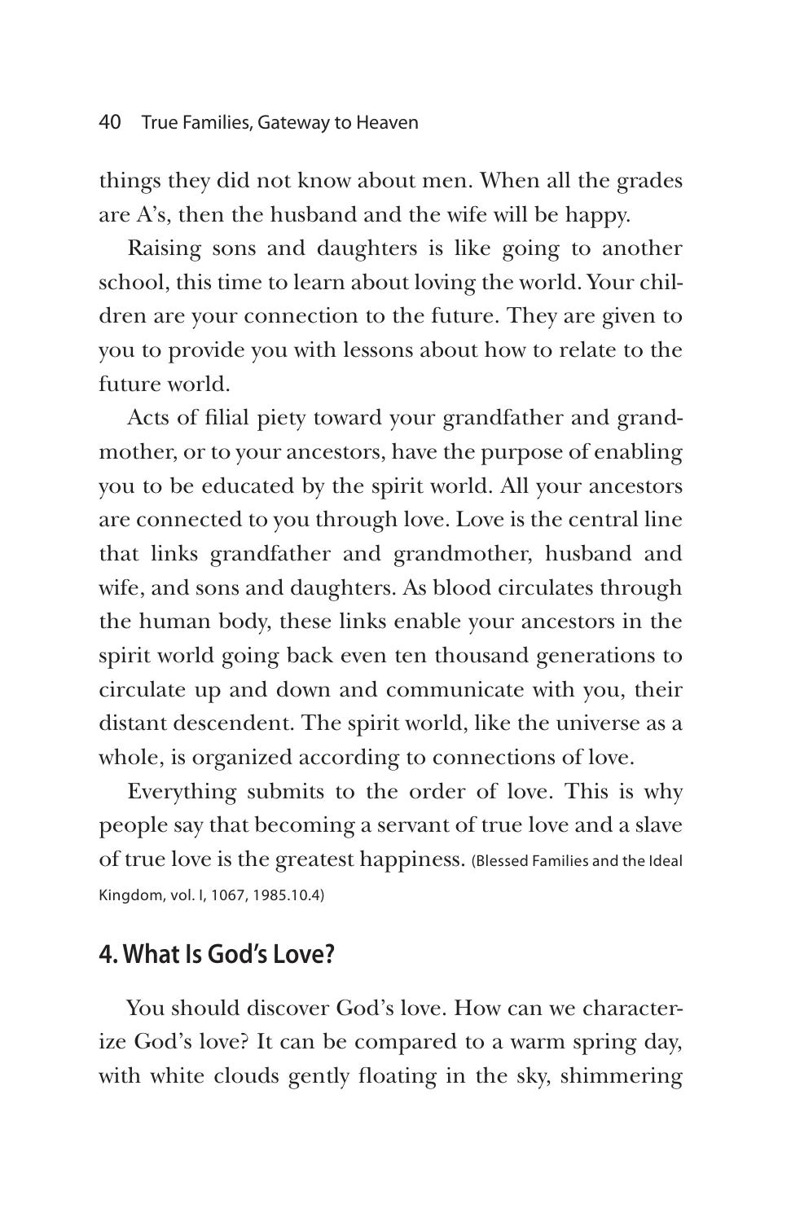things they did not know about men. When all the grades are A's, then the husband and the wife will be happy.

Raising sons and daughters is like going to another school, this time to learn about loving the world. Your children are your connection to the future. They are given to you to provide you with lessons about how to relate to the future world.

Acts of filial piety toward your grandfather and grandmother, or to your ancestors, have the purpose of enabling you to be educated by the spirit world. All your ancestors are connected to you through love. Love is the central line that links grandfather and grandmother, husband and wife, and sons and daughters. As blood circulates through the human body, these links enable your ancestors in the spirit world going back even ten thousand generations to circulate up and down and communicate with you, their distant descendent. The spirit world, like the universe as a whole, is organized according to connections of love.

Everything submits to the order of love. This is why people say that becoming a servant of true love and a slave of true love is the greatest happiness. (Blessed Families and the Ideal Kingdom, vol. I, 1067, 1985.10.4)

## 4. What Is God's Love?

You should discover God's love. How can we characterize God's love? It can be compared to a warm spring day, with white clouds gently floating in the sky, shimmering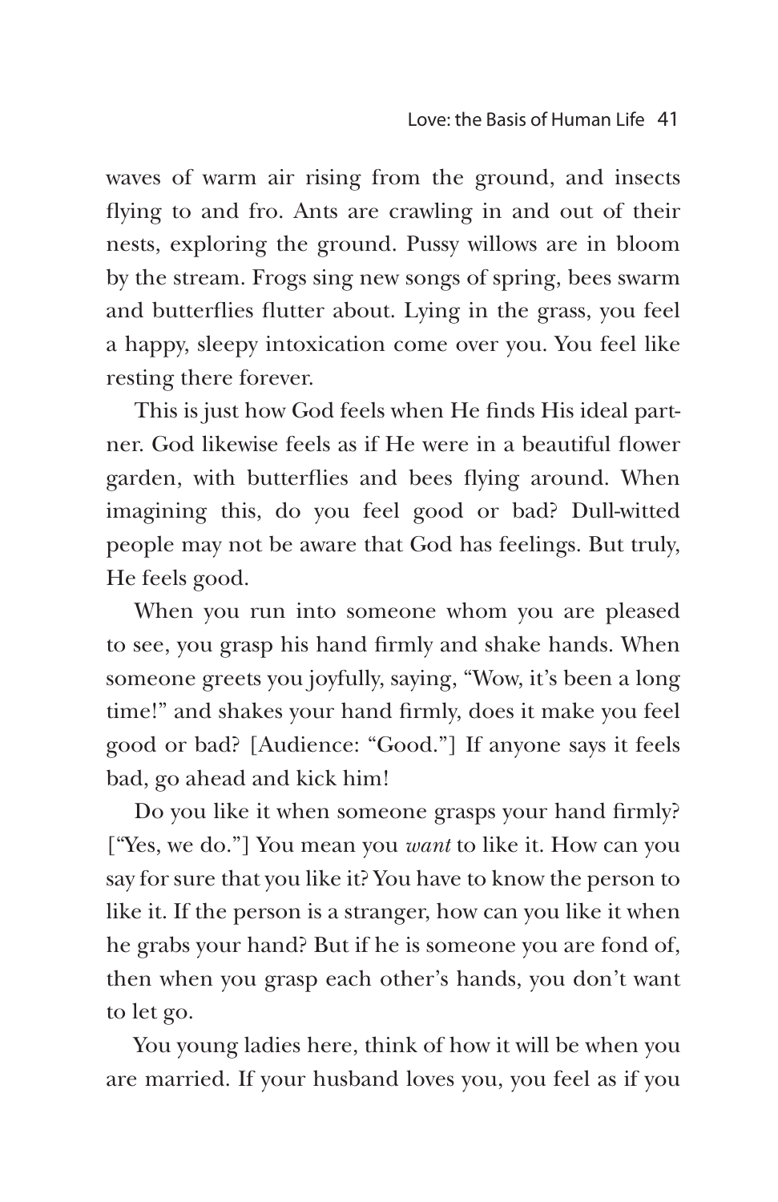waves of warm air rising from the ground, and insects flying to and fro. Ants are crawling in and out of their nests, exploring the ground. Pussy willows are in bloom by the stream. Frogs sing new songs of spring, bees swarm and butterflies flutter about. Lying in the grass, you feel a happy, sleepy intoxication come over you. You feel like resting there forever.

This is just how God feels when He finds His ideal partner. God likewise feels as if He were in a beautiful flower garden, with butterflies and bees flying around. When imagining this, do you feel good or bad? Dull-witted people may not be aware that God has feelings. But truly, He feels good.

When you run into someone whom you are pleased to see, you grasp his hand firmly and shake hands. When someone greets you joyfully, saying, "Wow, it's been a long time!" and shakes your hand firmly, does it make you feel good or bad? [Audience: "Good."] If anyone says it feels bad, go ahead and kick him!

Do you like it when someone grasps your hand firmly? ["Yes, we do."] You mean you *want* to like it. How can you say for sure that you like it? You have to know the person to like it. If the person is a stranger, how can you like it when he grabs your hand? But if he is someone you are fond of, then when you grasp each other's hands, you don't want to let go.

You young ladies here, think of how it will be when you are married. If your husband loves you, you feel as if you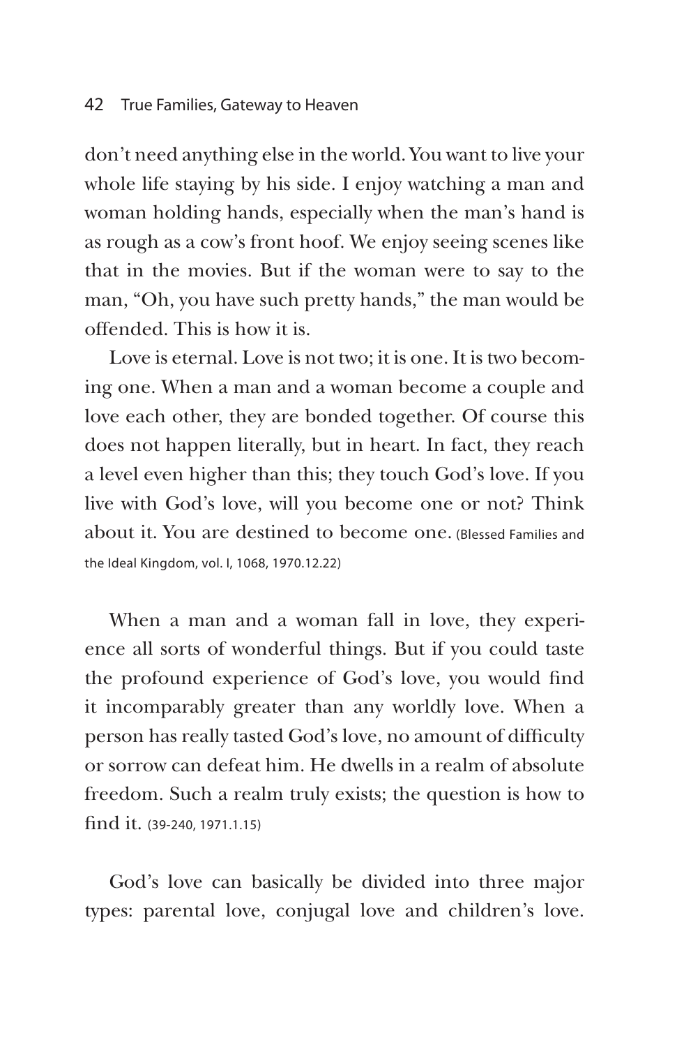don't need anything else in the world. You want to live your whole life staying by his side. I enjoy watching a man and woman holding hands, especially when the man's hand is as rough as a cow's front hoof. We enjoy seeing scenes like that in the movies. But if the woman were to say to the man, "Oh, you have such pretty hands," the man would be offended. This is how it is.

Love is eternal. Love is not two; it is one. It is two becoming one. When a man and a woman become a couple and love each other, they are bonded together. Of course this does not happen literally, but in heart. In fact, they reach a level even higher than this; they touch God's love. If you live with God's love, will you become one or not? Think about it. You are destined to become one. (Blessed Families and the Ideal Kingdom, vol. I, 1068, 1970.12.22)

When a man and a woman fall in love, they experience all sorts of wonderful things. But if you could taste the profound experience of God's love, you would find it incomparably greater than any worldly love. When a person has really tasted God's love, no amount of difficulty or sorrow can defeat him. He dwells in a realm of absolute freedom. Such a realm truly exists; the question is how to find it. (39-240, 1971.1.15)

God's love can basically be divided into three major types: parental love, conjugal love and children's love.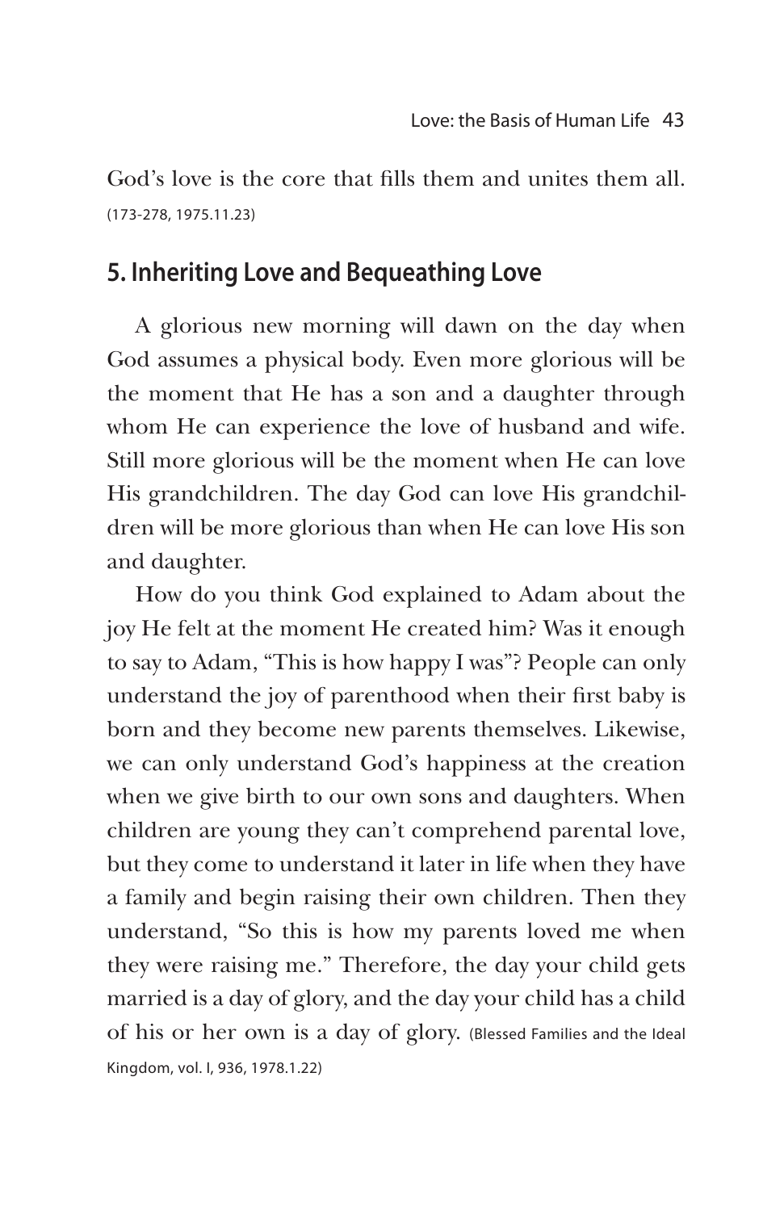God's love is the core that fills them and unites them all. (173-278, 1975.11.23)

## 5. Inheriting Love and Bequeathing Love

A glorious new morning will dawn on the day when God assumes a physical body. Even more glorious will be the moment that He has a son and a daughter through whom He can experience the love of husband and wife. Still more glorious will be the moment when He can love His grandchildren. The day God can love His grandchildren will be more glorious than when He can love His son and daughter.

How do you think God explained to Adam about the joy He felt at the moment He created him? Was it enough to say to Adam, "This is how happy I was"? People can only understand the joy of parenthood when their first baby is born and they become new parents themselves. Likewise, we can only understand God's happiness at the creation when we give birth to our own sons and daughters. When children are young they can't comprehend parental love, but they come to understand it later in life when they have a family and begin raising their own children. Then they understand, "So this is how my parents loved me when they were raising me." Therefore, the day your child gets married is a day of glory, and the day your child has a child of his or her own is a day of glory. (Blessed Families and the Ideal Kingdom, vol. I, 936, 1978.1.22)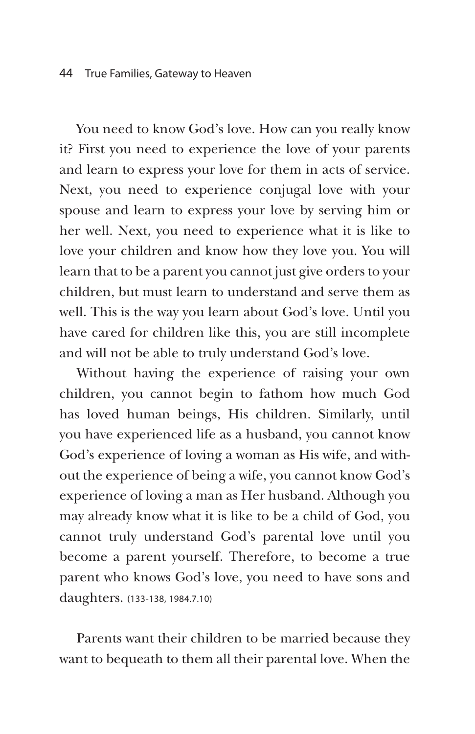You need to know God's love. How can you really know it? First you need to experience the love of your parents and learn to express your love for them in acts of service. Next, you need to experience conjugal love with your spouse and learn to express your love by serving him or her well. Next, you need to experience what it is like to love your children and know how they love you. You will learn that to be a parent you cannot just give orders to your children, but must learn to understand and serve them as well. This is the way you learn about God's love. Until you have cared for children like this, you are still incomplete and will not be able to truly understand God's love.

Without having the experience of raising your own children, you cannot begin to fathom how much God has loved human beings, His children. Similarly, until you have experienced life as a husband, you cannot know God's experience of loving a woman as His wife, and without the experience of being a wife, you cannot know God's experience of loving a man as Her husband. Although you may already know what it is like to be a child of God, you cannot truly understand God's parental love until you become a parent yourself. Therefore, to become a true parent who knows God's love, you need to have sons and daughters. (133-138, 1984.7.10)

Parents want their children to be married because they want to bequeath to them all their parental love. When the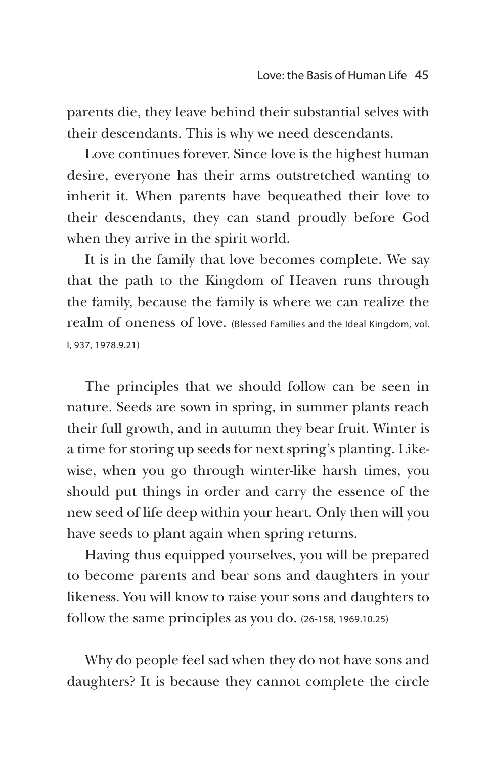parents die, they leave behind their substantial selves with their descendants. This is why we need descendants.

Love continues forever. Since love is the highest human desire, everyone has their arms outstretched wanting to inherit it. When parents have bequeathed their love to their descendants, they can stand proudly before God when they arrive in the spirit world.

It is in the family that love becomes complete. We say that the path to the Kingdom of Heaven runs through the family, because the family is where we can realize the realm of oneness of love. (Blessed Families and the Ideal Kingdom, vol. I, 937, 1978.9.21)

The principles that we should follow can be seen in nature. Seeds are sown in spring, in summer plants reach their full growth, and in autumn they bear fruit. Winter is a time for storing up seeds for next spring's planting. Likewise, when you go through winter-like harsh times, you should put things in order and carry the essence of the new seed of life deep within your heart. Only then will you have seeds to plant again when spring returns.

Having thus equipped yourselves, you will be prepared to become parents and bear sons and daughters in your likeness. You will know to raise your sons and daughters to follow the same principles as you do. (26-158, 1969.10.25)

Why do people feel sad when they do not have sons and daughters? It is because they cannot complete the circle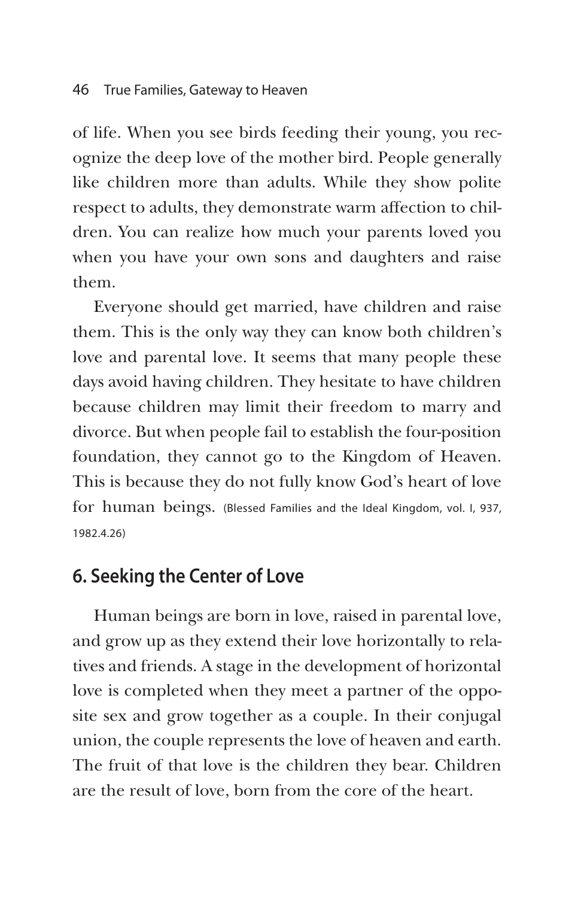of life. When you see birds feeding their young, you recognize the deep love of the mother bird. People generally like children more than adults. While they show polite respect to adults, they demonstrate warm affection to children. You can realize how much your parents loved you when you have your own sons and daughters and raise them.

Everyone should get married, have children and raise them. This is the only way they can know both children's love and parental love. It seems that many people these days avoid having children. They hesitate to have children because children may limit their freedom to marry and divorce. But when people fail to establish the four-position foundation, they cannot go to the Kingdom of Heaven. This is because they do not fully know God's heart of love for human beings. (Blessed Families and the Ideal Kingdom, vol. I, 937, 1982.4.26)

## 6. Seeking the Center of Love

Human beings are born in love, raised in parental love, and grow up as they extend their love horizontally to relatives and friends. A stage in the development of horizontal love is completed when they meet a partner of the opposite sex and grow together as a couple. In their conjugal union, the couple represents the love of heaven and earth. The fruit of that love is the children they bear. Children are the result of love, born from the core of the heart.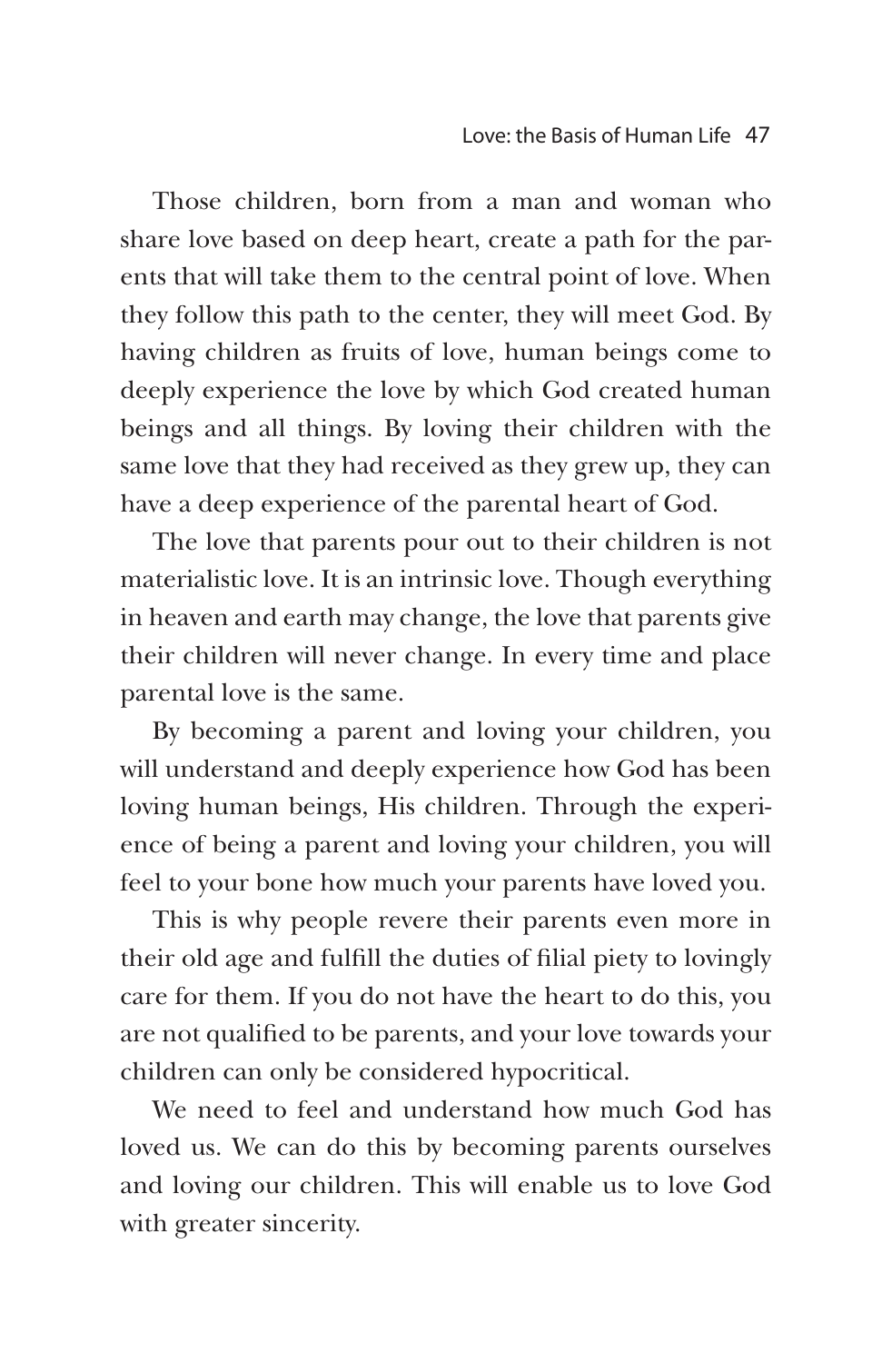Those children, born from a man and woman who share love based on deep heart, create a path for the parents that will take them to the central point of love. When they follow this path to the center, they will meet God. By having children as fruits of love, human beings come to deeply experience the love by which God created human beings and all things. By loving their children with the same love that they had received as they grew up, they can have a deep experience of the parental heart of God.

The love that parents pour out to their children is not materialistic love. It is an intrinsic love. Though everything in heaven and earth may change, the love that parents give their children will never change. In every time and place parental love is the same.

By becoming a parent and loving your children, you will understand and deeply experience how God has been loving human beings, His children. Through the experience of being a parent and loving your children, you will feel to your bone how much your parents have loved you.

This is why people revere their parents even more in their old age and fulfill the duties of filial piety to lovingly care for them. If you do not have the heart to do this, you are not qualified to be parents, and your love towards your children can only be considered hypocritical.

We need to feel and understand how much God has loved us. We can do this by becoming parents ourselves and loving our children. This will enable us to love God with greater sincerity.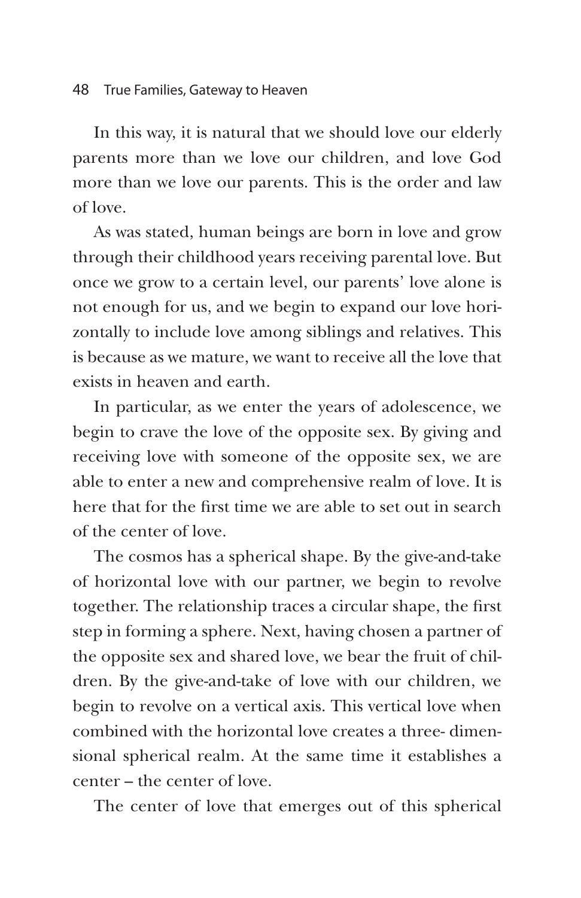In this way, it is natural that we should love our elderly parents more than we love our children, and love God more than we love our parents. This is the order and law of love.

As was stated, human beings are born in love and grow through their childhood years receiving parental love. But once we grow to a certain level, our parents' love alone is not enough for us, and we begin to expand our love horizontally to include love among siblings and relatives. This is because as we mature, we want to receive all the love that exists in heaven and earth.

In particular, as we enter the years of adolescence, we begin to crave the love of the opposite sex. By giving and receiving love with someone of the opposite sex, we are able to enter a new and comprehensive realm of love. It is here that for the first time we are able to set out in search of the center of love.

The cosmos has a spherical shape. By the give-and-take of horizontal love with our partner, we begin to revolve together. The relationship traces a circular shape, the first step in forming a sphere. Next, having chosen a partner of the opposite sex and shared love, we bear the fruit of children. By the give-and-take of love with our children, we begin to revolve on a vertical axis. This vertical love when combined with the horizontal love creates a three- dimensional spherical realm. At the same time it establishes a center – the center of love.

The center of love that emerges out of this spherical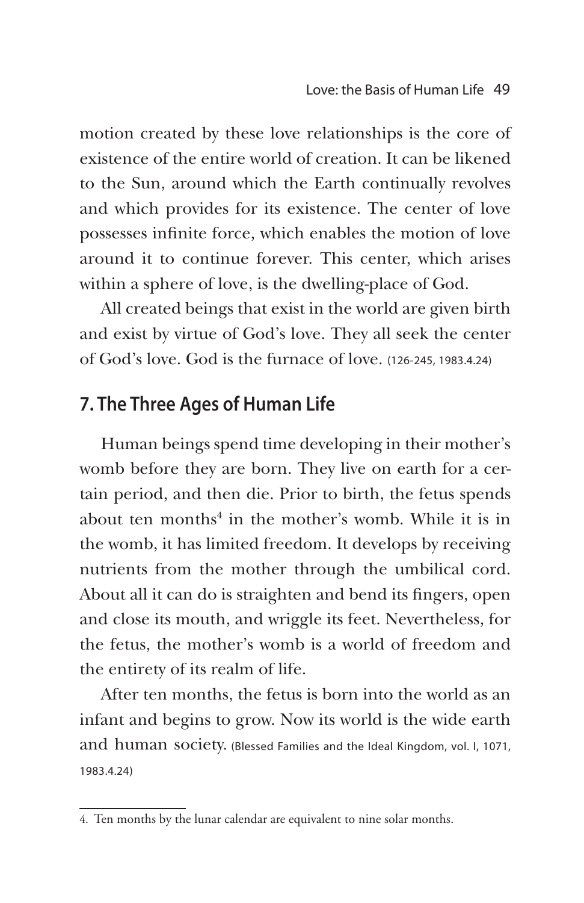motion created by these love relationships is the core of existence of the entire world of creation. It can be likened to the Sun, around which the Earth continually revolves and which provides for its existence. The center of love possesses infinite force, which enables the motion of love around it to continue forever. This center, which arises within a sphere of love, is the dwelling-place of God.

All created beings that exist in the world are given birth and exist by virtue of God's love. They all seek the center of God's love. God is the furnace of love. (126-245, 1983.4.24)

## 7. The Three Ages of Human Life

Human beings spend time developing in their mother's womb before they are born. They live on earth for a certain period, and then die. Prior to birth, the fetus spends about ten months[4] in the mother's womb. While it is in the womb, it has limited freedom. It develops by receiving nutrients from the mother through the umbilical cord. About all it can do is straighten and bend its fingers, open and close its mouth, and wriggle its feet. Nevertheless, for the fetus, the mother's womb is a world of freedom and the entirety of its realm of life.

After ten months, the fetus is born into the world as an infant and begins to grow. Now its world is the wide earth and human society. (Blessed Families and the Ideal Kingdom, vol. I, 1071, 1983.4.24)

---

4. Ten months by the lunar calendar are equivalent to nine solar months.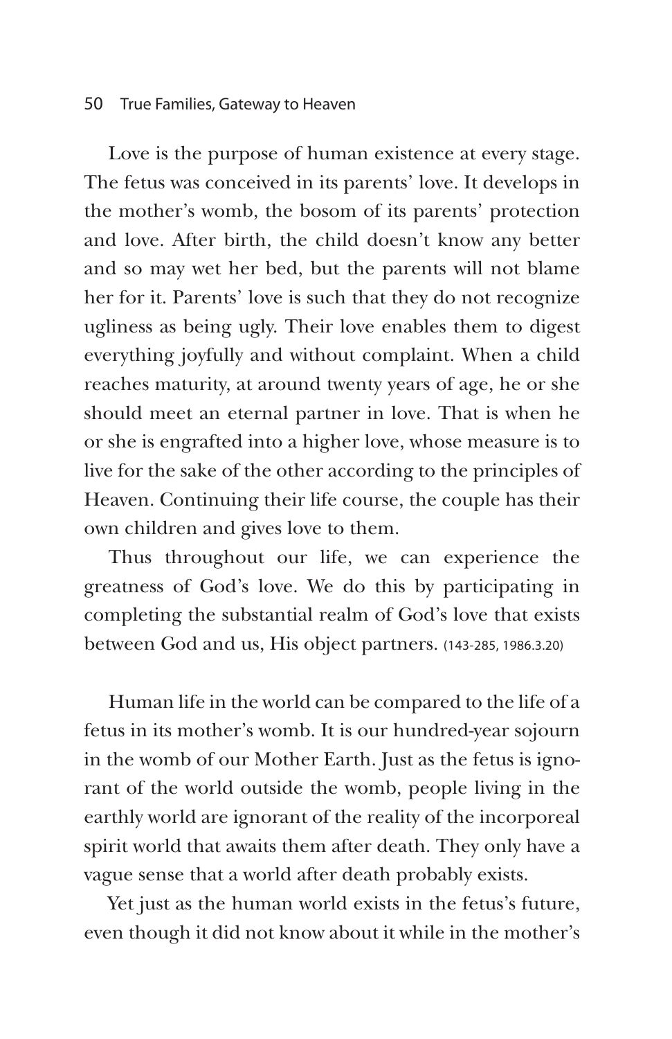Love is the purpose of human existence at every stage. The fetus was conceived in its parents' love. It develops in the mother's womb, the bosom of its parents' protection and love. After birth, the child doesn't know any better and so may wet her bed, but the parents will not blame her for it. Parents' love is such that they do not recognize ugliness as being ugly. Their love enables them to digest everything joyfully and without complaint. When a child reaches maturity, at around twenty years of age, he or she should meet an eternal partner in love. That is when he or she is engrafted into a higher love, whose measure is to live for the sake of the other according to the principles of Heaven. Continuing their life course, the couple has their own children and gives love to them.

Thus throughout our life, we can experience the greatness of God's love. We do this by participating in completing the substantial realm of God's love that exists between God and us, His object partners. (143-285, 1986.3.20)

Human life in the world can be compared to the life of a fetus in its mother's womb. It is our hundred-year sojourn in the womb of our Mother Earth. Just as the fetus is ignorant of the world outside the womb, people living in the earthly world are ignorant of the reality of the incorporeal spirit world that awaits them after death. They only have a vague sense that a world after death probably exists.

Yet just as the human world exists in the fetus's future, even though it did not know about it while in the mother's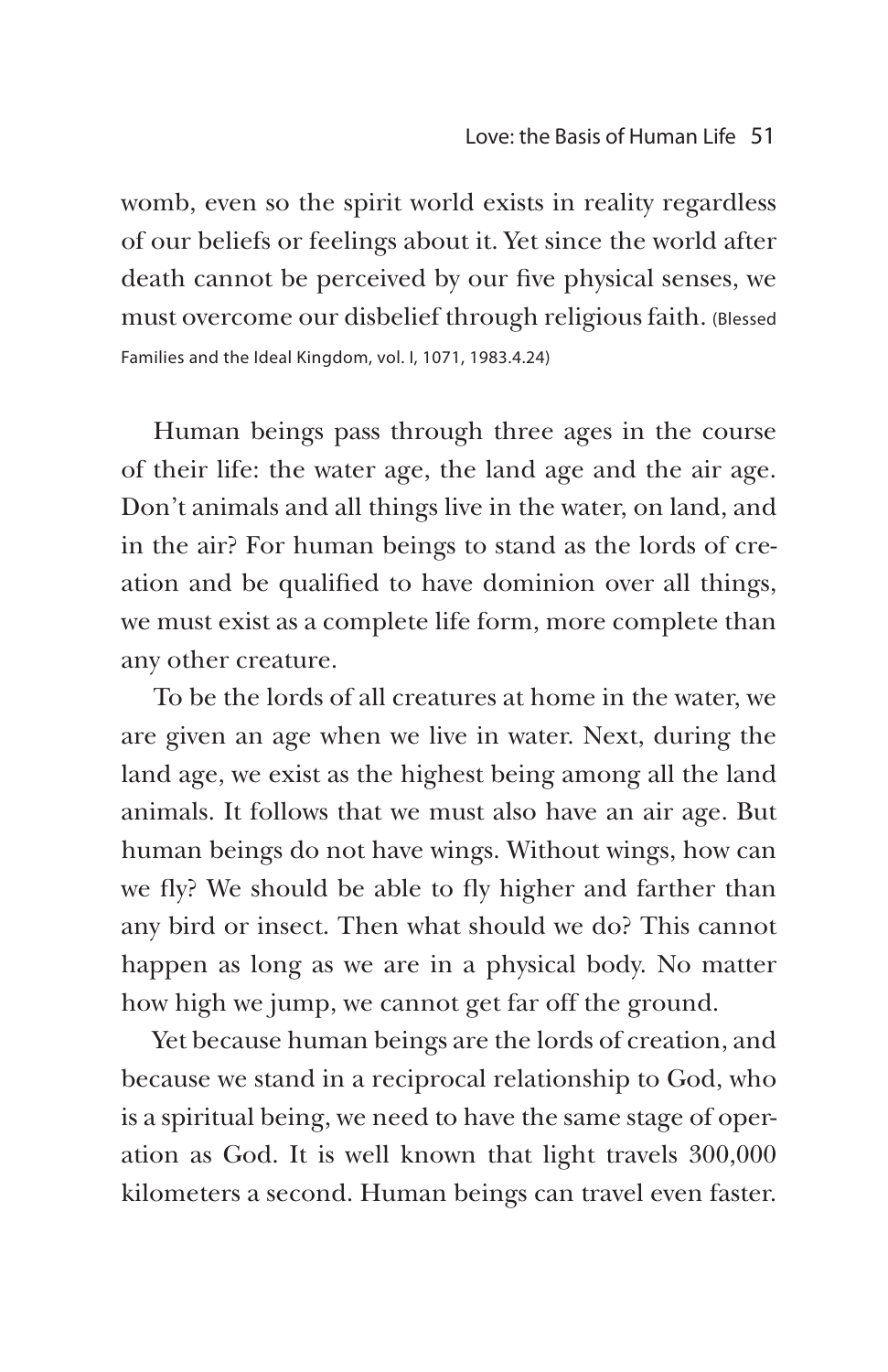womb, even so the spirit world exists in reality regardless of our beliefs or feelings about it. Yet since the world after death cannot be perceived by our five physical senses, we must overcome our disbelief through religious faith. (Blessed Families and the Ideal Kingdom, vol. I, 1071, 1983.4.24)

Human beings pass through three ages in the course of their life: the water age, the land age and the air age. Don't animals and all things live in the water, on land, and in the air? For human beings to stand as the lords of creation and be qualified to have dominion over all things, we must exist as a complete life form, more complete than any other creature.

To be the lords of all creatures at home in the water, we are given an age when we live in water. Next, during the land age, we exist as the highest being among all the land animals. It follows that we must also have an air age. But human beings do not have wings. Without wings, how can we fly? We should be able to fly higher and farther than any bird or insect. Then what should we do? This cannot happen as long as we are in a physical body. No matter how high we jump, we cannot get far off the ground.

Yet because human beings are the lords of creation, and because we stand in a reciprocal relationship to God, who is a spiritual being, we need to have the same stage of operation as God. It is well known that light travels 300,000 kilometers a second. Human beings can travel even faster.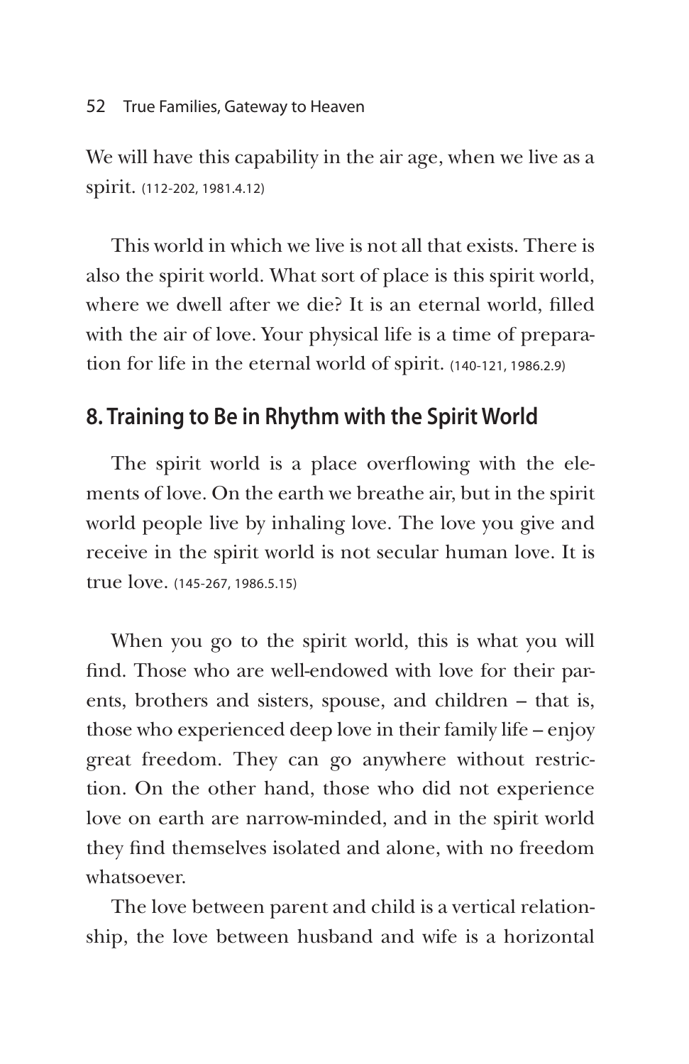We will have this capability in the air age, when we live as a spirit. (112-202, 1981.4.12)

This world in which we live is not all that exists. There is also the spirit world. What sort of place is this spirit world, where we dwell after we die? It is an eternal world, filled with the air of love. Your physical life is a time of preparation for life in the eternal world of spirit. (140-121, 1986.2.9)

## 8. Training to Be in Rhythm with the Spirit World

The spirit world is a place overflowing with the elements of love. On the earth we breathe air, but in the spirit world people live by inhaling love. The love you give and receive in the spirit world is not secular human love. It is true love. (145-267, 1986.5.15)

When you go to the spirit world, this is what you will find. Those who are well-endowed with love for their parents, brothers and sisters, spouse, and children – that is, those who experienced deep love in their family life – enjoy great freedom. They can go anywhere without restriction. On the other hand, those who did not experience love on earth are narrow-minded, and in the spirit world they find themselves isolated and alone, with no freedom whatsoever.

The love between parent and child is a vertical relationship, the love between husband and wife is a horizontal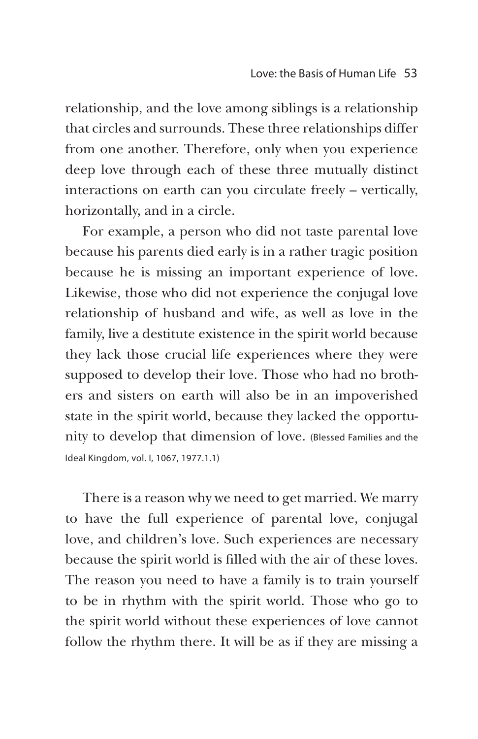relationship, and the love among siblings is a relationship that circles and surrounds. These three relationships differ from one another. Therefore, only when you experience deep love through each of these three mutually distinct interactions on earth can you circulate freely – vertically, horizontally, and in a circle.

For example, a person who did not taste parental love because his parents died early is in a rather tragic position because he is missing an important experience of love. Likewise, those who did not experience the conjugal love relationship of husband and wife, as well as love in the family, live a destitute existence in the spirit world because they lack those crucial life experiences where they were supposed to develop their love. Those who had no brothers and sisters on earth will also be in an impoverished state in the spirit world, because they lacked the opportunity to develop that dimension of love. (Blessed Families and the Ideal Kingdom, vol. I, 1067, 1977.1.1)

There is a reason why we need to get married. We marry to have the full experience of parental love, conjugal love, and children's love. Such experiences are necessary because the spirit world is filled with the air of these loves. The reason you need to have a family is to train yourself to be in rhythm with the spirit world. Those who go to the spirit world without these experiences of love cannot follow the rhythm there. It will be as if they are missing a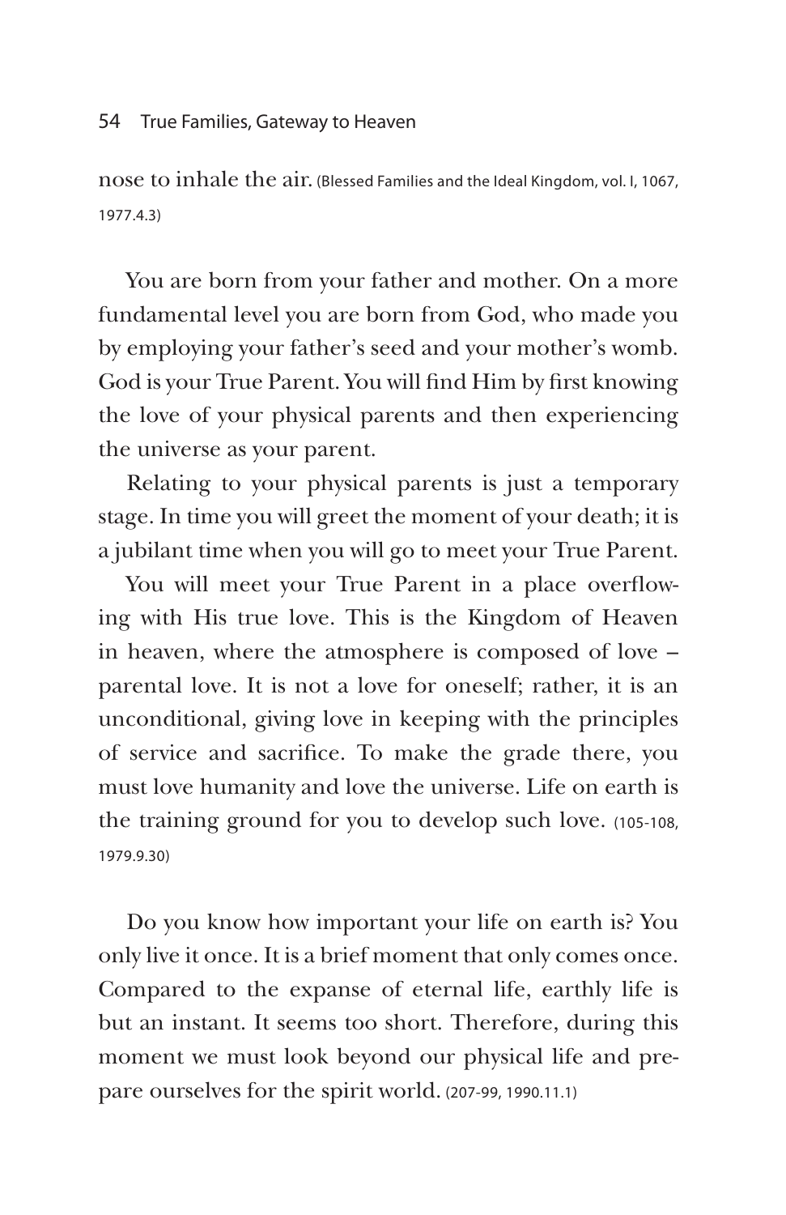nose to inhale the air. (Blessed Families and the Ideal Kingdom, vol. I, 1067, 1977.4.3)

You are born from your father and mother. On a more fundamental level you are born from God, who made you by employing your father's seed and your mother's womb. God is your True Parent. You will find Him by first knowing the love of your physical parents and then experiencing the universe as your parent.

Relating to your physical parents is just a temporary stage. In time you will greet the moment of your death; it is a jubilant time when you will go to meet your True Parent.

You will meet your True Parent in a place overflowing with His true love. This is the Kingdom of Heaven in heaven, where the atmosphere is composed of love – parental love. It is not a love for oneself; rather, it is an unconditional, giving love in keeping with the principles of service and sacrifice. To make the grade there, you must love humanity and love the universe. Life on earth is the training ground for you to develop such love. (105-108, 1979.9.30)

Do you know how important your life on earth is? You only live it once. It is a brief moment that only comes once. Compared to the expanse of eternal life, earthly life is but an instant. It seems too short. Therefore, during this moment we must look beyond our physical life and prepare ourselves for the spirit world. (207-99, 1990.11.1)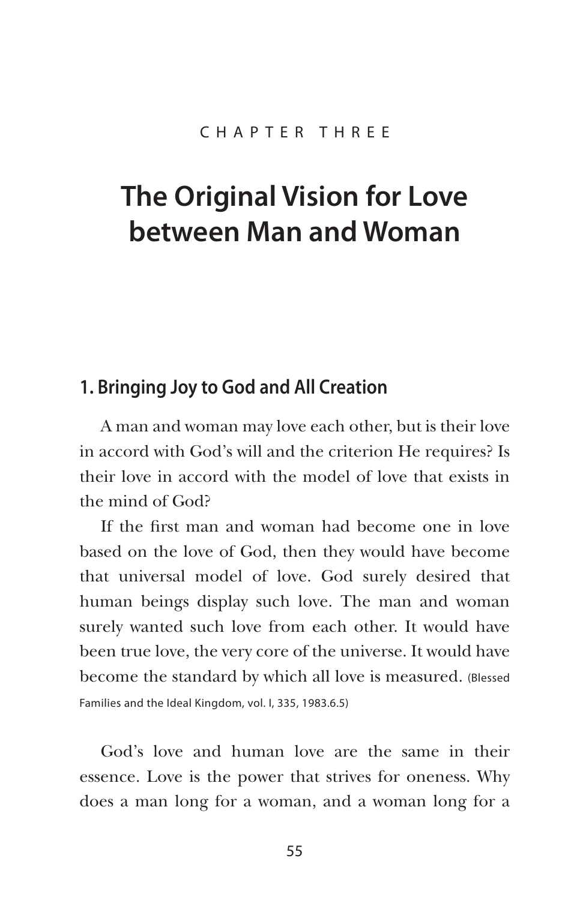CHAPTER THREE

# The Original Vision for Love between Man and Woman

## 1. Bringing Joy to God and All Creation

A man and woman may love each other, but is their love in accord with God's will and the criterion He requires? Is their love in accord with the model of love that exists in the mind of God?

If the first man and woman had become one in love based on the love of God, then they would have become that universal model of love. God surely desired that human beings display such love. The man and woman surely wanted such love from each other. It would have been true love, the very core of the universe. It would have become the standard by which all love is measured. (Blessed Families and the Ideal Kingdom, vol. I, 335, 1983.6.5)

God's love and human love are the same in their essence. Love is the power that strives for oneness. Why does a man long for a woman, and a woman long for a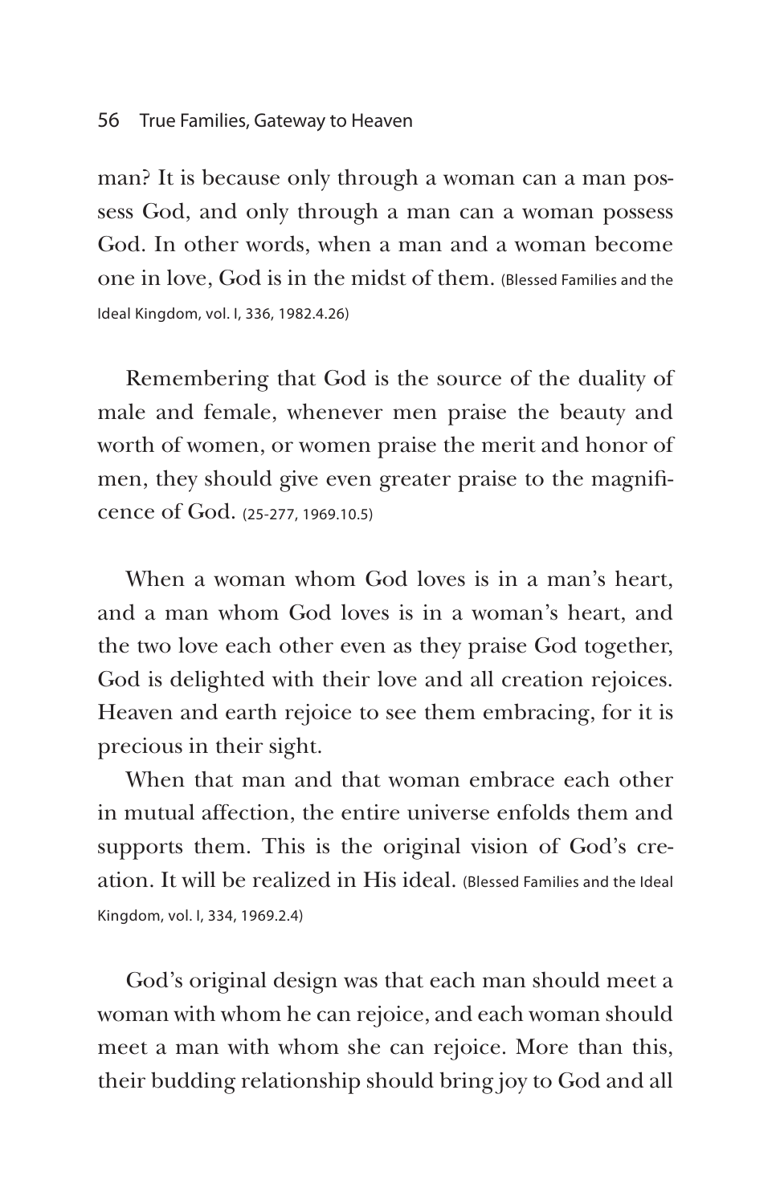man? It is because only through a woman can a man possess God, and only through a man can a woman possess God. In other words, when a man and a woman become one in love, God is in the midst of them. (Blessed Families and the Ideal Kingdom, vol. I, 336, 1982.4.26)

Remembering that God is the source of the duality of male and female, whenever men praise the beauty and worth of women, or women praise the merit and honor of men, they should give even greater praise to the magnificence of God. (25-277, 1969.10.5)

When a woman whom God loves is in a man's heart, and a man whom God loves is in a woman's heart, and the two love each other even as they praise God together, God is delighted with their love and all creation rejoices. Heaven and earth rejoice to see them embracing, for it is precious in their sight.

When that man and that woman embrace each other in mutual affection, the entire universe enfolds them and supports them. This is the original vision of God's creation. It will be realized in His ideal. (Blessed Families and the Ideal Kingdom, vol. I, 334, 1969.2.4)

God's original design was that each man should meet a woman with whom he can rejoice, and each woman should meet a man with whom she can rejoice. More than this, their budding relationship should bring joy to God and all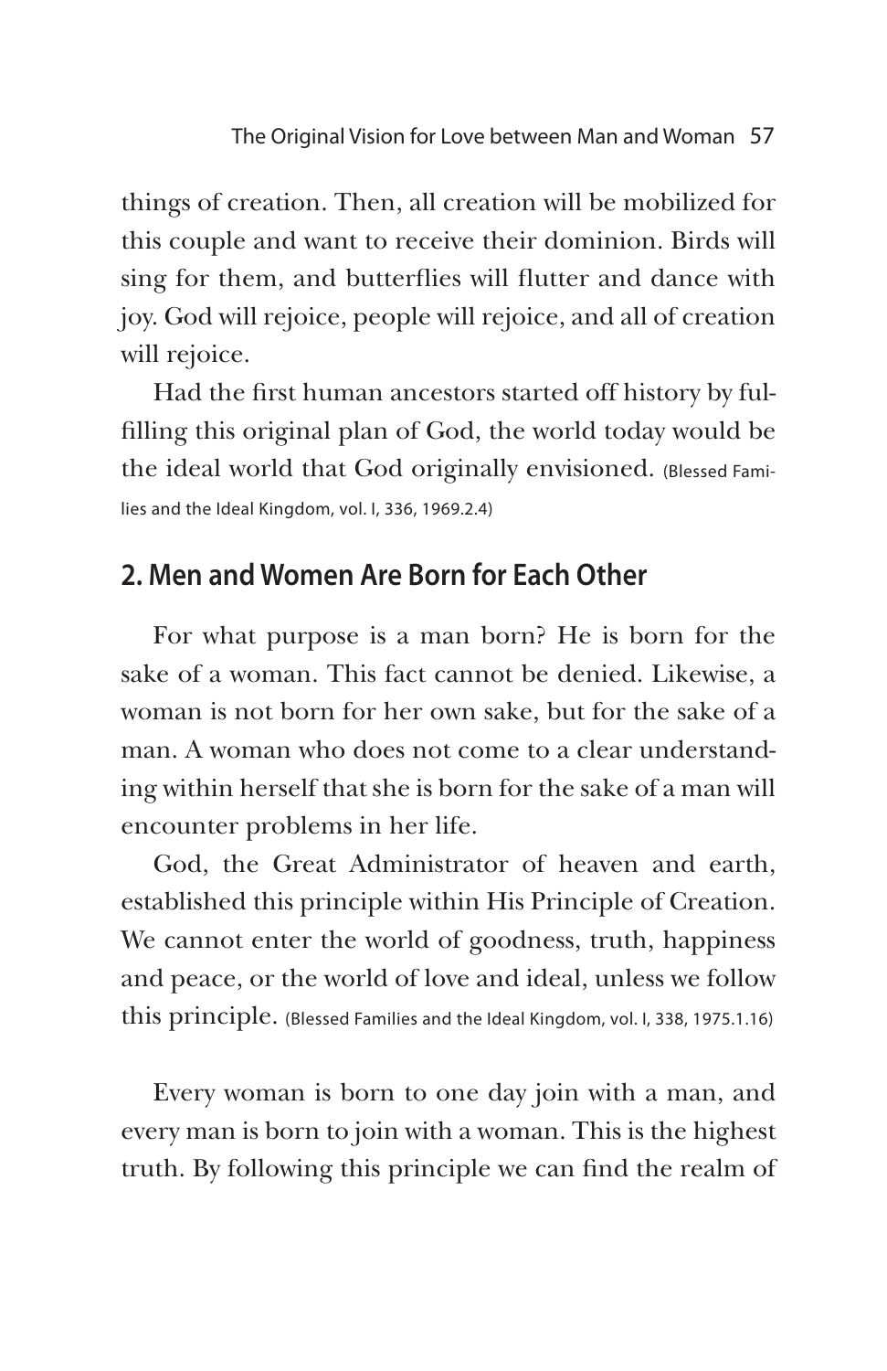things of creation. Then, all creation will be mobilized for this couple and want to receive their dominion. Birds will sing for them, and butterflies will flutter and dance with joy. God will rejoice, people will rejoice, and all of creation will rejoice.

Had the first human ancestors started off history by fulfilling this original plan of God, the world today would be the ideal world that God originally envisioned. (Blessed Families and the Ideal Kingdom, vol. I, 336, 1969.2.4)

## 2. Men and Women Are Born for Each Other

For what purpose is a man born? He is born for the sake of a woman. This fact cannot be denied. Likewise, a woman is not born for her own sake, but for the sake of a man. A woman who does not come to a clear understanding within herself that she is born for the sake of a man will encounter problems in her life.

God, the Great Administrator of heaven and earth, established this principle within His Principle of Creation. We cannot enter the world of goodness, truth, happiness and peace, or the world of love and ideal, unless we follow this principle. (Blessed Families and the Ideal Kingdom, vol. I, 338, 1975.1.16)

Every woman is born to one day join with a man, and every man is born to join with a woman. This is the highest truth. By following this principle we can find the realm of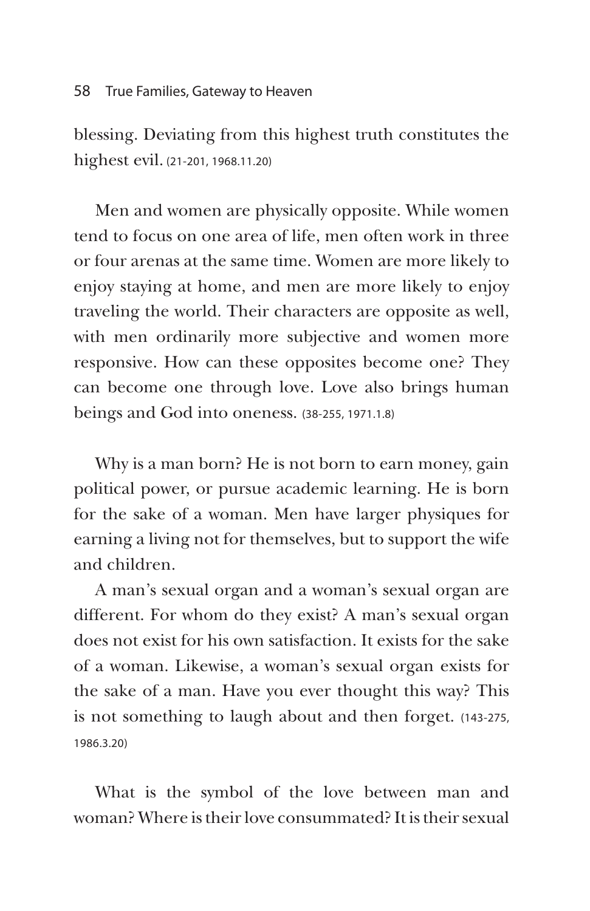blessing. Deviating from this highest truth constitutes the highest evil. (21-201, 1968.11.20)

Men and women are physically opposite. While women tend to focus on one area of life, men often work in three or four arenas at the same time. Women are more likely to enjoy staying at home, and men are more likely to enjoy traveling the world. Their characters are opposite as well, with men ordinarily more subjective and women more responsive. How can these opposites become one? They can become one through love. Love also brings human beings and God into oneness. (38-255, 1971.1.8)

Why is a man born? He is not born to earn money, gain political power, or pursue academic learning. He is born for the sake of a woman. Men have larger physiques for earning a living not for themselves, but to support the wife and children.

A man's sexual organ and a woman's sexual organ are different. For whom do they exist? A man's sexual organ does not exist for his own satisfaction. It exists for the sake of a woman. Likewise, a woman's sexual organ exists for the sake of a man. Have you ever thought this way? This is not something to laugh about and then forget. (143-275, 1986.3.20)

What is the symbol of the love between man and woman? Where is their love consummated? It is their sexual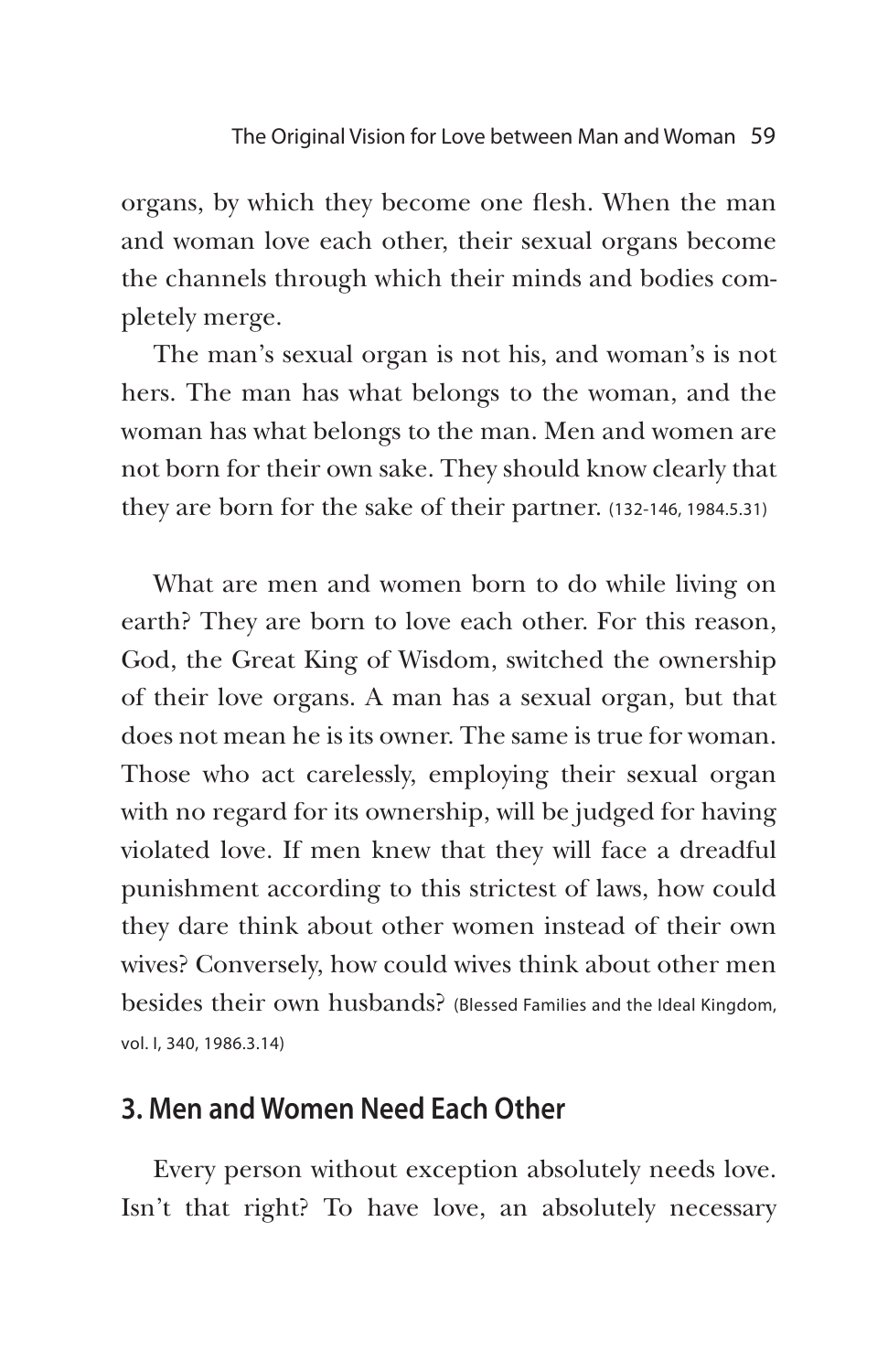organs, by which they become one flesh. When the man and woman love each other, their sexual organs become the channels through which their minds and bodies completely merge.

The man's sexual organ is not his, and woman's is not hers. The man has what belongs to the woman, and the woman has what belongs to the man. Men and women are not born for their own sake. They should know clearly that they are born for the sake of their partner. (132-146, 1984.5.31)

What are men and women born to do while living on earth? They are born to love each other. For this reason, God, the Great King of Wisdom, switched the ownership of their love organs. A man has a sexual organ, but that does not mean he is its owner. The same is true for woman. Those who act carelessly, employing their sexual organ with no regard for its ownership, will be judged for having violated love. If men knew that they will face a dreadful punishment according to this strictest of laws, how could they dare think about other women instead of their own wives? Conversely, how could wives think about other men besides their own husbands? (Blessed Families and the Ideal Kingdom, vol. I, 340, 1986.3.14)

## 3. Men and Women Need Each Other

Every person without exception absolutely needs love. Isn't that right? To have love, an absolutely necessary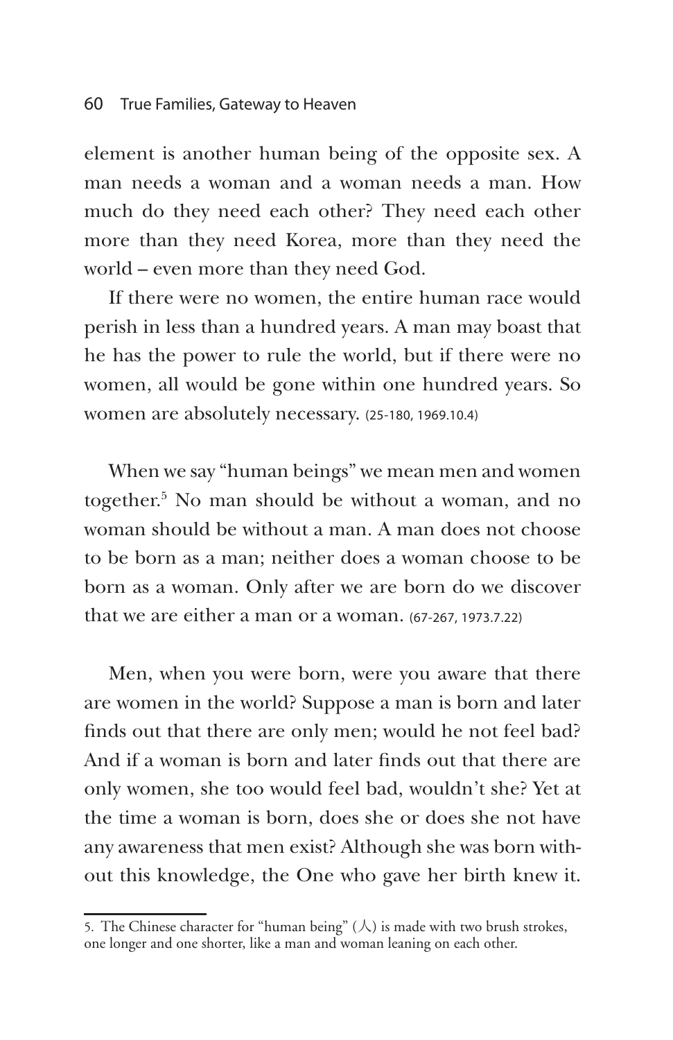element is another human being of the opposite sex. A man needs a woman and a woman needs a man. How much do they need each other? They need each other more than they need Korea, more than they need the world – even more than they need God.

If there were no women, the entire human race would perish in less than a hundred years. A man may boast that he has the power to rule the world, but if there were no women, all would be gone within one hundred years. So women are absolutely necessary. (25-180, 1969.10.4)

When we say "human beings" we mean men and women together.[5] No man should be without a woman, and no woman should be without a man. A man does not choose to be born as a man; neither does a woman choose to be born as a woman. Only after we are born do we discover that we are either a man or a woman. (67-267, 1973.7.22)

Men, when you were born, were you aware that there are women in the world? Suppose a man is born and later finds out that there are only men; would he not feel bad? And if a woman is born and later finds out that there are only women, she too would feel bad, wouldn't she? Yet at the time a woman is born, does she or does she not have any awareness that men exist? Although she was born without this knowledge, the One who gave her birth knew it.

5. The Chinese character for "human being" (人) is made with two brush strokes, one longer and one shorter, like a man and woman leaning on each other.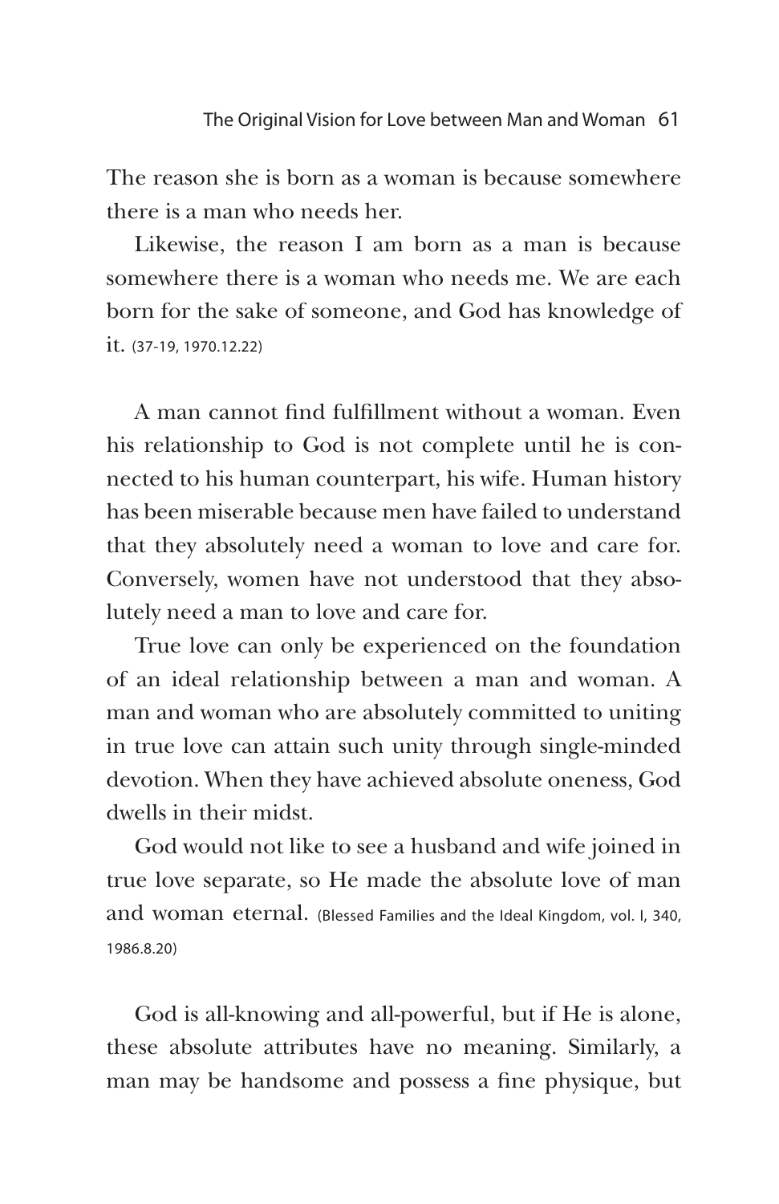The reason she is born as a woman is because somewhere there is a man who needs her.

Likewise, the reason I am born as a man is because somewhere there is a woman who needs me. We are each born for the sake of someone, and God has knowledge of it. (37-19, 1970.12.22)

A man cannot find fulfillment without a woman. Even his relationship to God is not complete until he is connected to his human counterpart, his wife. Human history has been miserable because men have failed to understand that they absolutely need a woman to love and care for. Conversely, women have not understood that they absolutely need a man to love and care for.

True love can only be experienced on the foundation of an ideal relationship between a man and woman. A man and woman who are absolutely committed to uniting in true love can attain such unity through single-minded devotion. When they have achieved absolute oneness, God dwells in their midst.

God would not like to see a husband and wife joined in true love separate, so He made the absolute love of man and woman eternal. (Blessed Families and the Ideal Kingdom, vol. I, 340, 1986.8.20)

God is all-knowing and all-powerful, but if He is alone, these absolute attributes have no meaning. Similarly, a man may be handsome and possess a fine physique, but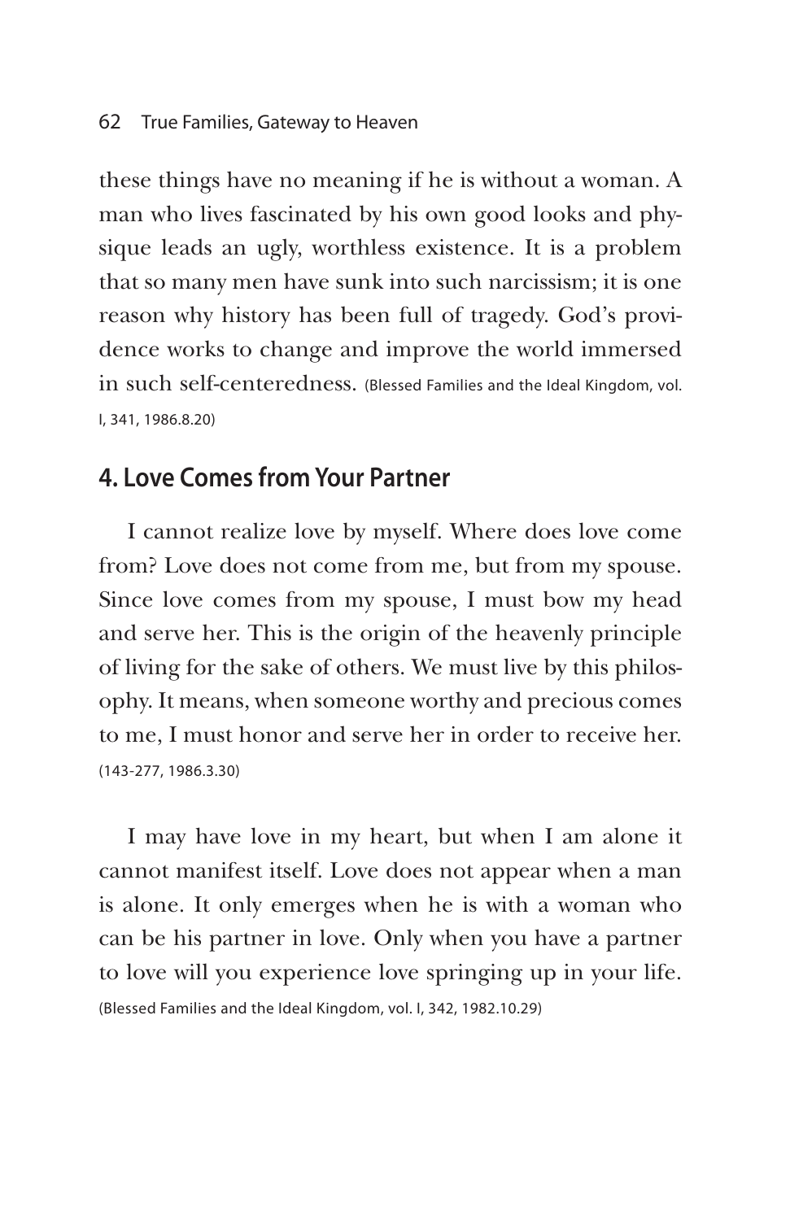these things have no meaning if he is without a woman. A man who lives fascinated by his own good looks and physique leads an ugly, worthless existence. It is a problem that so many men have sunk into such narcissism; it is one reason why history has been full of tragedy. God's providence works to change and improve the world immersed in such self-centeredness. (Blessed Families and the Ideal Kingdom, vol. I, 341, 1986.8.20)

## 4. Love Comes from Your Partner

I cannot realize love by myself. Where does love come from? Love does not come from me, but from my spouse. Since love comes from my spouse, I must bow my head and serve her. This is the origin of the heavenly principle of living for the sake of others. We must live by this philosophy. It means, when someone worthy and precious comes to me, I must honor and serve her in order to receive her. (143-277, 1986.3.30)

I may have love in my heart, but when I am alone it cannot manifest itself. Love does not appear when a man is alone. It only emerges when he is with a woman who can be his partner in love. Only when you have a partner to love will you experience love springing up in your life. (Blessed Families and the Ideal Kingdom, vol. I, 342, 1982.10.29)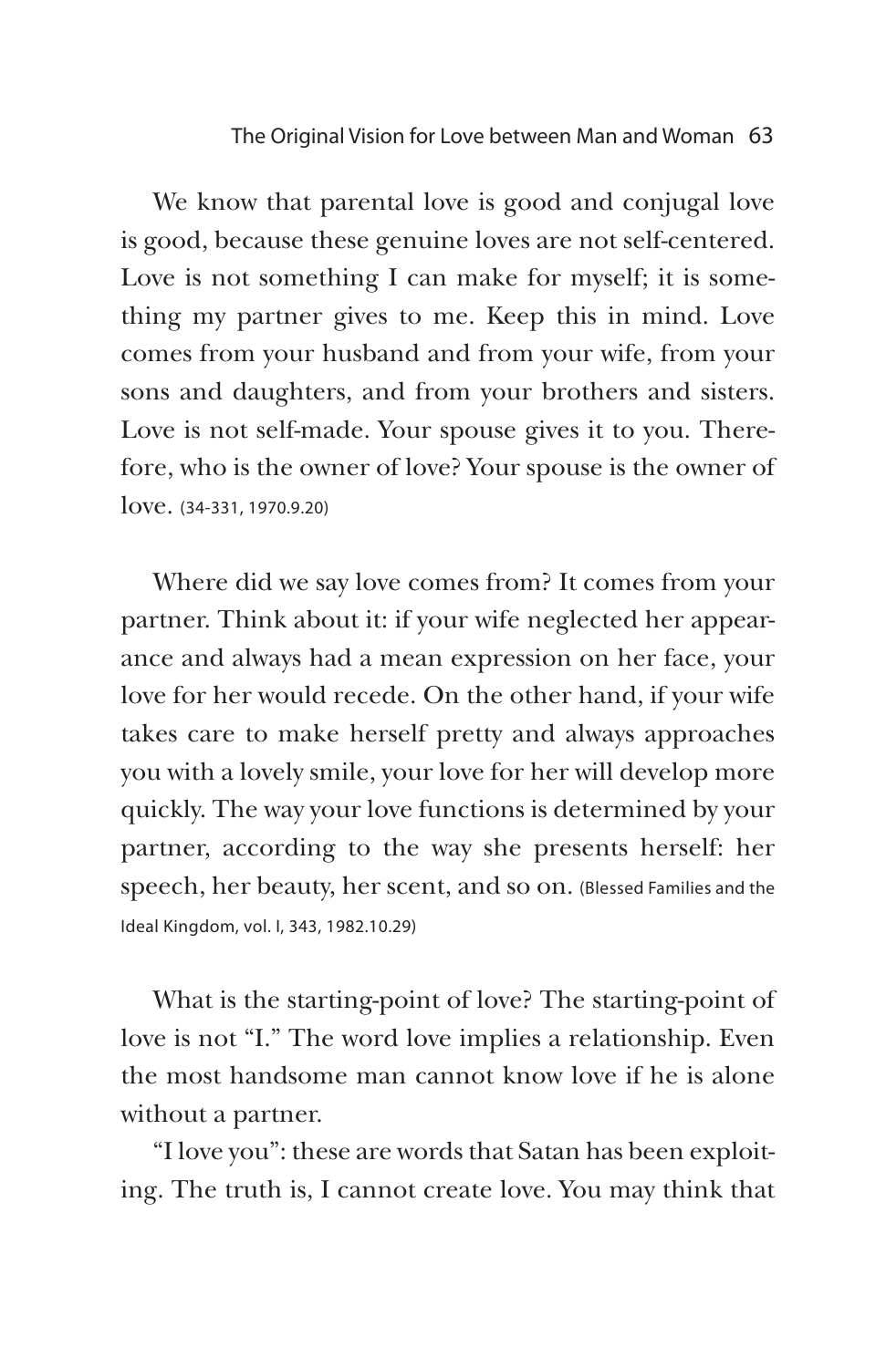We know that parental love is good and conjugal love is good, because these genuine loves are not self-centered. Love is not something I can make for myself; it is something my partner gives to me. Keep this in mind. Love comes from your husband and from your wife, from your sons and daughters, and from your brothers and sisters. Love is not self-made. Your spouse gives it to you. Therefore, who is the owner of love? Your spouse is the owner of love. (34-331, 1970.9.20)

Where did we say love comes from? It comes from your partner. Think about it: if your wife neglected her appearance and always had a mean expression on her face, your love for her would recede. On the other hand, if your wife takes care to make herself pretty and always approaches you with a lovely smile, your love for her will develop more quickly. The way your love functions is determined by your partner, according to the way she presents herself: her speech, her beauty, her scent, and so on. (Blessed Families and the Ideal Kingdom, vol. I, 343, 1982.10.29)

What is the starting-point of love? The starting-point of love is not "I." The word love implies a relationship. Even the most handsome man cannot know love if he is alone without a partner.

"I love you": these are words that Satan has been exploiting. The truth is, I cannot create love. You may think that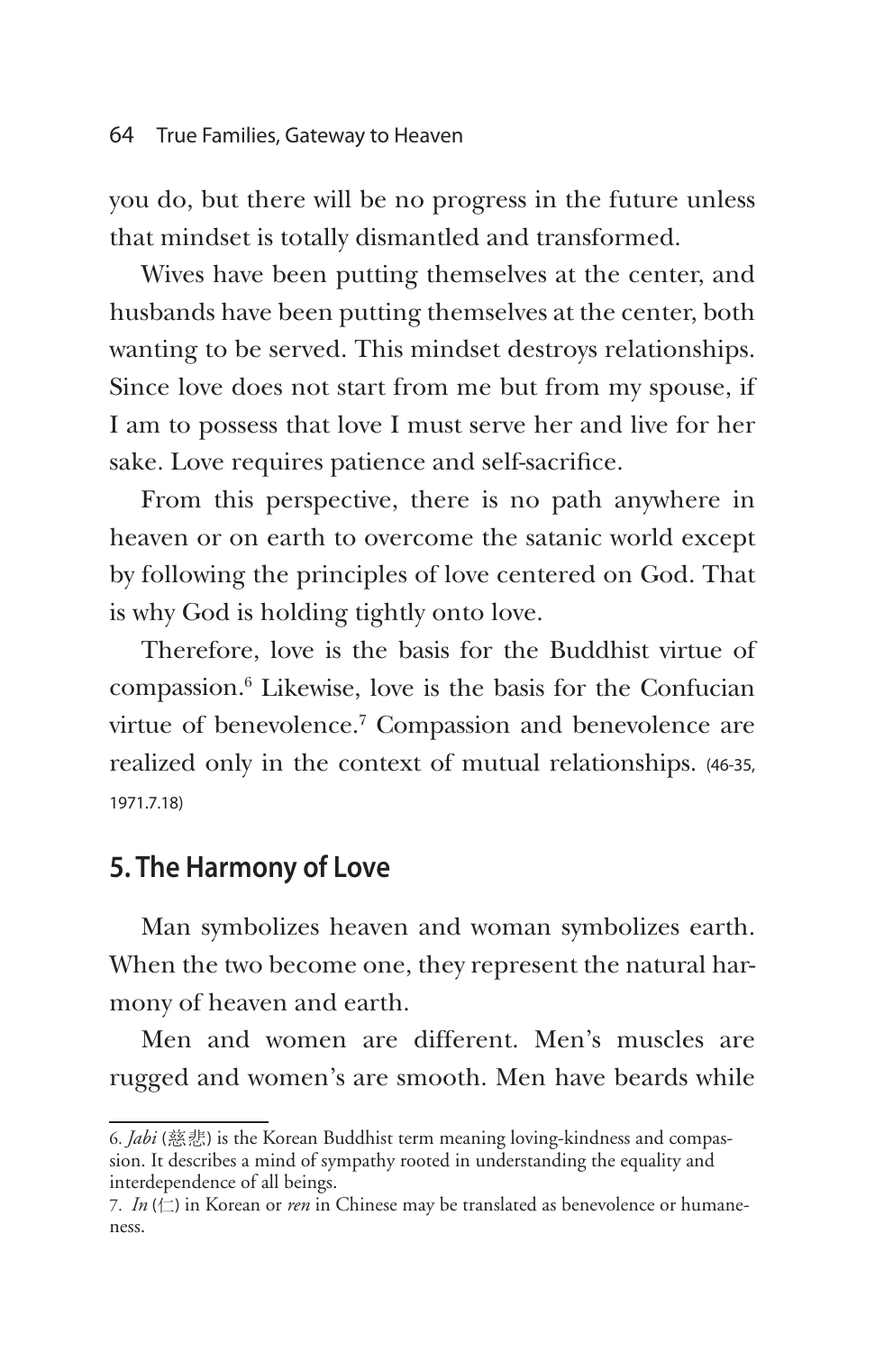you do, but there will be no progress in the future unless that mindset is totally dismantled and transformed.

Wives have been putting themselves at the center, and husbands have been putting themselves at the center, both wanting to be served. This mindset destroys relationships. Since love does not start from me but from my spouse, if I am to possess that love I must serve her and live for her sake. Love requires patience and self-sacrifice.

From this perspective, there is no path anywhere in heaven or on earth to overcome the satanic world except by following the principles of love centered on God. That is why God is holding tightly onto love.

Therefore, love is the basis for the Buddhist virtue of compassion.[6] Likewise, love is the basis for the Confucian virtue of benevolence.[7] Compassion and benevolence are realized only in the context of mutual relationships. (46-35, 1971.7.18)

## 5. The Harmony of Love

Man symbolizes heaven and woman symbolizes earth. When the two become one, they represent the natural harmony of heaven and earth.

Men and women are different. Men's muscles are rugged and women's are smooth. Men have beards while

---

6. *Jabi* (慈悲) is the Korean Buddhist term meaning loving-kindness and compassion. It describes a mind of sympathy rooted in understanding the equality and interdependence of all beings.

7. *In* (仁) in Korean or *ren* in Chinese may be translated as benevolence or humaneness.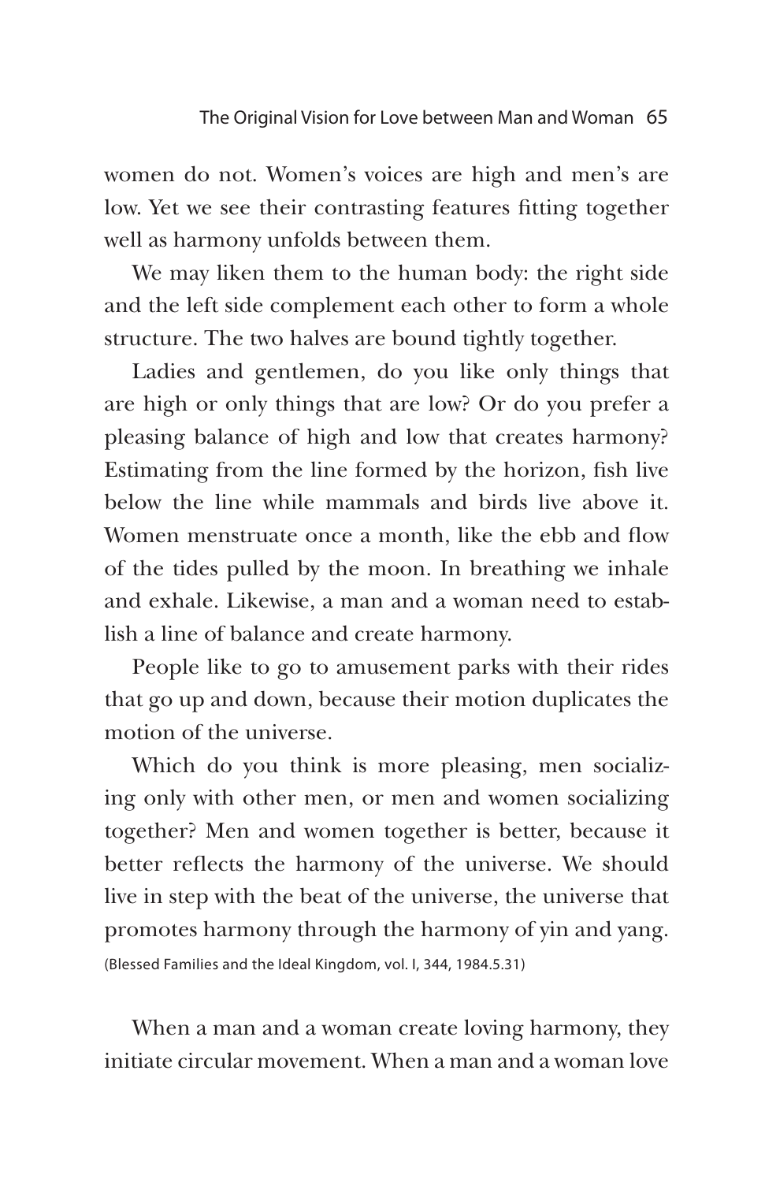women do not. Women's voices are high and men's are low. Yet we see their contrasting features fitting together well as harmony unfolds between them.

We may liken them to the human body: the right side and the left side complement each other to form a whole structure. The two halves are bound tightly together.

Ladies and gentlemen, do you like only things that are high or only things that are low? Or do you prefer a pleasing balance of high and low that creates harmony? Estimating from the line formed by the horizon, fish live below the line while mammals and birds live above it. Women menstruate once a month, like the ebb and flow of the tides pulled by the moon. In breathing we inhale and exhale. Likewise, a man and a woman need to establish a line of balance and create harmony.

People like to go to amusement parks with their rides that go up and down, because their motion duplicates the motion of the universe.

Which do you think is more pleasing, men socializing only with other men, or men and women socializing together? Men and women together is better, because it better reflects the harmony of the universe. We should live in step with the beat of the universe, the universe that promotes harmony through the harmony of yin and yang.
(Blessed Families and the Ideal Kingdom, vol. I, 344, 1984.5.31)

When a man and a woman create loving harmony, they initiate circular movement. When a man and a woman love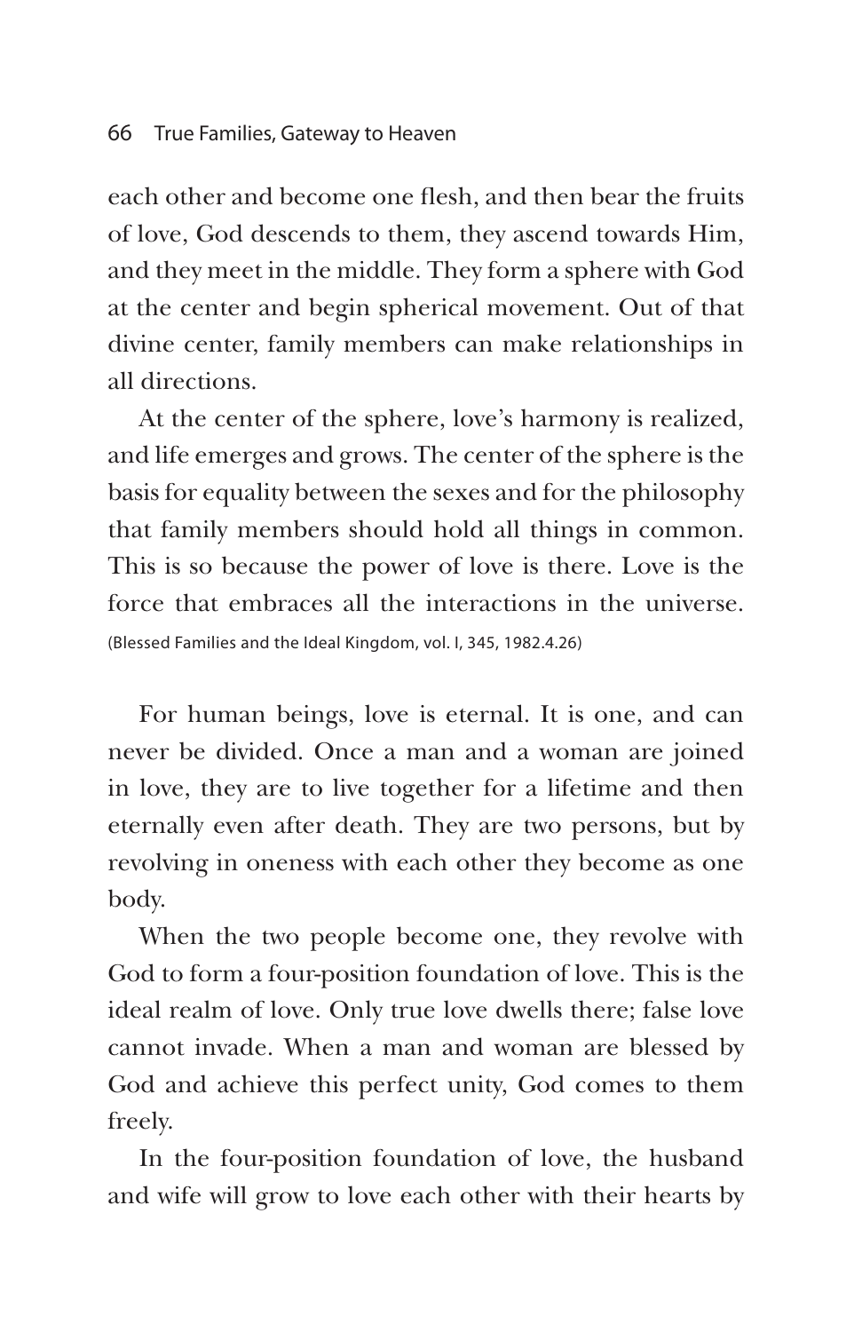each other and become one flesh, and then bear the fruits of love, God descends to them, they ascend towards Him, and they meet in the middle. They form a sphere with God at the center and begin spherical movement. Out of that divine center, family members can make relationships in all directions.

At the center of the sphere, love's harmony is realized, and life emerges and grows. The center of the sphere is the basis for equality between the sexes and for the philosophy that family members should hold all things in common. This is so because the power of love is there. Love is the force that embraces all the interactions in the universe. (Blessed Families and the Ideal Kingdom, vol. I, 345, 1982.4.26)

For human beings, love is eternal. It is one, and can never be divided. Once a man and a woman are joined in love, they are to live together for a lifetime and then eternally even after death. They are two persons, but by revolving in oneness with each other they become as one body.

When the two people become one, they revolve with God to form a four-position foundation of love. This is the ideal realm of love. Only true love dwells there; false love cannot invade. When a man and woman are blessed by God and achieve this perfect unity, God comes to them freely.

In the four-position foundation of love, the husband and wife will grow to love each other with their hearts by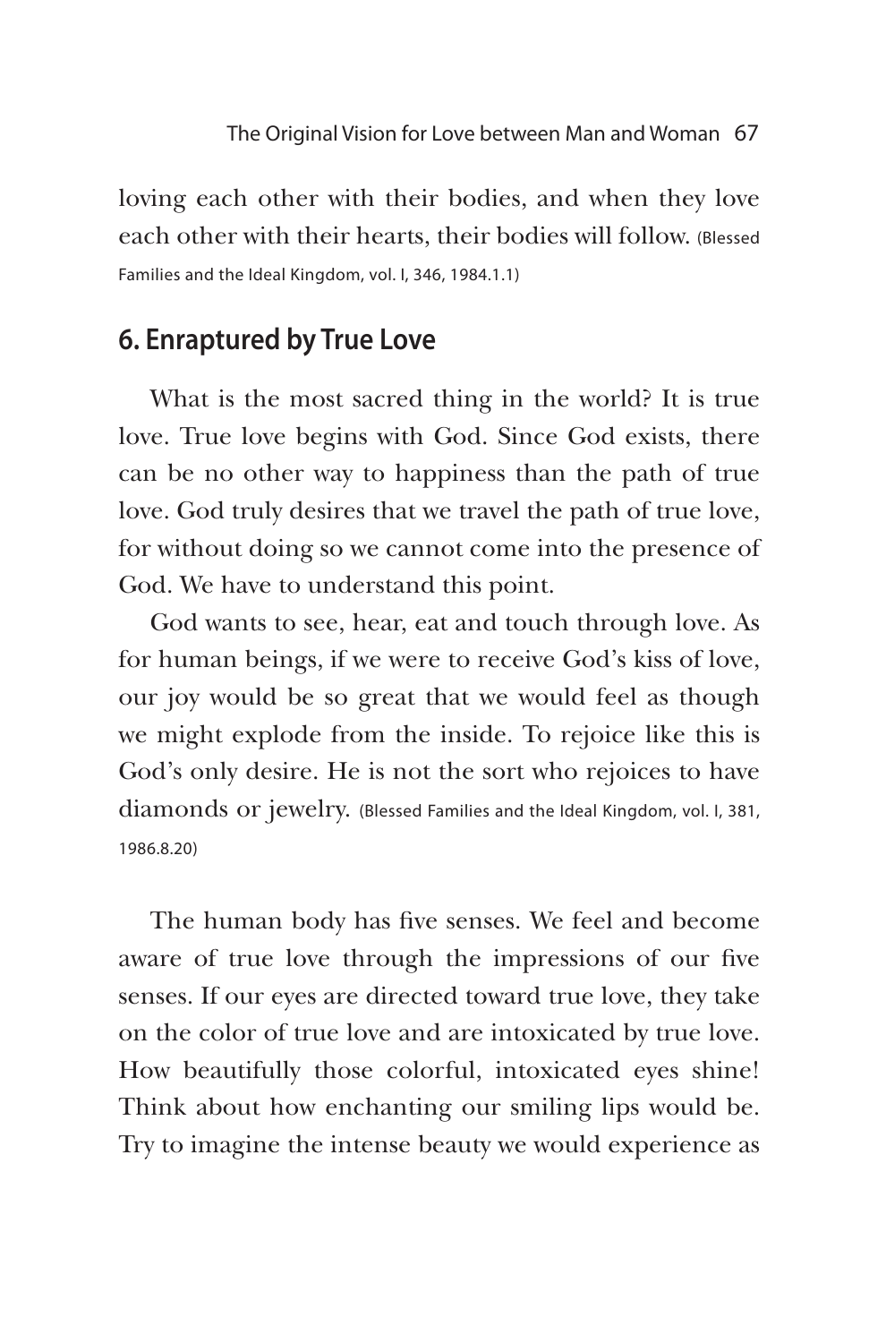loving each other with their bodies, and when they love each other with their hearts, their bodies will follow. (Blessed Families and the Ideal Kingdom, vol. I, 346, 1984.1.1)

## 6. Enraptured by True Love

What is the most sacred thing in the world? It is true love. True love begins with God. Since God exists, there can be no other way to happiness than the path of true love. God truly desires that we travel the path of true love, for without doing so we cannot come into the presence of God. We have to understand this point.

God wants to see, hear, eat and touch through love. As for human beings, if we were to receive God's kiss of love, our joy would be so great that we would feel as though we might explode from the inside. To rejoice like this is God's only desire. He is not the sort who rejoices to have diamonds or jewelry. (Blessed Families and the Ideal Kingdom, vol. I, 381, 1986.8.20)

The human body has five senses. We feel and become aware of true love through the impressions of our five senses. If our eyes are directed toward true love, they take on the color of true love and are intoxicated by true love. How beautifully those colorful, intoxicated eyes shine! Think about how enchanting our smiling lips would be. Try to imagine the intense beauty we would experience as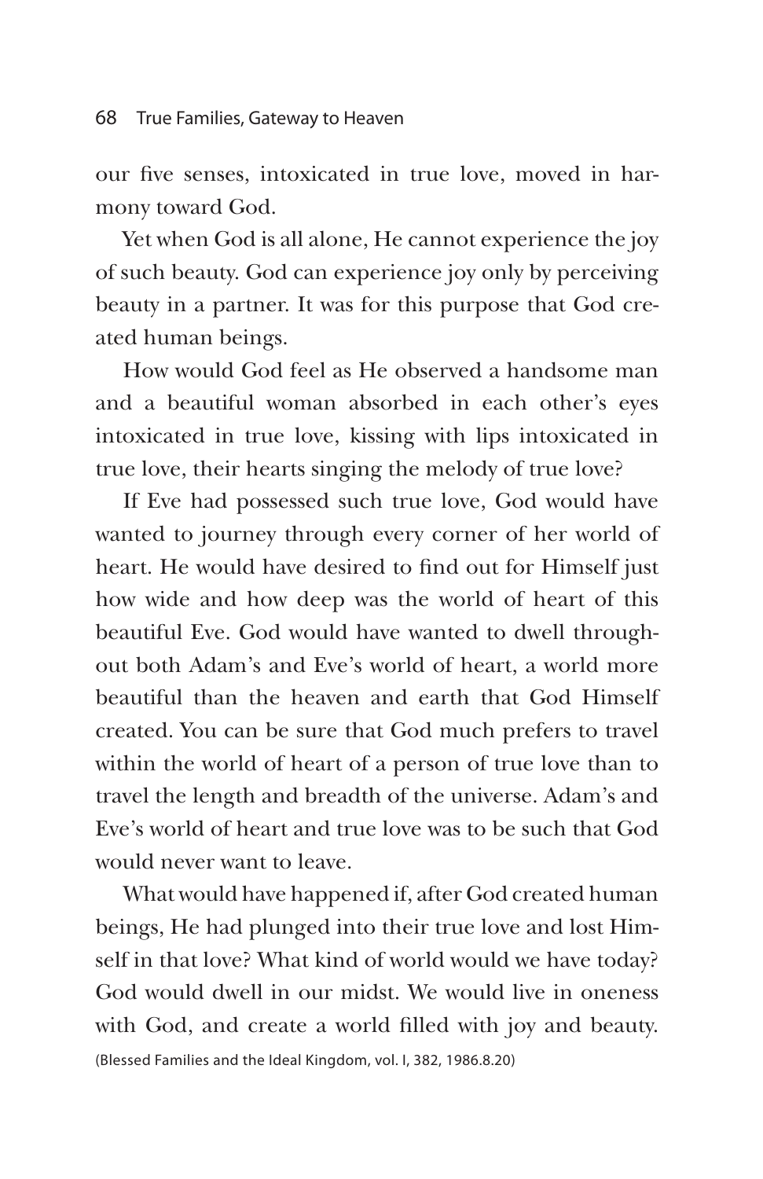our five senses, intoxicated in true love, moved in harmony toward God.

Yet when God is all alone, He cannot experience the joy of such beauty. God can experience joy only by perceiving beauty in a partner. It was for this purpose that God created human beings.

How would God feel as He observed a handsome man and a beautiful woman absorbed in each other's eyes intoxicated in true love, kissing with lips intoxicated in true love, their hearts singing the melody of true love?

If Eve had possessed such true love, God would have wanted to journey through every corner of her world of heart. He would have desired to find out for Himself just how wide and how deep was the world of heart of this beautiful Eve. God would have wanted to dwell throughout both Adam's and Eve's world of heart, a world more beautiful than the heaven and earth that God Himself created. You can be sure that God much prefers to travel within the world of heart of a person of true love than to travel the length and breadth of the universe. Adam's and Eve's world of heart and true love was to be such that God would never want to leave.

What would have happened if, after God created human beings, He had plunged into their true love and lost Himself in that love? What kind of world would we have today? God would dwell in our midst. We would live in oneness with God, and create a world filled with joy and beauty. (Blessed Families and the Ideal Kingdom, vol. I, 382, 1986.8.20)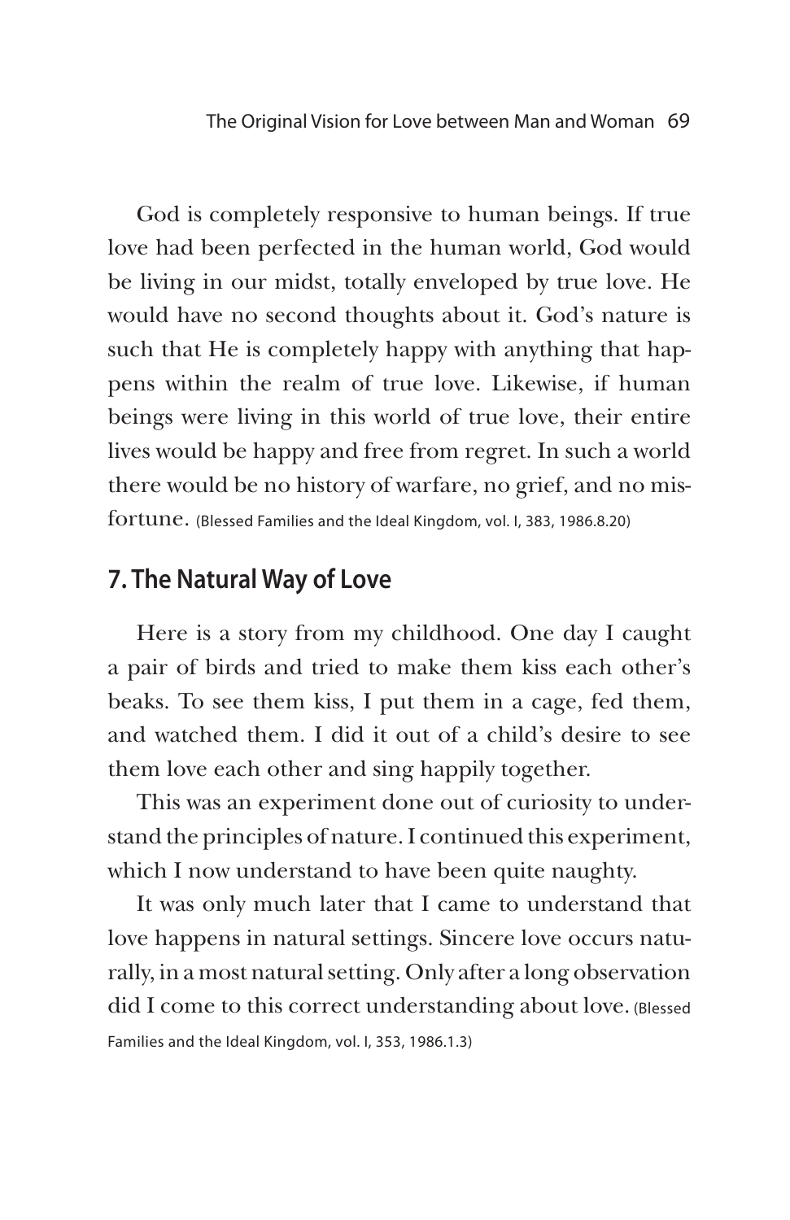God is completely responsive to human beings. If true love had been perfected in the human world, God would be living in our midst, totally enveloped by true love. He would have no second thoughts about it. God's nature is such that He is completely happy with anything that happens within the realm of true love. Likewise, if human beings were living in this world of true love, their entire lives would be happy and free from regret. In such a world there would be no history of warfare, no grief, and no misfortune. (Blessed Families and the Ideal Kingdom, vol. I, 383, 1986.8.20)

## 7. The Natural Way of Love

Here is a story from my childhood. One day I caught a pair of birds and tried to make them kiss each other's beaks. To see them kiss, I put them in a cage, fed them, and watched them. I did it out of a child's desire to see them love each other and sing happily together.

This was an experiment done out of curiosity to understand the principles of nature. I continued this experiment, which I now understand to have been quite naughty.

It was only much later that I came to understand that love happens in natural settings. Sincere love occurs naturally, in a most natural setting. Only after a long observation did I come to this correct understanding about love. (Blessed Families and the Ideal Kingdom, vol. I, 353, 1986.1.3)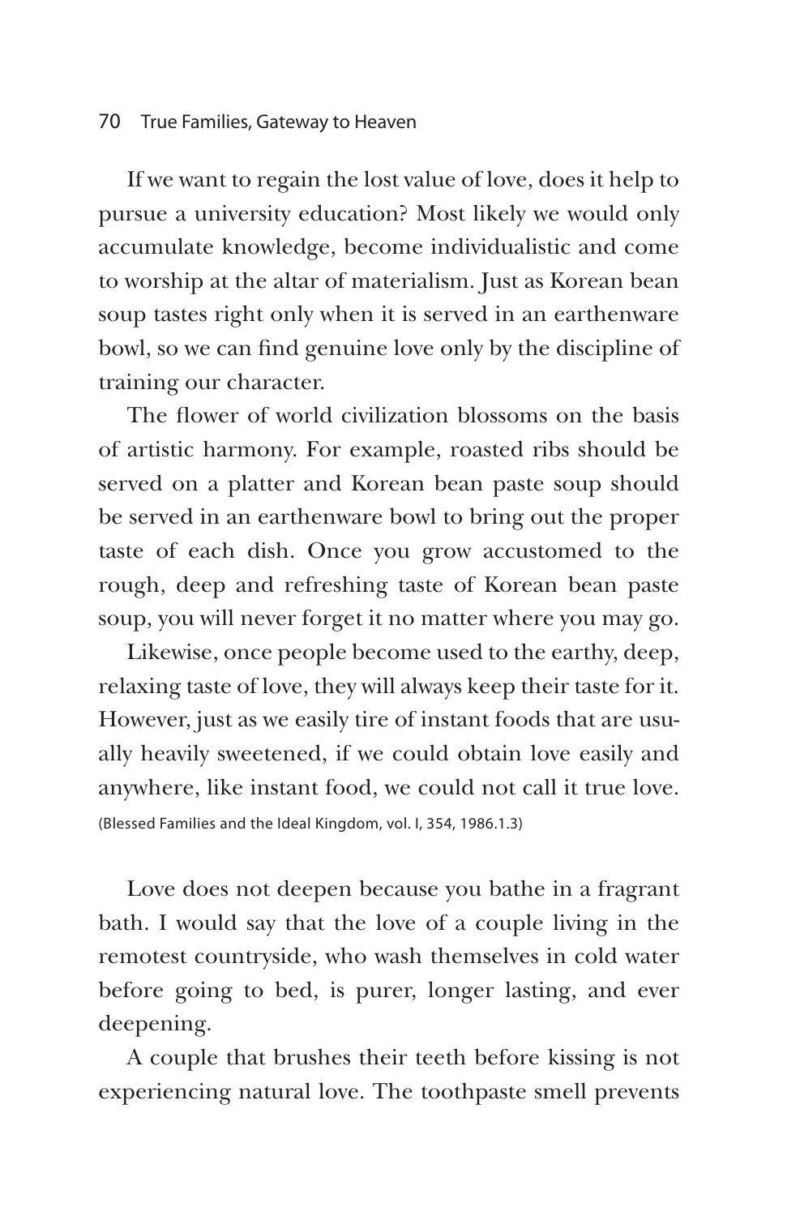If we want to regain the lost value of love, does it help to pursue a university education? Most likely we would only accumulate knowledge, become individualistic and come to worship at the altar of materialism. Just as Korean bean soup tastes right only when it is served in an earthenware bowl, so we can find genuine love only by the discipline of training our character.

The flower of world civilization blossoms on the basis of artistic harmony. For example, roasted ribs should be served on a platter and Korean bean paste soup should be served in an earthenware bowl to bring out the proper taste of each dish. Once you grow accustomed to the rough, deep and refreshing taste of Korean bean paste soup, you will never forget it no matter where you may go.

Likewise, once people become used to the earthy, deep, relaxing taste of love, they will always keep their taste for it. However, just as we easily tire of instant foods that are usually heavily sweetened, if we could obtain love easily and anywhere, like instant food, we could not call it true love. (Blessed Families and the Ideal Kingdom, vol. I, 354, 1986.1.3)

Love does not deepen because you bathe in a fragrant bath. I would say that the love of a couple living in the remotest countryside, who wash themselves in cold water before going to bed, is purer, longer lasting, and ever deepening.

A couple that brushes their teeth before kissing is not experiencing natural love. The toothpaste smell prevents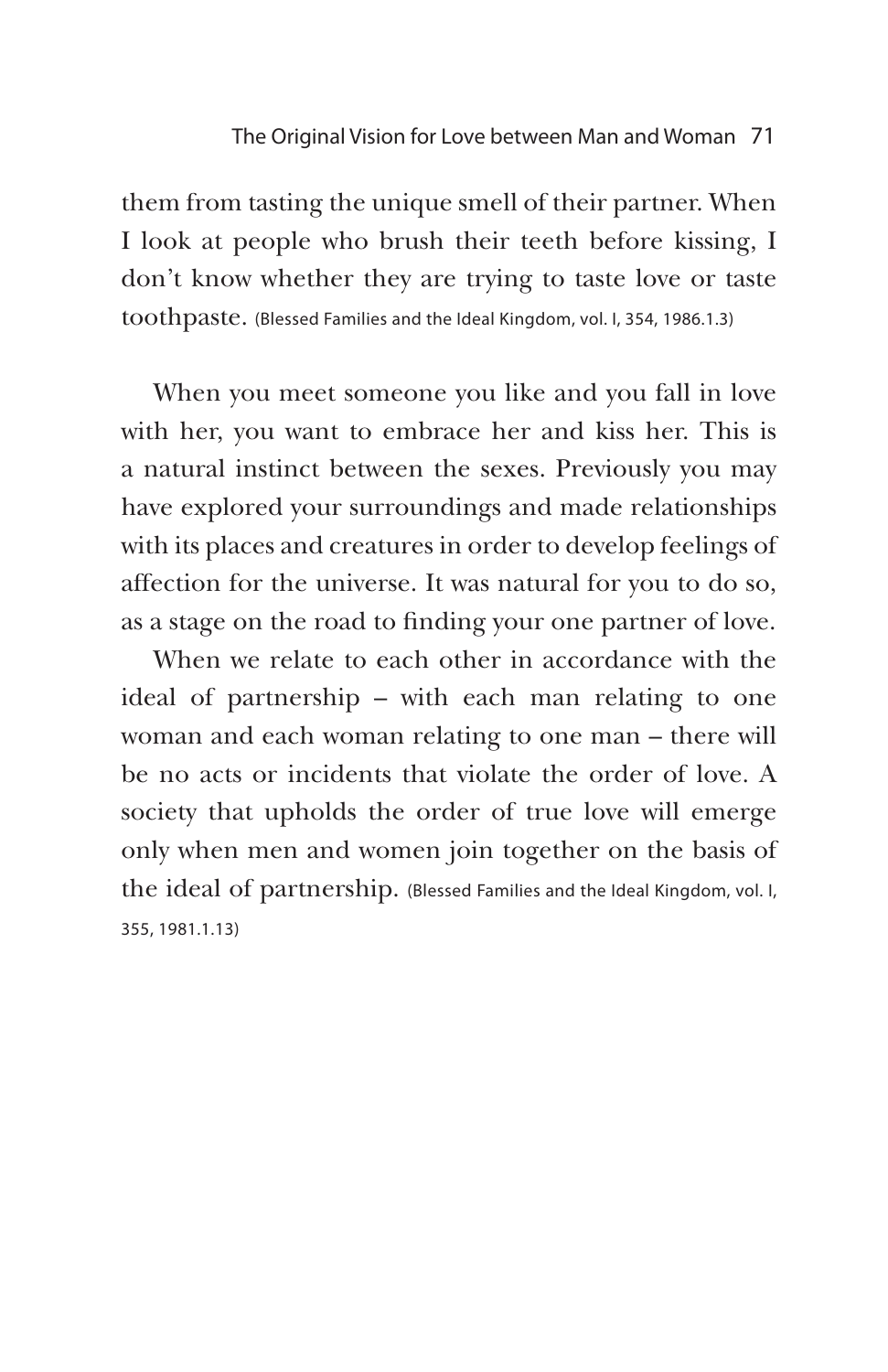them from tasting the unique smell of their partner. When I look at people who brush their teeth before kissing, I don't know whether they are trying to taste love or taste toothpaste. (Blessed Families and the Ideal Kingdom, vol. I, 354, 1986.1.3)

When you meet someone you like and you fall in love with her, you want to embrace her and kiss her. This is a natural instinct between the sexes. Previously you may have explored your surroundings and made relationships with its places and creatures in order to develop feelings of affection for the universe. It was natural for you to do so, as a stage on the road to finding your one partner of love.

When we relate to each other in accordance with the ideal of partnership – with each man relating to one woman and each woman relating to one man – there will be no acts or incidents that violate the order of love. A society that upholds the order of true love will emerge only when men and women join together on the basis of the ideal of partnership. (Blessed Families and the Ideal Kingdom, vol. I, 355, 1981.1.13)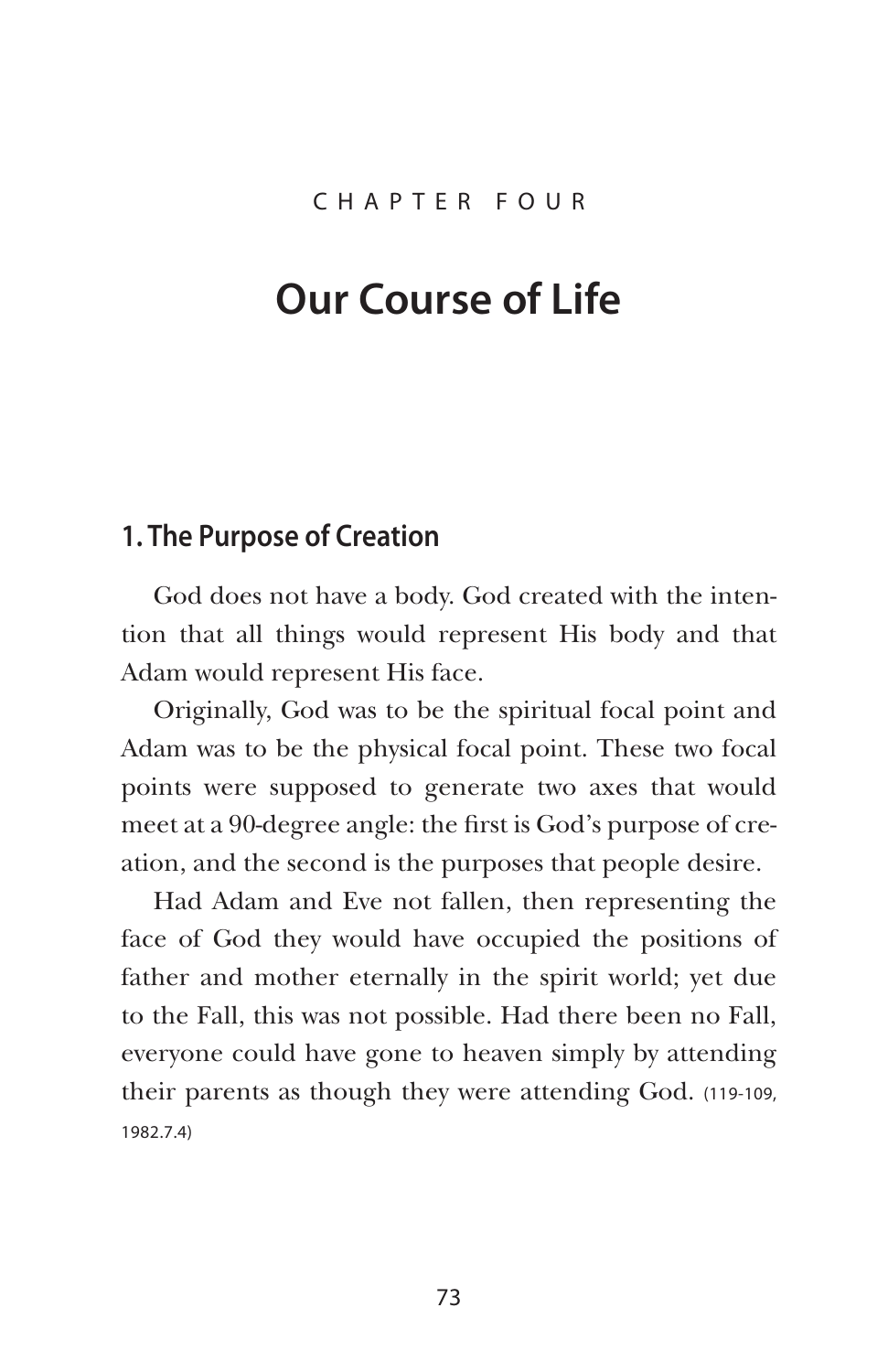CHAPTER FOUR

# Our Course of Life

## 1. The Purpose of Creation

God does not have a body. God created with the intention that all things would represent His body and that Adam would represent His face.

Originally, God was to be the spiritual focal point and Adam was to be the physical focal point. These two focal points were supposed to generate two axes that would meet at a 90-degree angle: the first is God's purpose of creation, and the second is the purposes that people desire.

Had Adam and Eve not fallen, then representing the face of God they would have occupied the positions of father and mother eternally in the spirit world; yet due to the Fall, this was not possible. Had there been no Fall, everyone could have gone to heaven simply by attending their parents as though they were attending God. (119-109, 1982.7.4)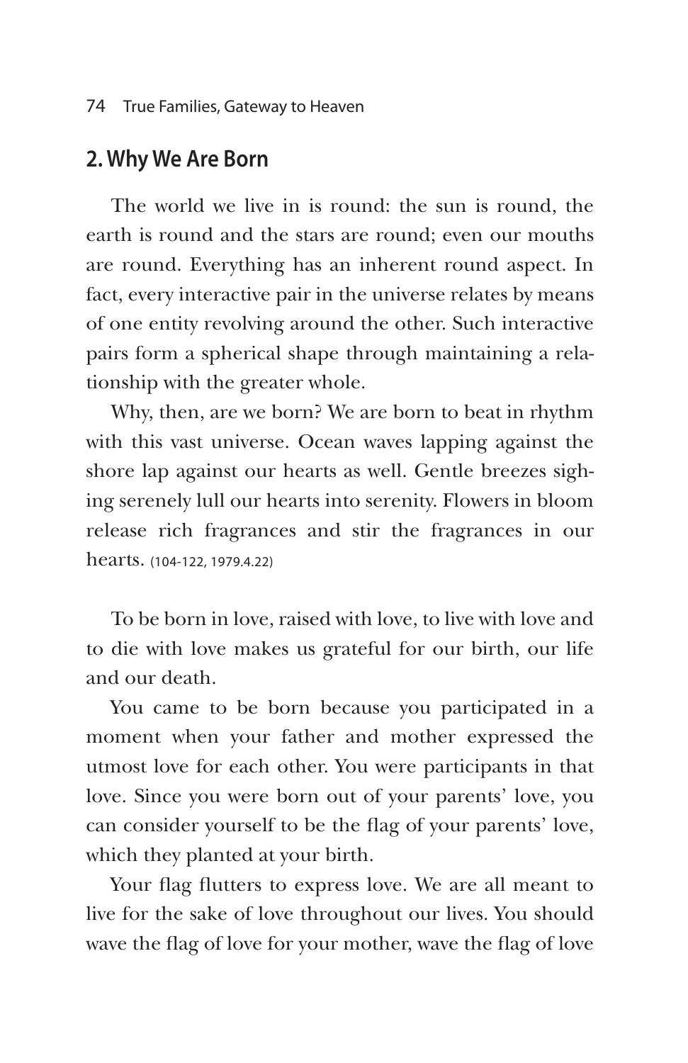## 2. Why We Are Born

The world we live in is round: the sun is round, the earth is round and the stars are round; even our mouths are round. Everything has an inherent round aspect. In fact, every interactive pair in the universe relates by means of one entity revolving around the other. Such interactive pairs form a spherical shape through maintaining a relationship with the greater whole.

Why, then, are we born? We are born to beat in rhythm with this vast universe. Ocean waves lapping against the shore lap against our hearts as well. Gentle breezes sighing serenely lull our hearts into serenity. Flowers in bloom release rich fragrances and stir the fragrances in our hearts. (104-122, 1979.4.22)

To be born in love, raised with love, to live with love and to die with love makes us grateful for our birth, our life and our death.

You came to be born because you participated in a moment when your father and mother expressed the utmost love for each other. You were participants in that love. Since you were born out of your parents' love, you can consider yourself to be the flag of your parents' love, which they planted at your birth.

Your flag flutters to express love. We are all meant to live for the sake of love throughout our lives. You should wave the flag of love for your mother, wave the flag of love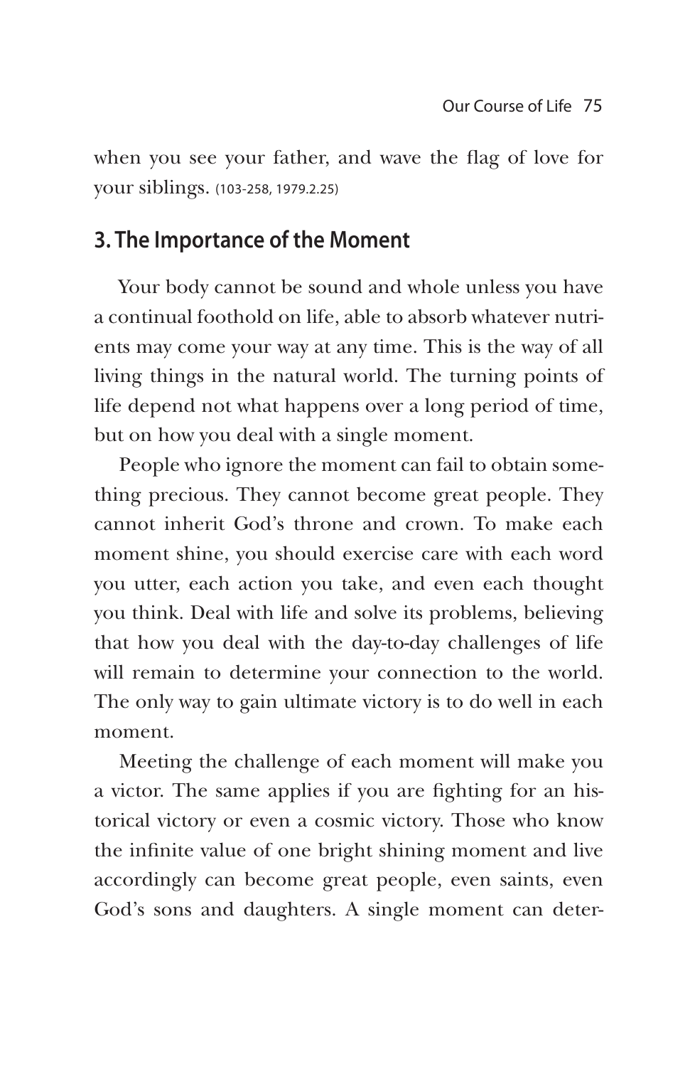when you see your father, and wave the flag of love for your siblings. (103-258, 1979.2.25)

## 3. The Importance of the Moment

Your body cannot be sound and whole unless you have a continual foothold on life, able to absorb whatever nutrients may come your way at any time. This is the way of all living things in the natural world. The turning points of life depend not what happens over a long period of time, but on how you deal with a single moment.

People who ignore the moment can fail to obtain something precious. They cannot become great people. They cannot inherit God's throne and crown. To make each moment shine, you should exercise care with each word you utter, each action you take, and even each thought you think. Deal with life and solve its problems, believing that how you deal with the day-to-day challenges of life will remain to determine your connection to the world. The only way to gain ultimate victory is to do well in each moment.

Meeting the challenge of each moment will make you a victor. The same applies if you are fighting for an historical victory or even a cosmic victory. Those who know the infinite value of one bright shining moment and live accordingly can become great people, even saints, even God's sons and daughters. A single moment can deter-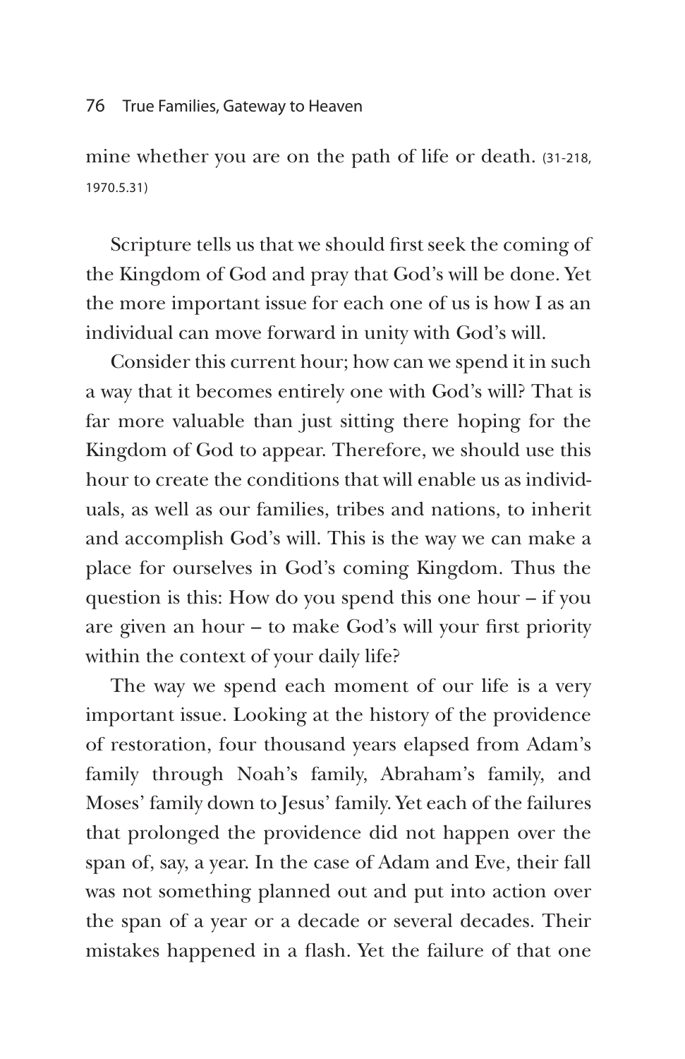mine whether you are on the path of life or death. (31-218, 1970.5.31)

Scripture tells us that we should first seek the coming of the Kingdom of God and pray that God's will be done. Yet the more important issue for each one of us is how I as an individual can move forward in unity with God's will.

Consider this current hour; how can we spend it in such a way that it becomes entirely one with God's will? That is far more valuable than just sitting there hoping for the Kingdom of God to appear. Therefore, we should use this hour to create the conditions that will enable us as individuals, as well as our families, tribes and nations, to inherit and accomplish God's will. This is the way we can make a place for ourselves in God's coming Kingdom. Thus the question is this: How do you spend this one hour – if you are given an hour – to make God's will your first priority within the context of your daily life?

The way we spend each moment of our life is a very important issue. Looking at the history of the providence of restoration, four thousand years elapsed from Adam's family through Noah's family, Abraham's family, and Moses' family down to Jesus' family. Yet each of the failures that prolonged the providence did not happen over the span of, say, a year. In the case of Adam and Eve, their fall was not something planned out and put into action over the span of a year or a decade or several decades. Their mistakes happened in a flash. Yet the failure of that one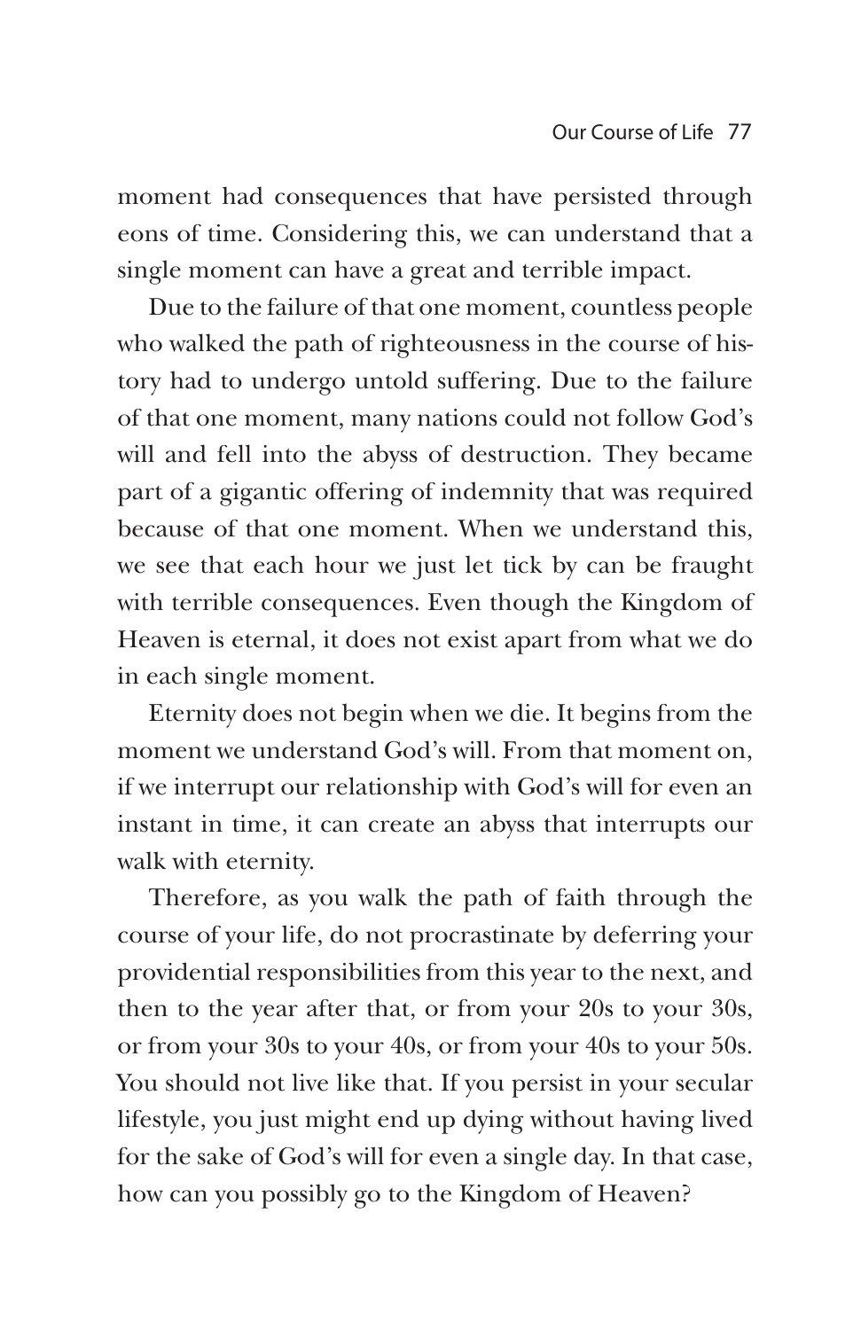moment had consequences that have persisted through eons of time. Considering this, we can understand that a single moment can have a great and terrible impact.

Due to the failure of that one moment, countless people who walked the path of righteousness in the course of history had to undergo untold suffering. Due to the failure of that one moment, many nations could not follow God's will and fell into the abyss of destruction. They became part of a gigantic offering of indemnity that was required because of that one moment. When we understand this, we see that each hour we just let tick by can be fraught with terrible consequences. Even though the Kingdom of Heaven is eternal, it does not exist apart from what we do in each single moment.

Eternity does not begin when we die. It begins from the moment we understand God's will. From that moment on, if we interrupt our relationship with God's will for even an instant in time, it can create an abyss that interrupts our walk with eternity.

Therefore, as you walk the path of faith through the course of your life, do not procrastinate by deferring your providential responsibilities from this year to the next, and then to the year after that, or from your 20s to your 30s, or from your 30s to your 40s, or from your 40s to your 50s. You should not live like that. If you persist in your secular lifestyle, you just might end up dying without having lived for the sake of God's will for even a single day. In that case, how can you possibly go to the Kingdom of Heaven?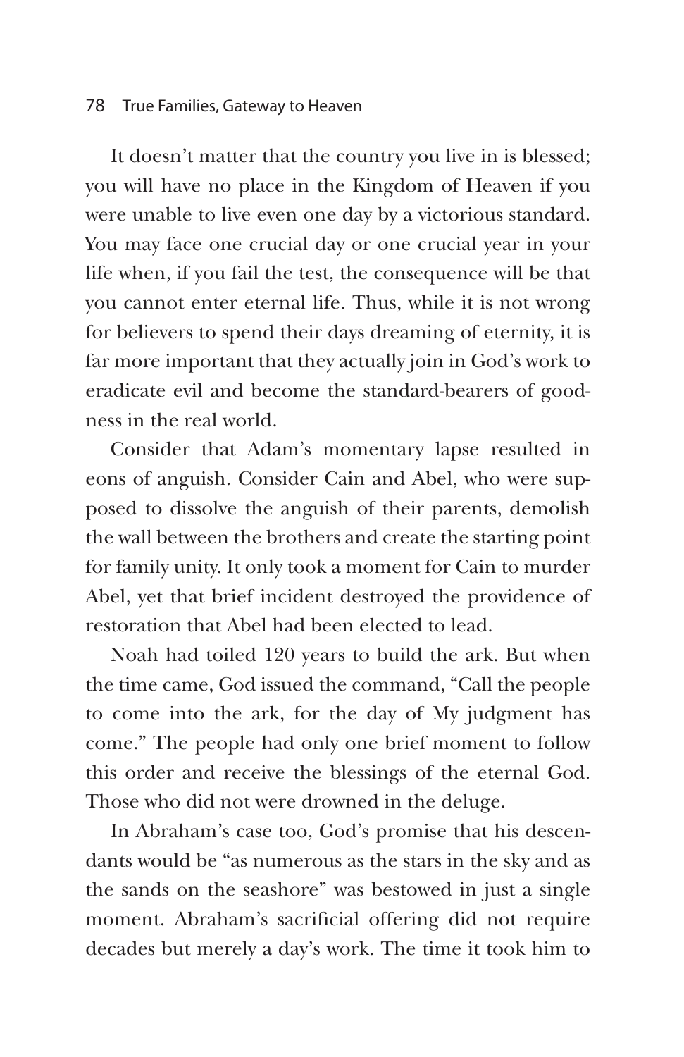It doesn't matter that the country you live in is blessed; you will have no place in the Kingdom of Heaven if you were unable to live even one day by a victorious standard. You may face one crucial day or one crucial year in your life when, if you fail the test, the consequence will be that you cannot enter eternal life. Thus, while it is not wrong for believers to spend their days dreaming of eternity, it is far more important that they actually join in God's work to eradicate evil and become the standard-bearers of goodness in the real world.

Consider that Adam's momentary lapse resulted in eons of anguish. Consider Cain and Abel, who were supposed to dissolve the anguish of their parents, demolish the wall between the brothers and create the starting point for family unity. It only took a moment for Cain to murder Abel, yet that brief incident destroyed the providence of restoration that Abel had been elected to lead.

Noah had toiled 120 years to build the ark. But when the time came, God issued the command, "Call the people to come into the ark, for the day of My judgment has come." The people had only one brief moment to follow this order and receive the blessings of the eternal God. Those who did not were drowned in the deluge.

In Abraham's case too, God's promise that his descendants would be "as numerous as the stars in the sky and as the sands on the seashore" was bestowed in just a single moment. Abraham's sacrificial offering did not require decades but merely a day's work. The time it took him to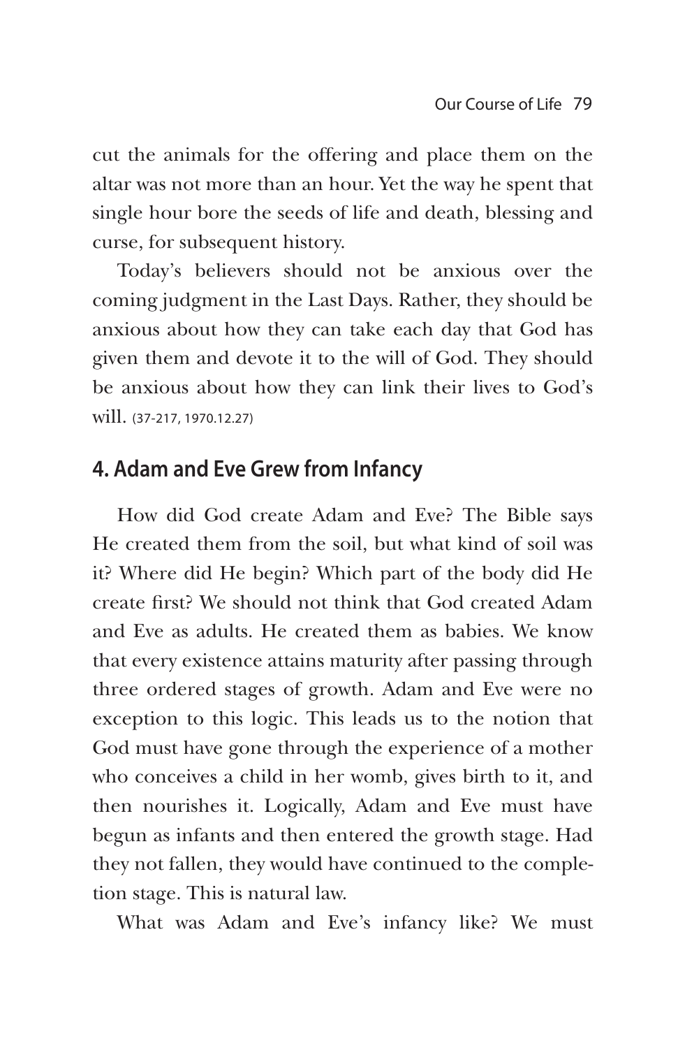cut the animals for the offering and place them on the altar was not more than an hour. Yet the way he spent that single hour bore the seeds of life and death, blessing and curse, for subsequent history.

Today's believers should not be anxious over the coming judgment in the Last Days. Rather, they should be anxious about how they can take each day that God has given them and devote it to the will of God. They should be anxious about how they can link their lives to God's will. (37-217, 1970.12.27)

## 4. Adam and Eve Grew from Infancy

How did God create Adam and Eve? The Bible says He created them from the soil, but what kind of soil was it? Where did He begin? Which part of the body did He create first? We should not think that God created Adam and Eve as adults. He created them as babies. We know that every existence attains maturity after passing through three ordered stages of growth. Adam and Eve were no exception to this logic. This leads us to the notion that God must have gone through the experience of a mother who conceives a child in her womb, gives birth to it, and then nourishes it. Logically, Adam and Eve must have begun as infants and then entered the growth stage. Had they not fallen, they would have continued to the completion stage. This is natural law.

What was Adam and Eve's infancy like? We must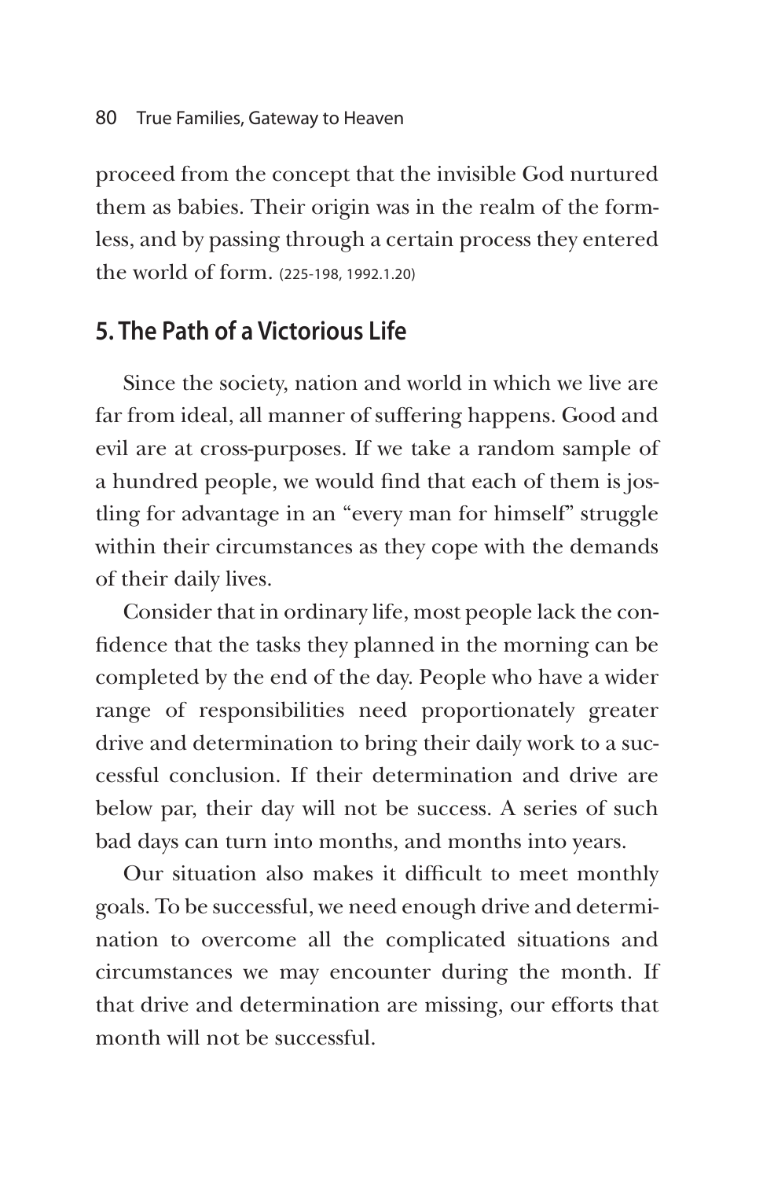proceed from the concept that the invisible God nurtured them as babies. Their origin was in the realm of the formless, and by passing through a certain process they entered the world of form. (225-198, 1992.1.20)

## 5. The Path of a Victorious Life

Since the society, nation and world in which we live are far from ideal, all manner of suffering happens. Good and evil are at cross-purposes. If we take a random sample of a hundred people, we would find that each of them is jostling for advantage in an "every man for himself" struggle within their circumstances as they cope with the demands of their daily lives.

Consider that in ordinary life, most people lack the confidence that the tasks they planned in the morning can be completed by the end of the day. People who have a wider range of responsibilities need proportionately greater drive and determination to bring their daily work to a successful conclusion. If their determination and drive are below par, their day will not be success. A series of such bad days can turn into months, and months into years.

Our situation also makes it difficult to meet monthly goals. To be successful, we need enough drive and determination to overcome all the complicated situations and circumstances we may encounter during the month. If that drive and determination are missing, our efforts that month will not be successful.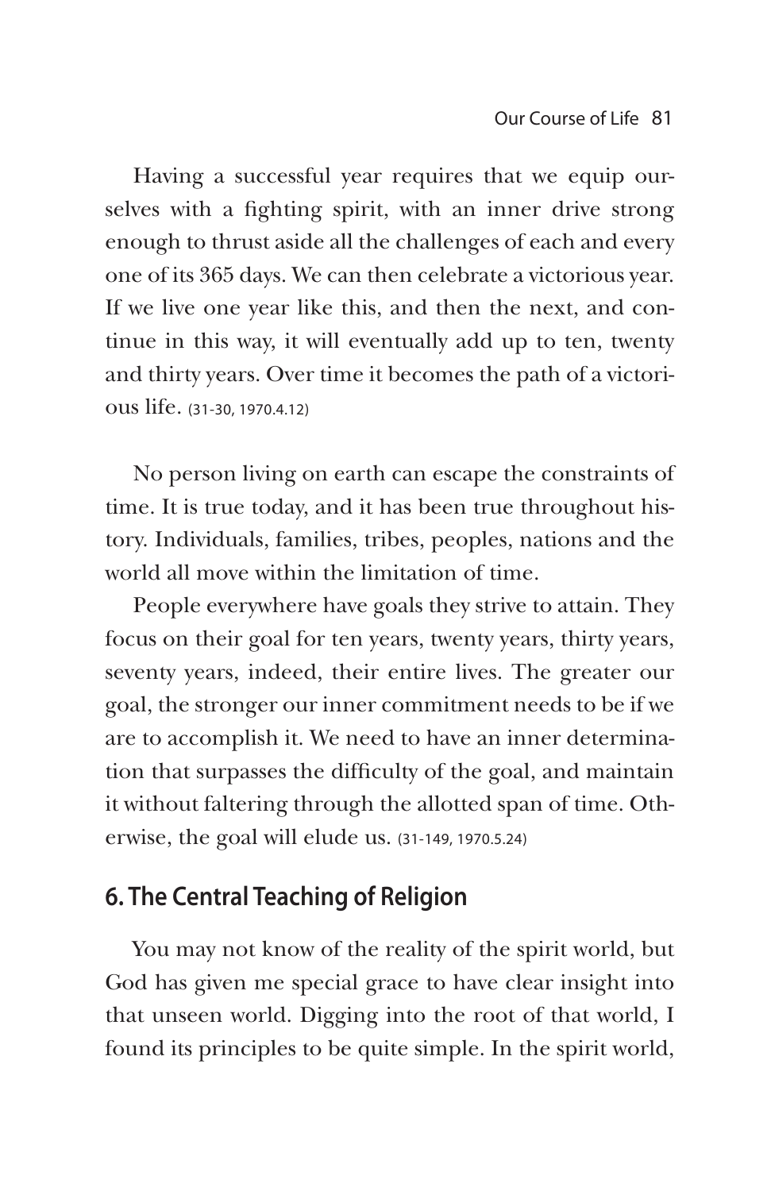Having a successful year requires that we equip ourselves with a fighting spirit, with an inner drive strong enough to thrust aside all the challenges of each and every one of its 365 days. We can then celebrate a victorious year. If we live one year like this, and then the next, and continue in this way, it will eventually add up to ten, twenty and thirty years. Over time it becomes the path of a victorious life. (31-30, 1970.4.12)

No person living on earth can escape the constraints of time. It is true today, and it has been true throughout history. Individuals, families, tribes, peoples, nations and the world all move within the limitation of time.

People everywhere have goals they strive to attain. They focus on their goal for ten years, twenty years, thirty years, seventy years, indeed, their entire lives. The greater our goal, the stronger our inner commitment needs to be if we are to accomplish it. We need to have an inner determination that surpasses the difficulty of the goal, and maintain it without faltering through the allotted span of time. Otherwise, the goal will elude us. (31-149, 1970.5.24)

## 6. The Central Teaching of Religion

You may not know of the reality of the spirit world, but God has given me special grace to have clear insight into that unseen world. Digging into the root of that world, I found its principles to be quite simple. In the spirit world,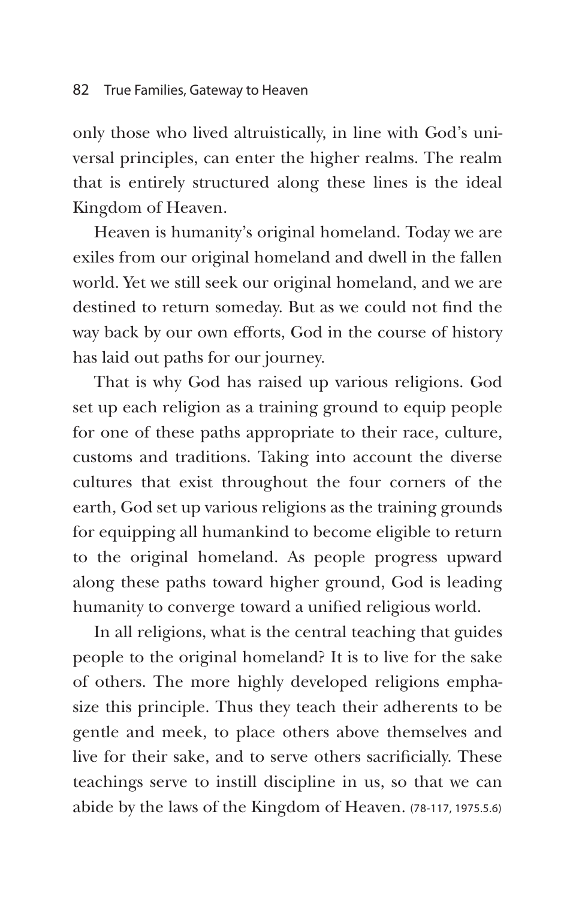only those who lived altruistically, in line with God's universal principles, can enter the higher realms. The realm that is entirely structured along these lines is the ideal Kingdom of Heaven.

Heaven is humanity's original homeland. Today we are exiles from our original homeland and dwell in the fallen world. Yet we still seek our original homeland, and we are destined to return someday. But as we could not find the way back by our own efforts, God in the course of history has laid out paths for our journey.

That is why God has raised up various religions. God set up each religion as a training ground to equip people for one of these paths appropriate to their race, culture, customs and traditions. Taking into account the diverse cultures that exist throughout the four corners of the earth, God set up various religions as the training grounds for equipping all humankind to become eligible to return to the original homeland. As people progress upward along these paths toward higher ground, God is leading humanity to converge toward a unified religious world.

In all religions, what is the central teaching that guides people to the original homeland? It is to live for the sake of others. The more highly developed religions emphasize this principle. Thus they teach their adherents to be gentle and meek, to place others above themselves and live for their sake, and to serve others sacrificially. These teachings serve to instill discipline in us, so that we can abide by the laws of the Kingdom of Heaven. (78-117, 1975.5.6)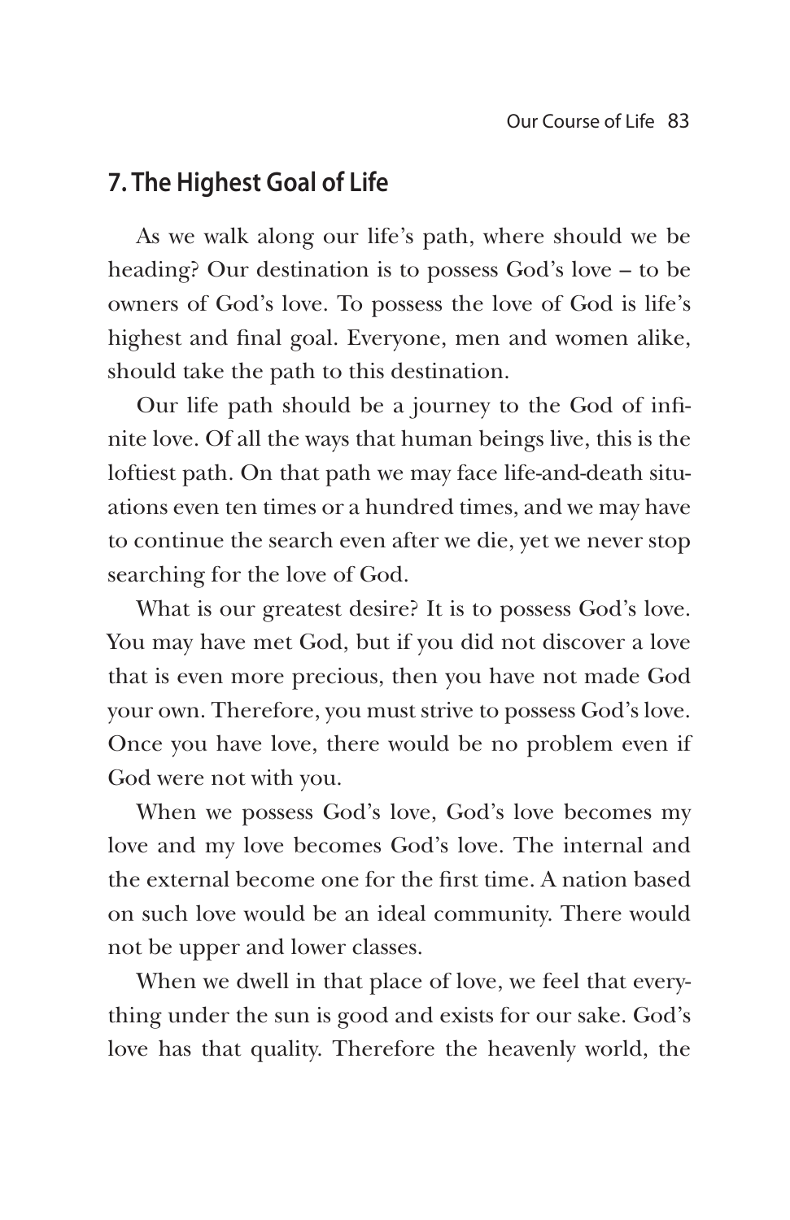## 7. The Highest Goal of Life

As we walk along our life's path, where should we be heading? Our destination is to possess God's love – to be owners of God's love. To possess the love of God is life's highest and final goal. Everyone, men and women alike, should take the path to this destination.

Our life path should be a journey to the God of infinite love. Of all the ways that human beings live, this is the loftiest path. On that path we may face life-and-death situations even ten times or a hundred times, and we may have to continue the search even after we die, yet we never stop searching for the love of God.

What is our greatest desire? It is to possess God's love. You may have met God, but if you did not discover a love that is even more precious, then you have not made God your own. Therefore, you must strive to possess God's love. Once you have love, there would be no problem even if God were not with you.

When we possess God's love, God's love becomes my love and my love becomes God's love. The internal and the external become one for the first time. A nation based on such love would be an ideal community. There would not be upper and lower classes.

When we dwell in that place of love, we feel that everything under the sun is good and exists for our sake. God's love has that quality. Therefore the heavenly world, the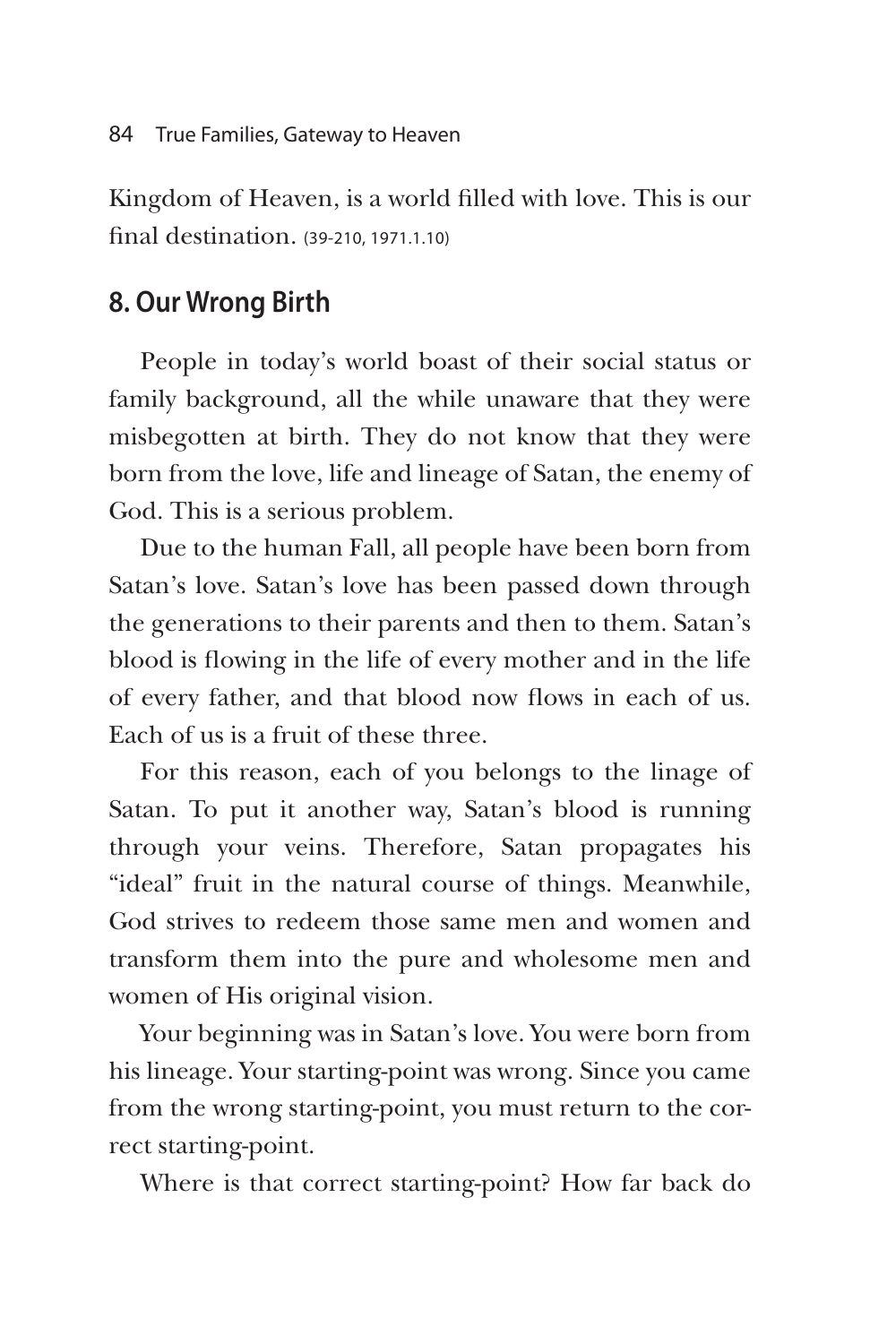Kingdom of Heaven, is a world filled with love. This is our final destination. (39-210, 1971.1.10)

## 8. Our Wrong Birth

People in today's world boast of their social status or family background, all the while unaware that they were misbegotten at birth. They do not know that they were born from the love, life and lineage of Satan, the enemy of God. This is a serious problem.

Due to the human Fall, all people have been born from Satan's love. Satan's love has been passed down through the generations to their parents and then to them. Satan's blood is flowing in the life of every mother and in the life of every father, and that blood now flows in each of us. Each of us is a fruit of these three.

For this reason, each of you belongs to the linage of Satan. To put it another way, Satan's blood is running through your veins. Therefore, Satan propagates his "ideal" fruit in the natural course of things. Meanwhile, God strives to redeem those same men and women and transform them into the pure and wholesome men and women of His original vision.

Your beginning was in Satan's love. You were born from his lineage. Your starting-point was wrong. Since you came from the wrong starting-point, you must return to the correct starting-point.

Where is that correct starting-point? How far back do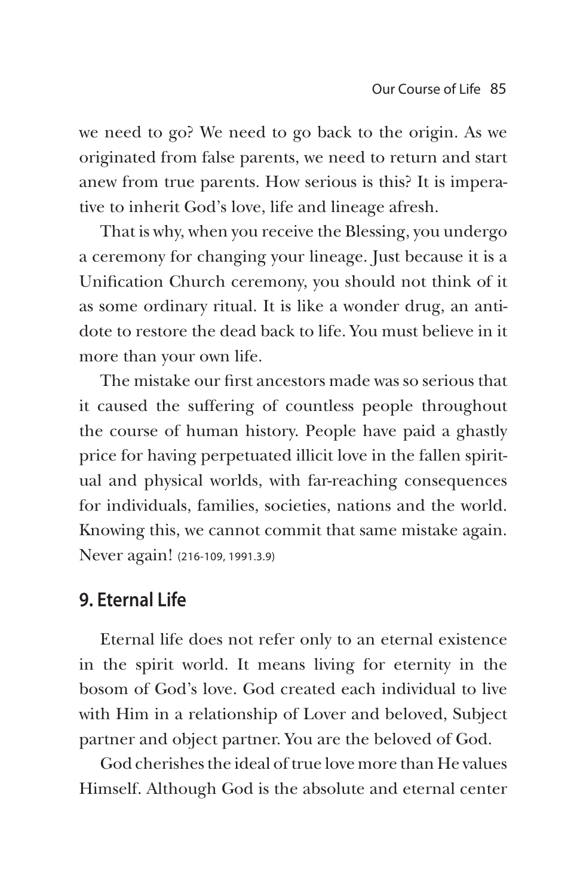we need to go? We need to go back to the origin. As we originated from false parents, we need to return and start anew from true parents. How serious is this? It is imperative to inherit God's love, life and lineage afresh.

That is why, when you receive the Blessing, you undergo a ceremony for changing your lineage. Just because it is a Unification Church ceremony, you should not think of it as some ordinary ritual. It is like a wonder drug, an antidote to restore the dead back to life. You must believe in it more than your own life.

The mistake our first ancestors made was so serious that it caused the suffering of countless people throughout the course of human history. People have paid a ghastly price for having perpetuated illicit love in the fallen spiritual and physical worlds, with far-reaching consequences for individuals, families, societies, nations and the world. Knowing this, we cannot commit that same mistake again. Never again! (216-109, 1991.3.9)

## 9. Eternal Life

Eternal life does not refer only to an eternal existence in the spirit world. It means living for eternity in the bosom of God's love. God created each individual to live with Him in a relationship of Lover and beloved, Subject partner and object partner. You are the beloved of God.

God cherishes the ideal of true love more than He values Himself. Although God is the absolute and eternal center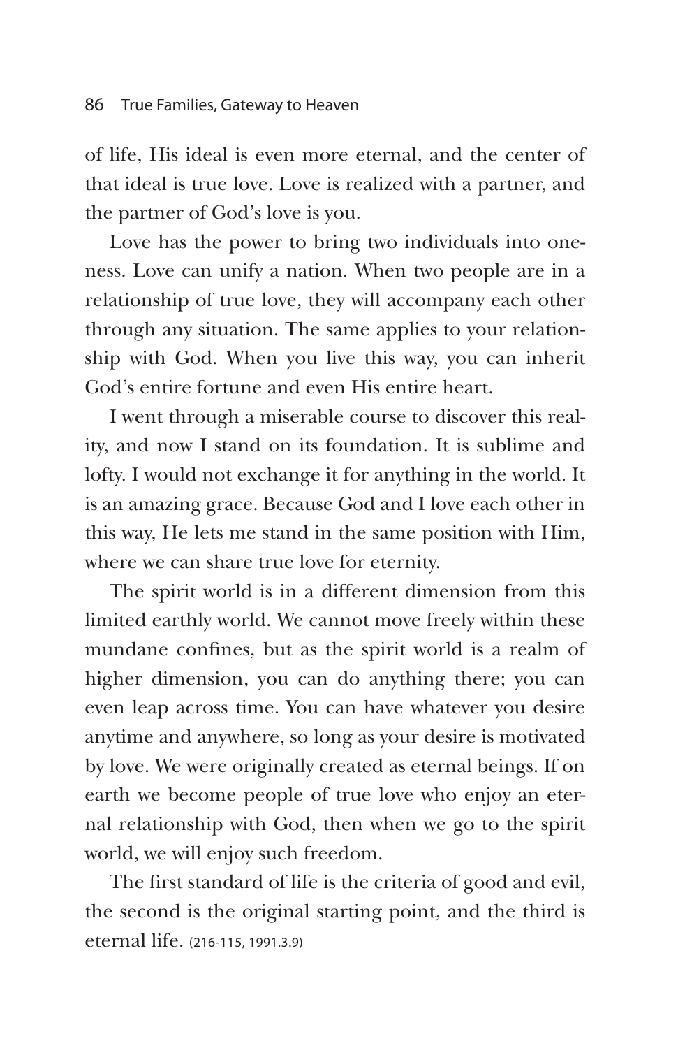of life, His ideal is even more eternal, and the center of that ideal is true love. Love is realized with a partner, and the partner of God's love is you.

Love has the power to bring two individuals into oneness. Love can unify a nation. When two people are in a relationship of true love, they will accompany each other through any situation. The same applies to your relationship with God. When you live this way, you can inherit God's entire fortune and even His entire heart.

I went through a miserable course to discover this reality, and now I stand on its foundation. It is sublime and lofty. I would not exchange it for anything in the world. It is an amazing grace. Because God and I love each other in this way, He lets me stand in the same position with Him, where we can share true love for eternity.

The spirit world is in a different dimension from this limited earthly world. We cannot move freely within these mundane confines, but as the spirit world is a realm of higher dimension, you can do anything there; you can even leap across time. You can have whatever you desire anytime and anywhere, so long as your desire is motivated by love. We were originally created as eternal beings. If on earth we become people of true love who enjoy an eternal relationship with God, then when we go to the spirit world, we will enjoy such freedom.

The first standard of life is the criteria of good and evil, the second is the original starting point, and the third is eternal life. (216-115, 1991.3.9)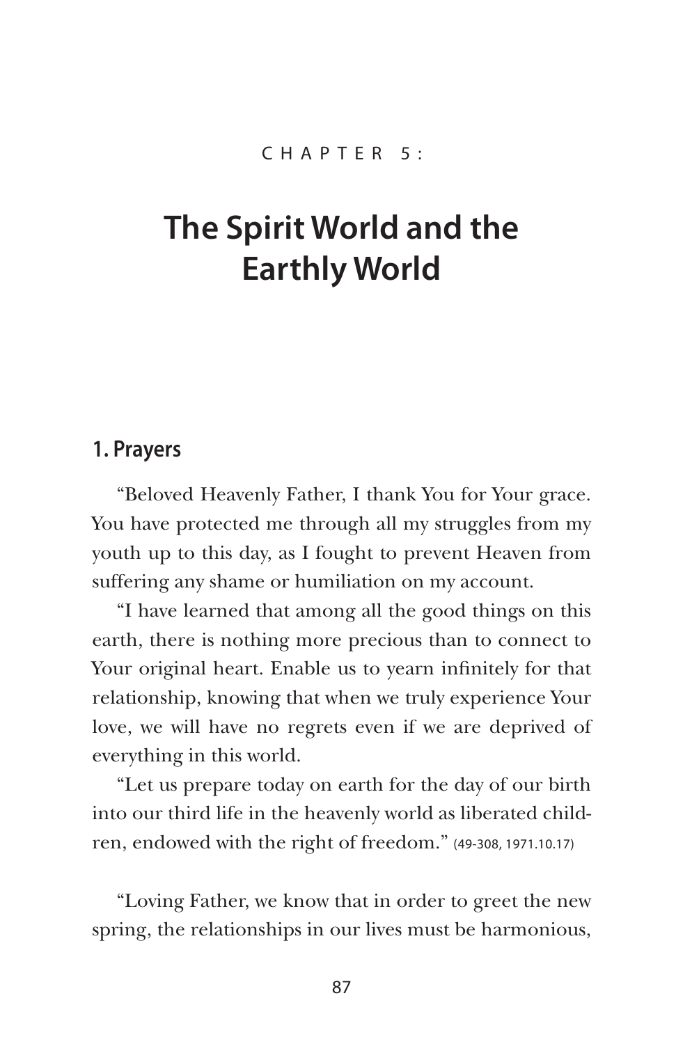CHAPTER 5:

# The Spirit World and the Earthly World

## 1. Prayers

"Beloved Heavenly Father, I thank You for Your grace. You have protected me through all my struggles from my youth up to this day, as I fought to prevent Heaven from suffering any shame or humiliation on my account.

"I have learned that among all the good things on this earth, there is nothing more precious than to connect to Your original heart. Enable us to yearn infinitely for that relationship, knowing that when we truly experience Your love, we will have no regrets even if we are deprived of everything in this world.

"Let us prepare today on earth for the day of our birth into our third life in the heavenly world as liberated children, endowed with the right of freedom." (49-308, 1971.10.17)

"Loving Father, we know that in order to greet the new spring, the relationships in our lives must be harmonious,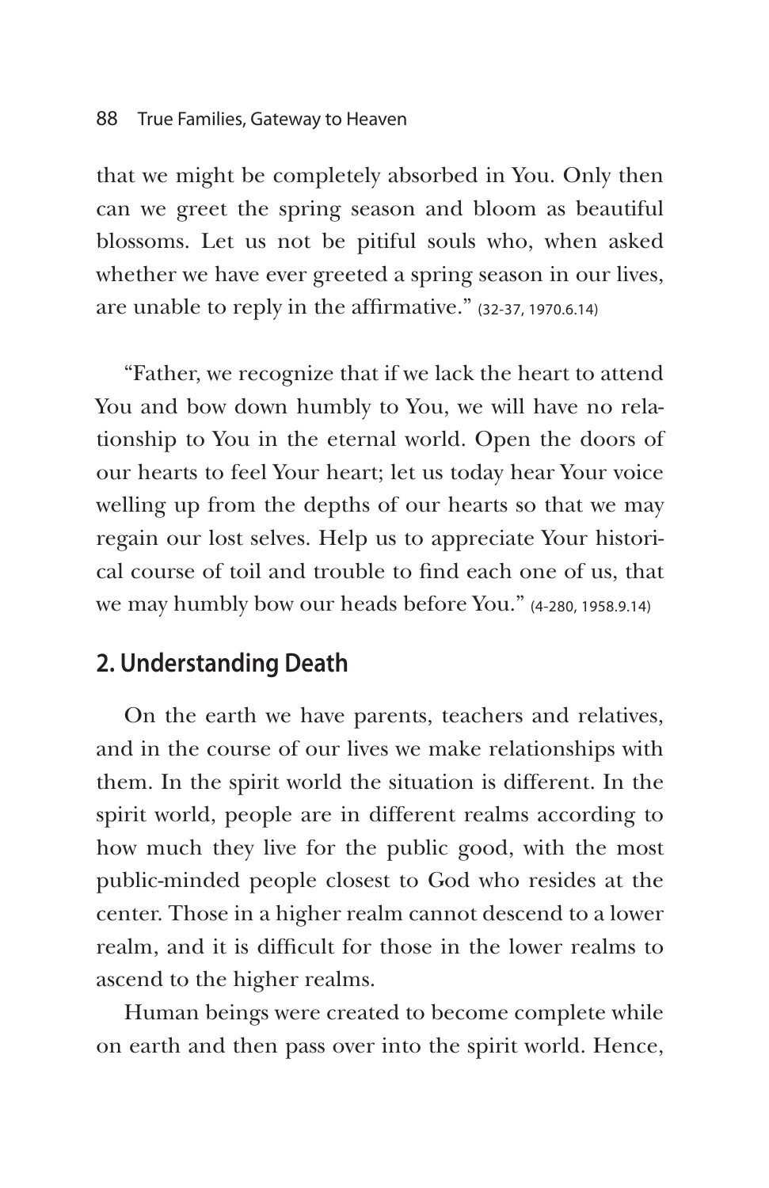that we might be completely absorbed in You. Only then can we greet the spring season and bloom as beautiful blossoms. Let us not be pitiful souls who, when asked whether we have ever greeted a spring season in our lives, are unable to reply in the affirmative." (32-37, 1970.6.14)

"Father, we recognize that if we lack the heart to attend You and bow down humbly to You, we will have no relationship to You in the eternal world. Open the doors of our hearts to feel Your heart; let us today hear Your voice welling up from the depths of our hearts so that we may regain our lost selves. Help us to appreciate Your historical course of toil and trouble to find each one of us, that we may humbly bow our heads before You." (4-280, 1958.9.14)

## 2. Understanding Death

On the earth we have parents, teachers and relatives, and in the course of our lives we make relationships with them. In the spirit world the situation is different. In the spirit world, people are in different realms according to how much they live for the public good, with the most public-minded people closest to God who resides at the center. Those in a higher realm cannot descend to a lower realm, and it is difficult for those in the lower realms to ascend to the higher realms.

Human beings were created to become complete while on earth and then pass over into the spirit world. Hence,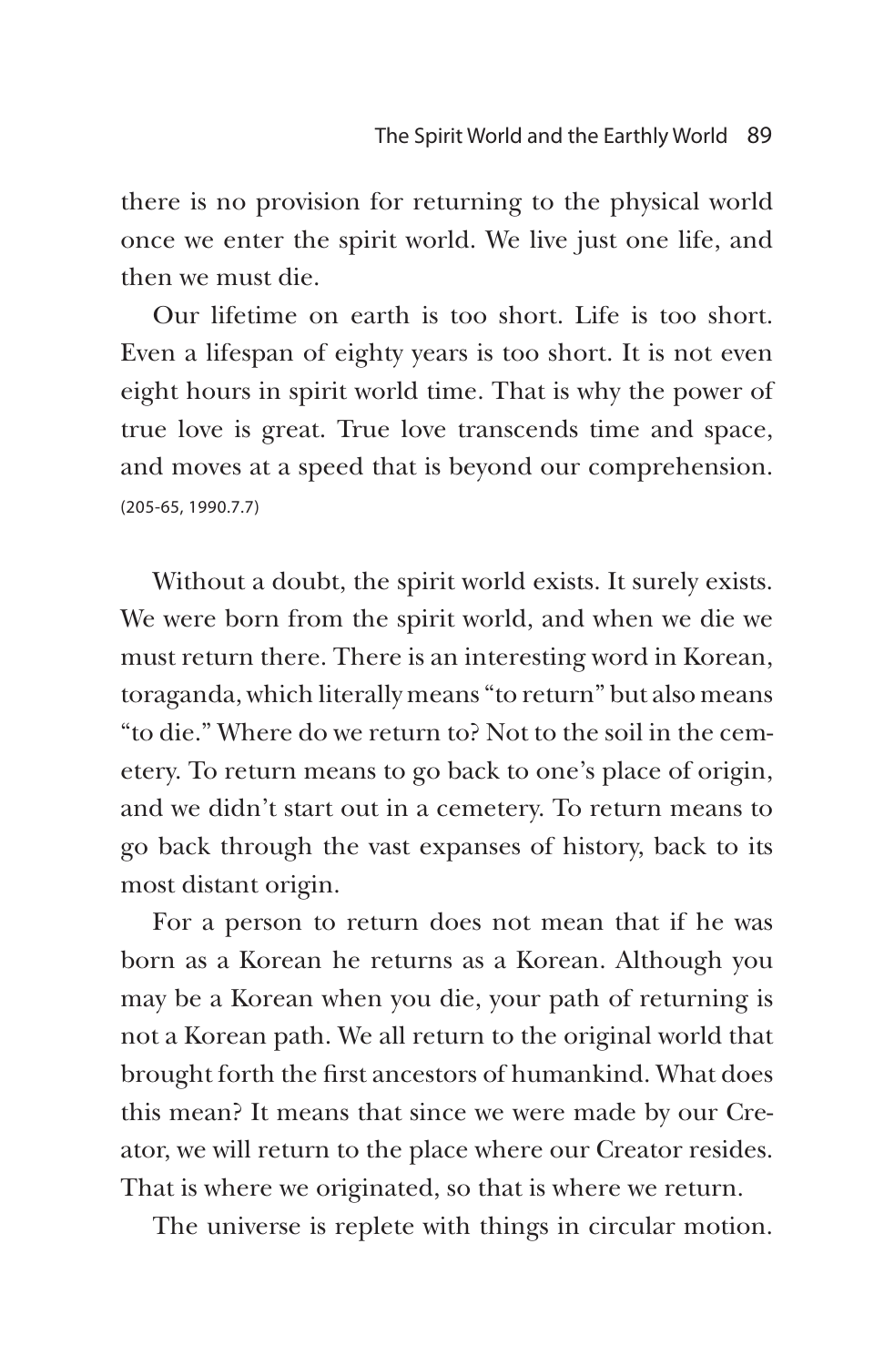there is no provision for returning to the physical world once we enter the spirit world. We live just one life, and then we must die.

Our lifetime on earth is too short. Life is too short. Even a lifespan of eighty years is too short. It is not even eight hours in spirit world time. That is why the power of true love is great. True love transcends time and space, and moves at a speed that is beyond our comprehension. (205-65, 1990.7.7)

Without a doubt, the spirit world exists. It surely exists. We were born from the spirit world, and when we die we must return there. There is an interesting word in Korean, toraganda, which literally means "to return" but also means "to die." Where do we return to? Not to the soil in the cemetery. To return means to go back to one's place of origin, and we didn't start out in a cemetery. To return means to go back through the vast expanses of history, back to its most distant origin.

For a person to return does not mean that if he was born as a Korean he returns as a Korean. Although you may be a Korean when you die, your path of returning is not a Korean path. We all return to the original world that brought forth the first ancestors of humankind. What does this mean? It means that since we were made by our Creator, we will return to the place where our Creator resides. That is where we originated, so that is where we return.

The universe is replete with things in circular motion.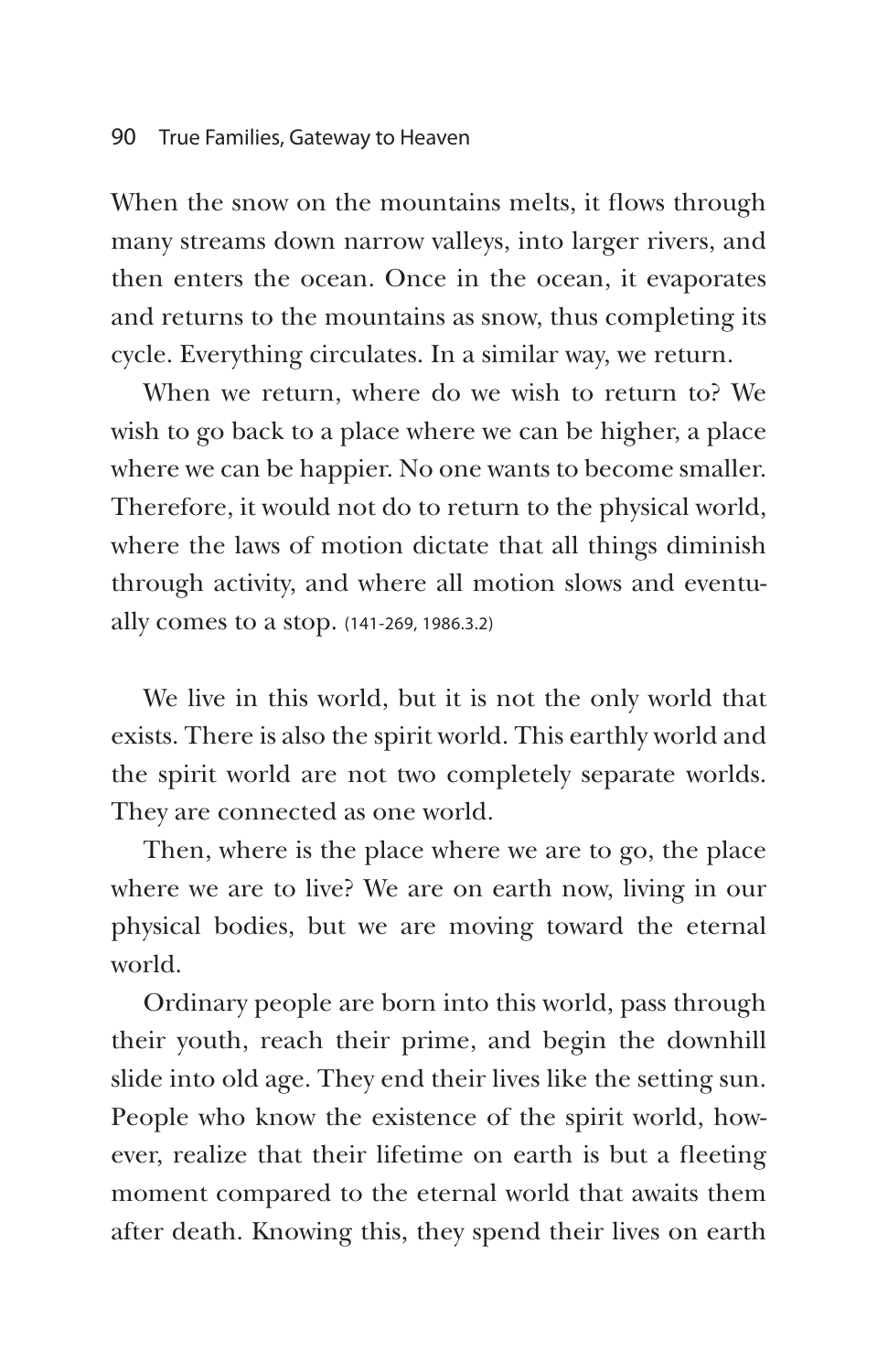When the snow on the mountains melts, it flows through many streams down narrow valleys, into larger rivers, and then enters the ocean. Once in the ocean, it evaporates and returns to the mountains as snow, thus completing its cycle. Everything circulates. In a similar way, we return.

When we return, where do we wish to return to? We wish to go back to a place where we can be higher, a place where we can be happier. No one wants to become smaller. Therefore, it would not do to return to the physical world, where the laws of motion dictate that all things diminish through activity, and where all motion slows and eventually comes to a stop. (141-269, 1986.3.2)

We live in this world, but it is not the only world that exists. There is also the spirit world. This earthly world and the spirit world are not two completely separate worlds. They are connected as one world.

Then, where is the place where we are to go, the place where we are to live? We are on earth now, living in our physical bodies, but we are moving toward the eternal world.

Ordinary people are born into this world, pass through their youth, reach their prime, and begin the downhill slide into old age. They end their lives like the setting sun. People who know the existence of the spirit world, however, realize that their lifetime on earth is but a fleeting moment compared to the eternal world that awaits them after death. Knowing this, they spend their lives on earth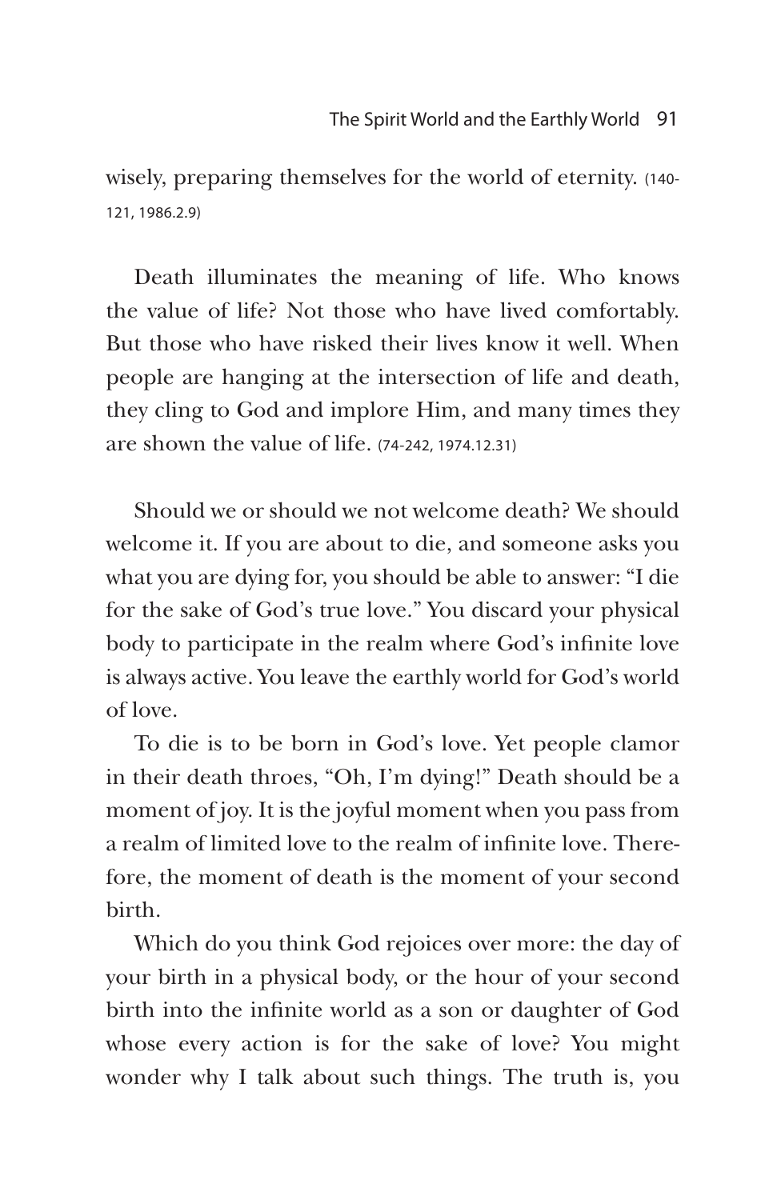wisely, preparing themselves for the world of eternity. (140-121, 1986.2.9)

Death illuminates the meaning of life. Who knows the value of life? Not those who have lived comfortably. But those who have risked their lives know it well. When people are hanging at the intersection of life and death, they cling to God and implore Him, and many times they are shown the value of life. (74-242, 1974.12.31)

Should we or should we not welcome death? We should welcome it. If you are about to die, and someone asks you what you are dying for, you should be able to answer: "I die for the sake of God's true love." You discard your physical body to participate in the realm where God's infinite love is always active. You leave the earthly world for God's world of love.

To die is to be born in God's love. Yet people clamor in their death throes, "Oh, I'm dying!" Death should be a moment of joy. It is the joyful moment when you pass from a realm of limited love to the realm of infinite love. Therefore, the moment of death is the moment of your second birth.

Which do you think God rejoices over more: the day of your birth in a physical body, or the hour of your second birth into the infinite world as a son or daughter of God whose every action is for the sake of love? You might wonder why I talk about such things. The truth is, you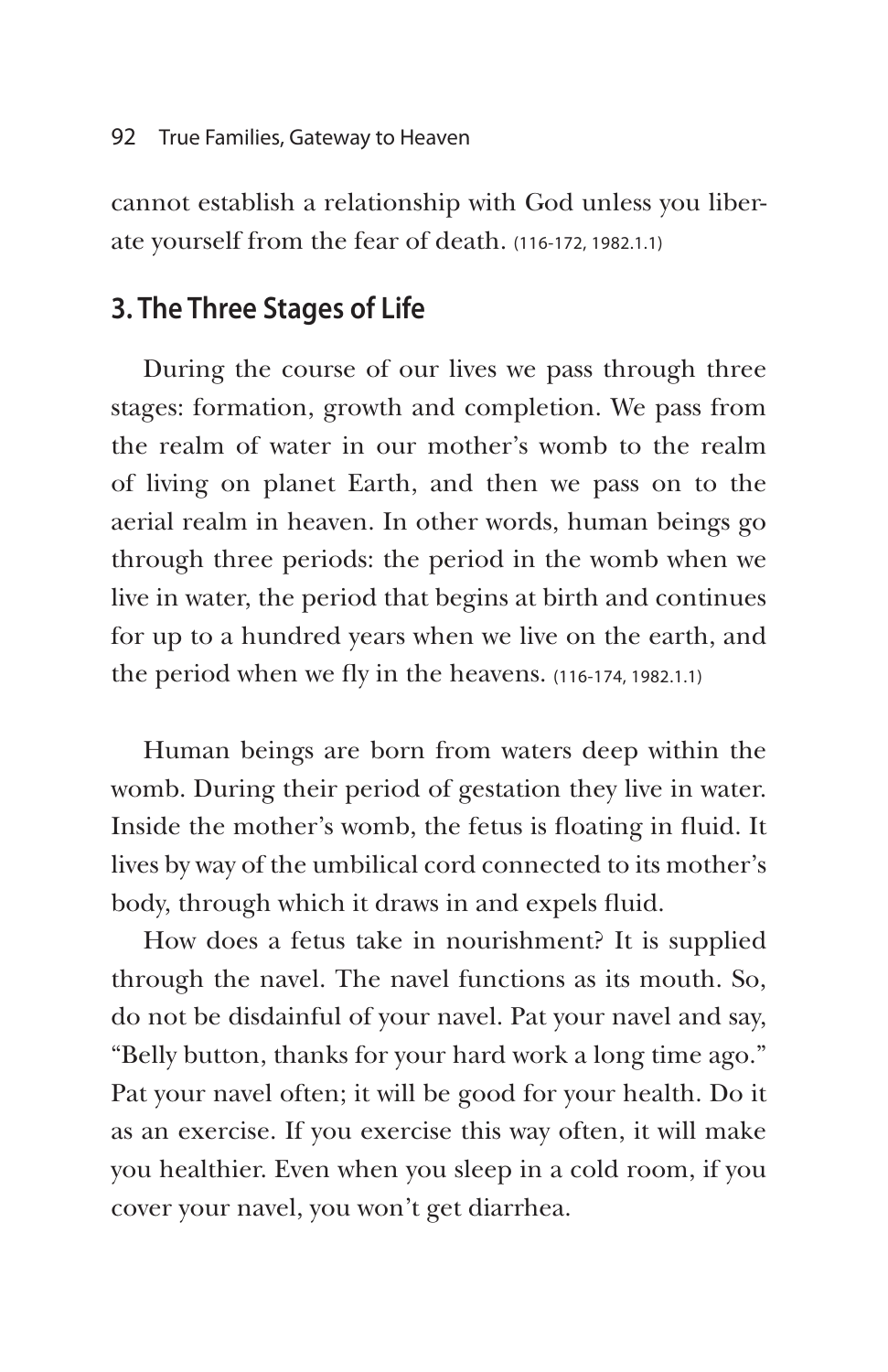cannot establish a relationship with God unless you liberate yourself from the fear of death. (116-172, 1982.1.1)

## 3. The Three Stages of Life

During the course of our lives we pass through three stages: formation, growth and completion. We pass from the realm of water in our mother's womb to the realm of living on planet Earth, and then we pass on to the aerial realm in heaven. In other words, human beings go through three periods: the period in the womb when we live in water, the period that begins at birth and continues for up to a hundred years when we live on the earth, and the period when we fly in the heavens. (116-174, 1982.1.1)

Human beings are born from waters deep within the womb. During their period of gestation they live in water. Inside the mother's womb, the fetus is floating in fluid. It lives by way of the umbilical cord connected to its mother's body, through which it draws in and expels fluid.

How does a fetus take in nourishment? It is supplied through the navel. The navel functions as its mouth. So, do not be disdainful of your navel. Pat your navel and say, "Belly button, thanks for your hard work a long time ago." Pat your navel often; it will be good for your health. Do it as an exercise. If you exercise this way often, it will make you healthier. Even when you sleep in a cold room, if you cover your navel, you won't get diarrhea.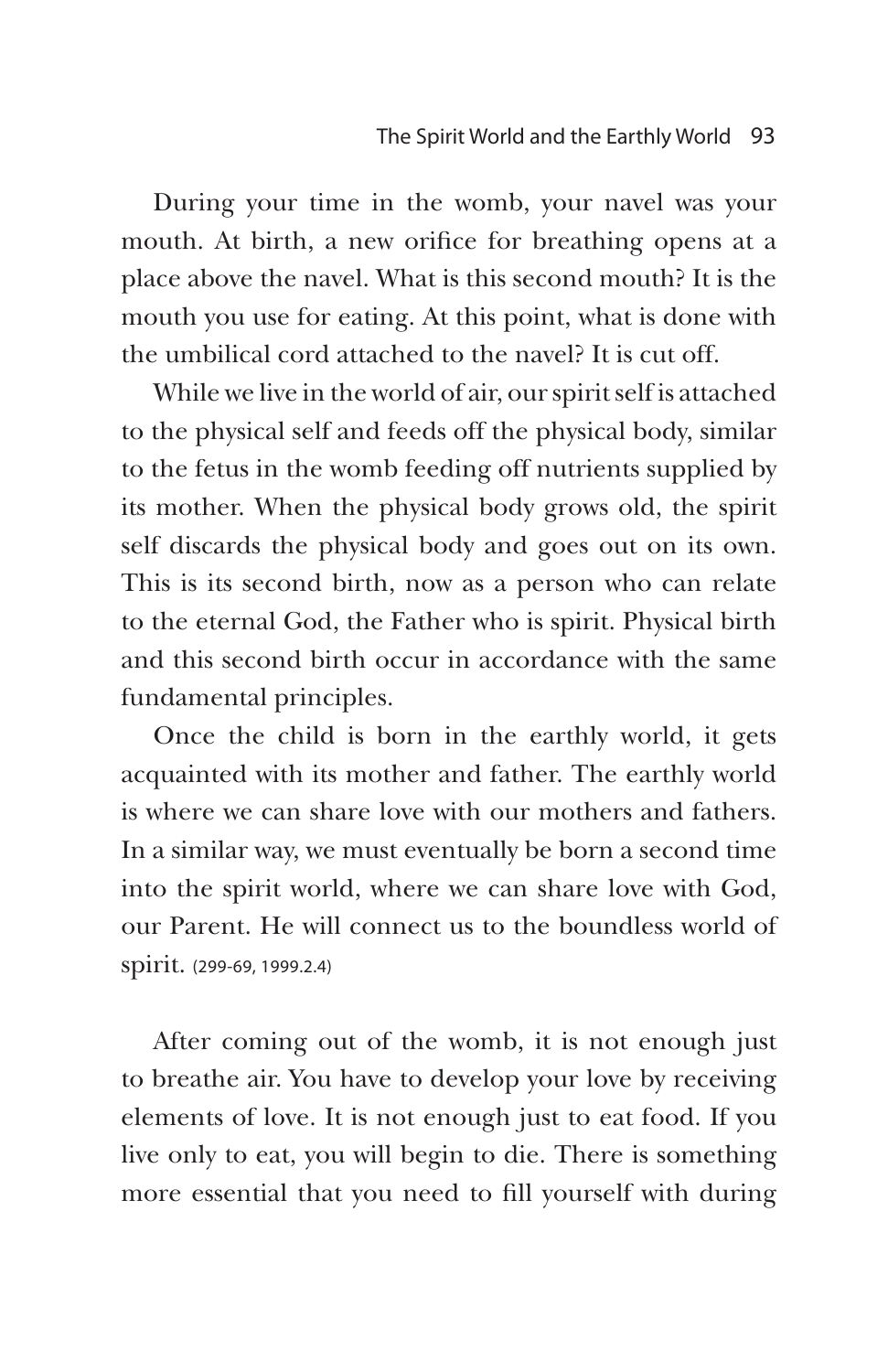During your time in the womb, your navel was your mouth. At birth, a new orifice for breathing opens at a place above the navel. What is this second mouth? It is the mouth you use for eating. At this point, what is done with the umbilical cord attached to the navel? It is cut off.

While we live in the world of air, our spirit self is attached to the physical self and feeds off the physical body, similar to the fetus in the womb feeding off nutrients supplied by its mother. When the physical body grows old, the spirit self discards the physical body and goes out on its own. This is its second birth, now as a person who can relate to the eternal God, the Father who is spirit. Physical birth and this second birth occur in accordance with the same fundamental principles.

Once the child is born in the earthly world, it gets acquainted with its mother and father. The earthly world is where we can share love with our mothers and fathers. In a similar way, we must eventually be born a second time into the spirit world, where we can share love with God, our Parent. He will connect us to the boundless world of spirit. (299-69, 1999.2.4)

After coming out of the womb, it is not enough just to breathe air. You have to develop your love by receiving elements of love. It is not enough just to eat food. If you live only to eat, you will begin to die. There is something more essential that you need to fill yourself with during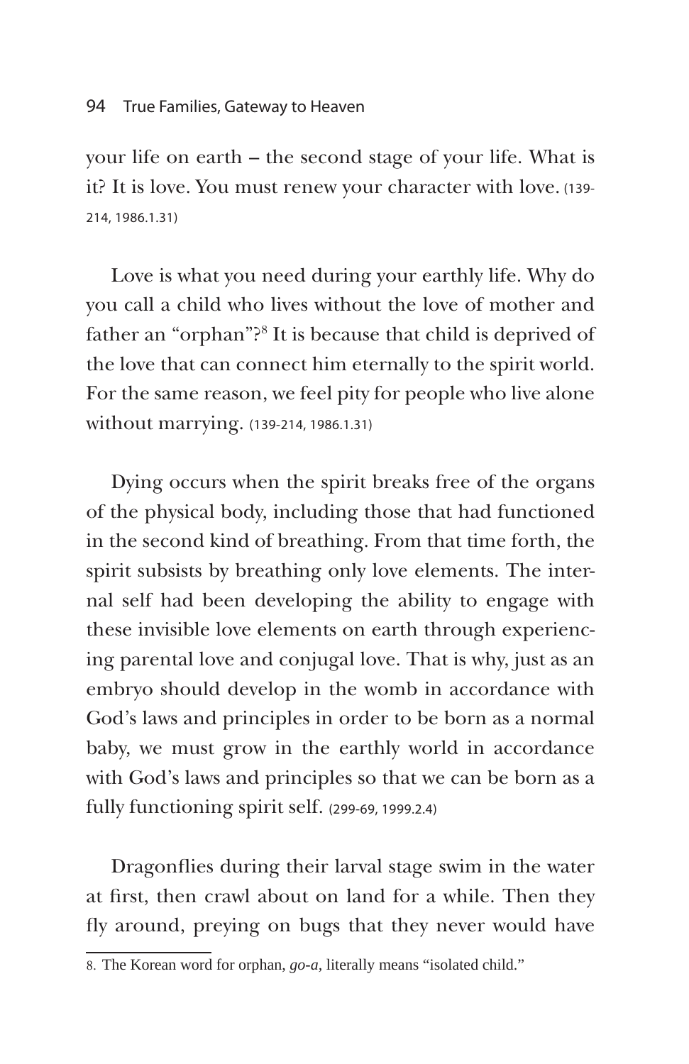your life on earth – the second stage of your life. What is it? It is love. You must renew your character with love. (139-214, 1986.1.31)

Love is what you need during your earthly life. Why do you call a child who lives without the love of mother and father an "orphan"?[8] It is because that child is deprived of the love that can connect him eternally to the spirit world. For the same reason, we feel pity for people who live alone without marrying. (139-214, 1986.1.31)

Dying occurs when the spirit breaks free of the organs of the physical body, including those that had functioned in the second kind of breathing. From that time forth, the spirit subsists by breathing only love elements. The internal self had been developing the ability to engage with these invisible love elements on earth through experiencing parental love and conjugal love. That is why, just as an embryo should develop in the womb in accordance with God's laws and principles in order to be born as a normal baby, we must grow in the earthly world in accordance with God's laws and principles so that we can be born as a fully functioning spirit self. (299-69, 1999.2.4)

Dragonflies during their larval stage swim in the water at first, then crawl about on land for a while. Then they fly around, preying on bugs that they never would have

---

8. The Korean word for orphan, *go-a*, literally means "isolated child."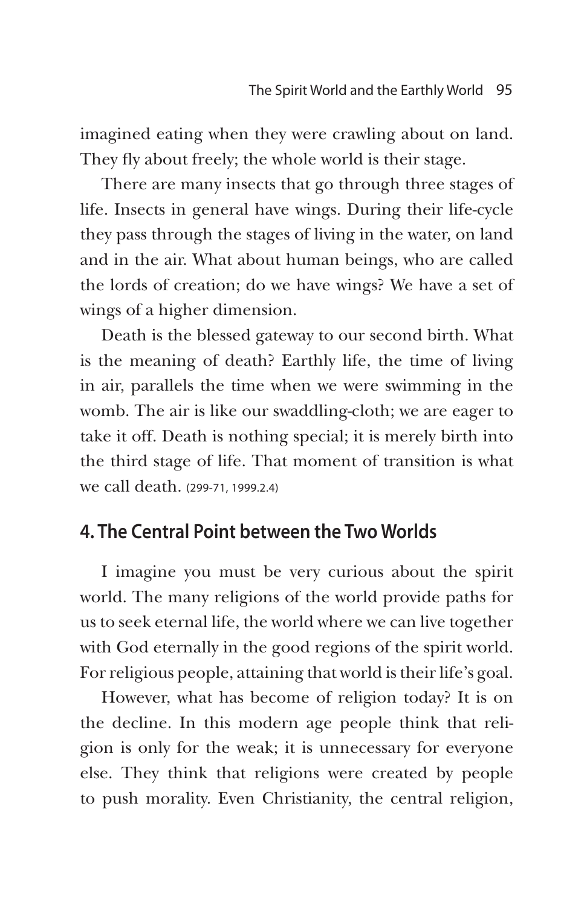imagined eating when they were crawling about on land. They fly about freely; the whole world is their stage.

There are many insects that go through three stages of life. Insects in general have wings. During their life-cycle they pass through the stages of living in the water, on land and in the air. What about human beings, who are called the lords of creation; do we have wings? We have a set of wings of a higher dimension.

Death is the blessed gateway to our second birth. What is the meaning of death? Earthly life, the time of living in air, parallels the time when we were swimming in the womb. The air is like our swaddling-cloth; we are eager to take it off. Death is nothing special; it is merely birth into the third stage of life. That moment of transition is what we call death. (299-71, 1999.2.4)

## 4. The Central Point between the Two Worlds

I imagine you must be very curious about the spirit world. The many religions of the world provide paths for us to seek eternal life, the world where we can live together with God eternally in the good regions of the spirit world. For religious people, attaining that world is their life's goal.

However, what has become of religion today? It is on the decline. In this modern age people think that religion is only for the weak; it is unnecessary for everyone else. They think that religions were created by people to push morality. Even Christianity, the central religion,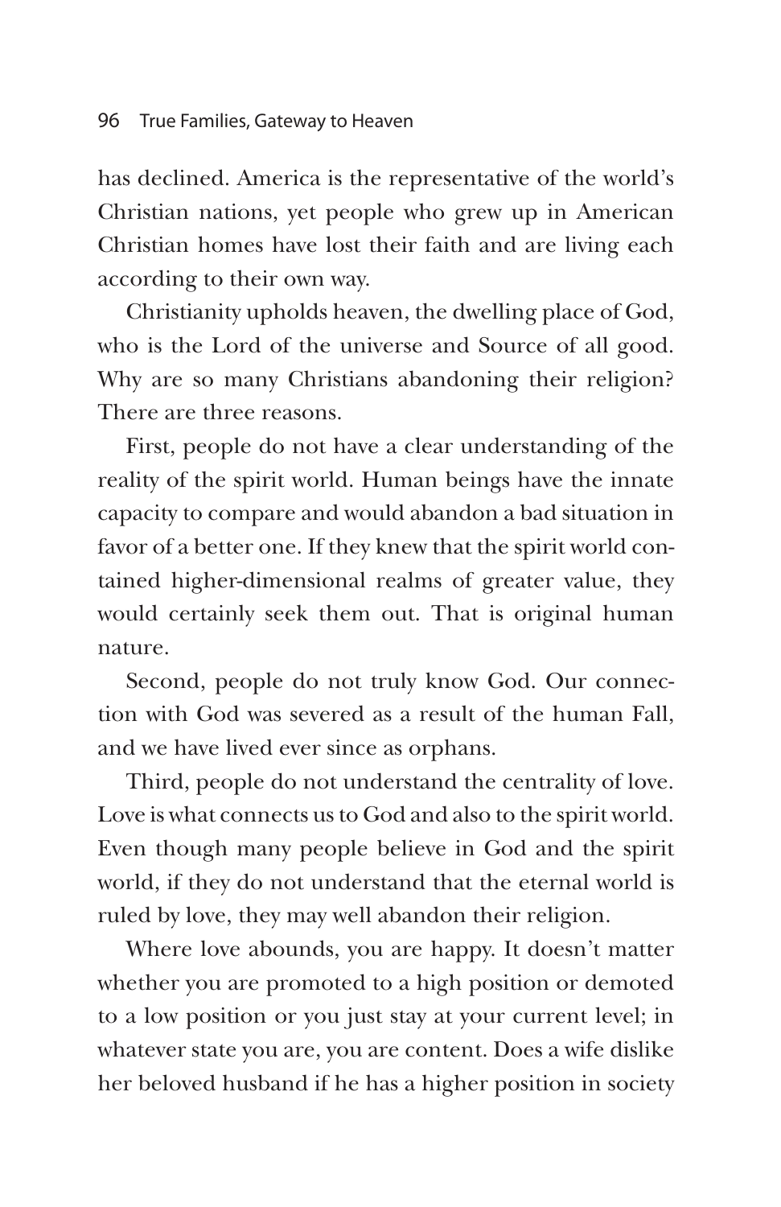has declined. America is the representative of the world's Christian nations, yet people who grew up in American Christian homes have lost their faith and are living each according to their own way.

Christianity upholds heaven, the dwelling place of God, who is the Lord of the universe and Source of all good. Why are so many Christians abandoning their religion? There are three reasons.

First, people do not have a clear understanding of the reality of the spirit world. Human beings have the innate capacity to compare and would abandon a bad situation in favor of a better one. If they knew that the spirit world contained higher-dimensional realms of greater value, they would certainly seek them out. That is original human nature.

Second, people do not truly know God. Our connection with God was severed as a result of the human Fall, and we have lived ever since as orphans.

Third, people do not understand the centrality of love. Love is what connects us to God and also to the spirit world. Even though many people believe in God and the spirit world, if they do not understand that the eternal world is ruled by love, they may well abandon their religion.

Where love abounds, you are happy. It doesn't matter whether you are promoted to a high position or demoted to a low position or you just stay at your current level; in whatever state you are, you are content. Does a wife dislike her beloved husband if he has a higher position in society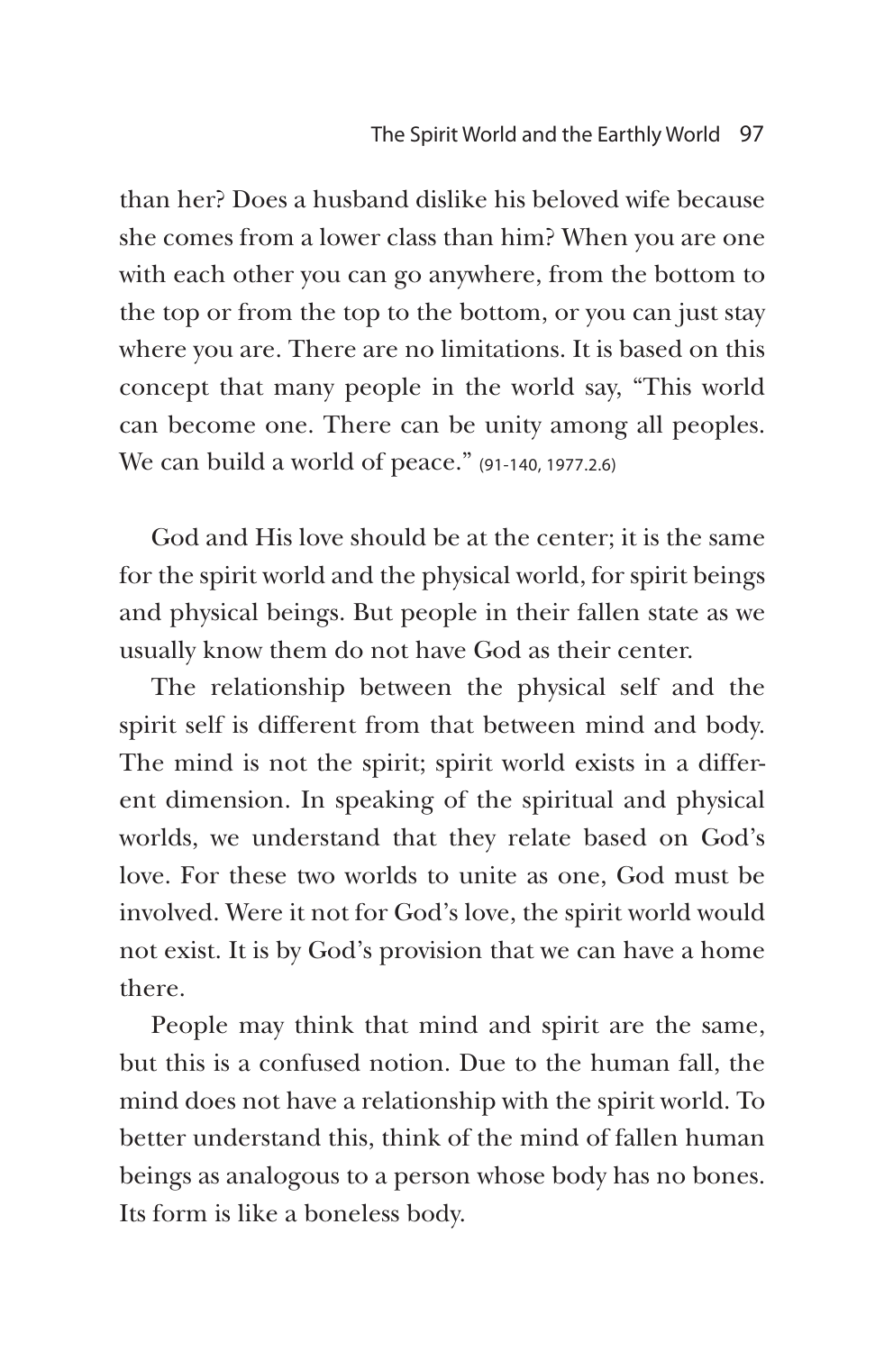than her? Does a husband dislike his beloved wife because she comes from a lower class than him? When you are one with each other you can go anywhere, from the bottom to the top or from the top to the bottom, or you can just stay where you are. There are no limitations. It is based on this concept that many people in the world say, "This world can become one. There can be unity among all peoples. We can build a world of peace." (91-140, 1977.2.6)

God and His love should be at the center; it is the same for the spirit world and the physical world, for spirit beings and physical beings. But people in their fallen state as we usually know them do not have God as their center.

The relationship between the physical self and the spirit self is different from that between mind and body. The mind is not the spirit; spirit world exists in a different dimension. In speaking of the spiritual and physical worlds, we understand that they relate based on God's love. For these two worlds to unite as one, God must be involved. Were it not for God's love, the spirit world would not exist. It is by God's provision that we can have a home there.

People may think that mind and spirit are the same, but this is a confused notion. Due to the human fall, the mind does not have a relationship with the spirit world. To better understand this, think of the mind of fallen human beings as analogous to a person whose body has no bones. Its form is like a boneless body.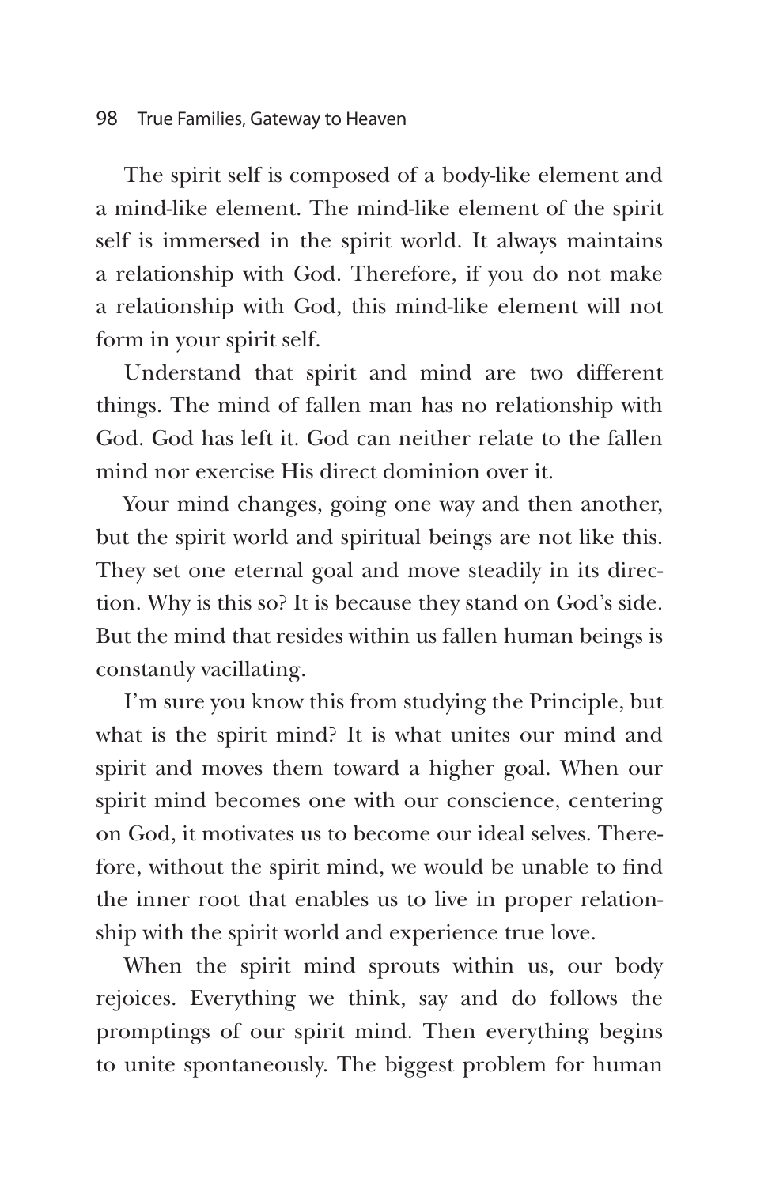The spirit self is composed of a body-like element and a mind-like element. The mind-like element of the spirit self is immersed in the spirit world. It always maintains a relationship with God. Therefore, if you do not make a relationship with God, this mind-like element will not form in your spirit self.

Understand that spirit and mind are two different things. The mind of fallen man has no relationship with God. God has left it. God can neither relate to the fallen mind nor exercise His direct dominion over it.

Your mind changes, going one way and then another, but the spirit world and spiritual beings are not like this. They set one eternal goal and move steadily in its direction. Why is this so? It is because they stand on God's side. But the mind that resides within us fallen human beings is constantly vacillating.

I'm sure you know this from studying the Principle, but what is the spirit mind? It is what unites our mind and spirit and moves them toward a higher goal. When our spirit mind becomes one with our conscience, centering on God, it motivates us to become our ideal selves. Therefore, without the spirit mind, we would be unable to find the inner root that enables us to live in proper relationship with the spirit world and experience true love.

When the spirit mind sprouts within us, our body rejoices. Everything we think, say and do follows the promptings of our spirit mind. Then everything begins to unite spontaneously. The biggest problem for human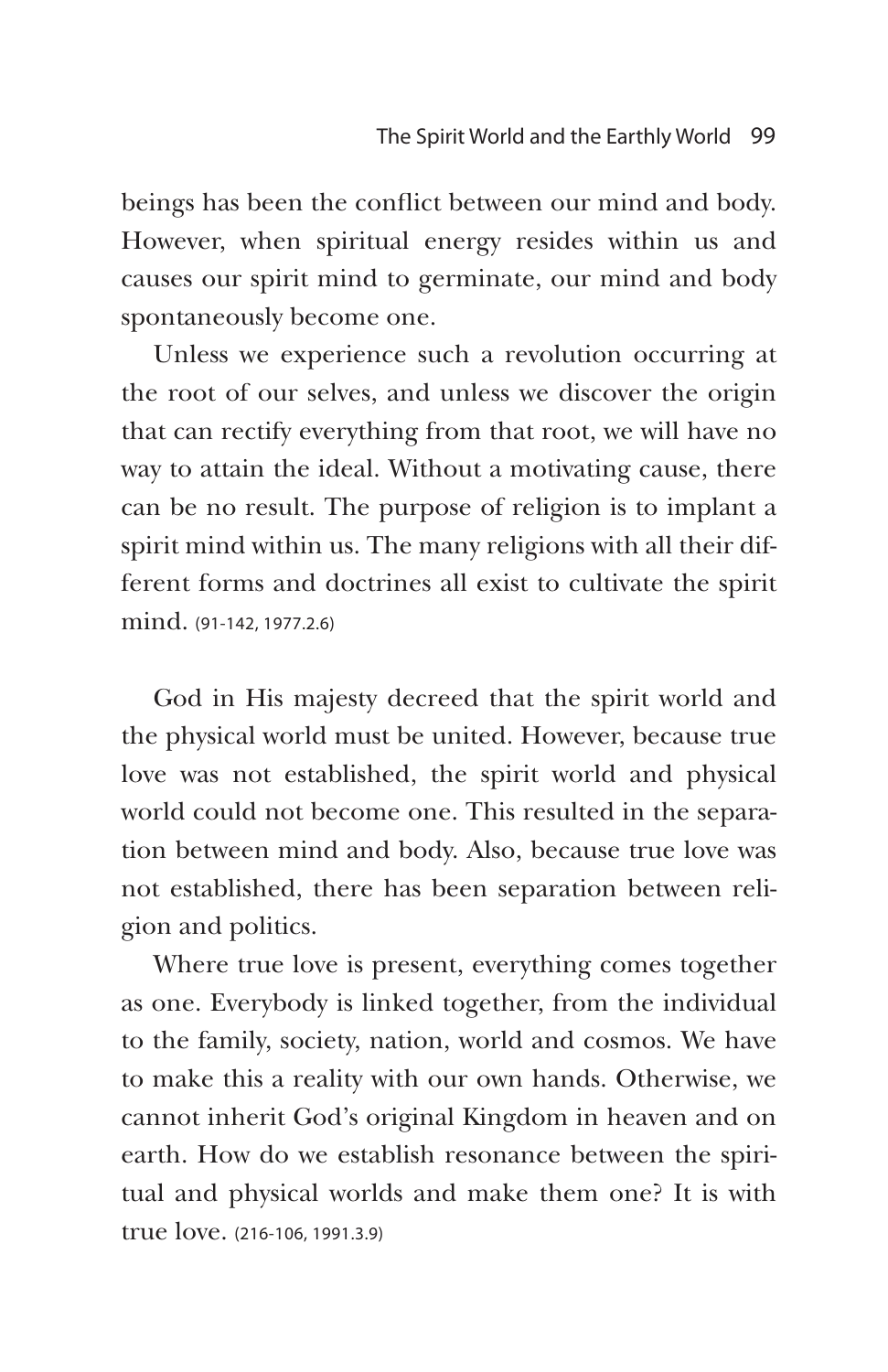beings has been the conflict between our mind and body. However, when spiritual energy resides within us and causes our spirit mind to germinate, our mind and body spontaneously become one.

Unless we experience such a revolution occurring at the root of our selves, and unless we discover the origin that can rectify everything from that root, we will have no way to attain the ideal. Without a motivating cause, there can be no result. The purpose of religion is to implant a spirit mind within us. The many religions with all their different forms and doctrines all exist to cultivate the spirit mind. (91-142, 1977.2.6)

God in His majesty decreed that the spirit world and the physical world must be united. However, because true love was not established, the spirit world and physical world could not become one. This resulted in the separation between mind and body. Also, because true love was not established, there has been separation between religion and politics.

Where true love is present, everything comes together as one. Everybody is linked together, from the individual to the family, society, nation, world and cosmos. We have to make this a reality with our own hands. Otherwise, we cannot inherit God's original Kingdom in heaven and on earth. How do we establish resonance between the spiritual and physical worlds and make them one? It is with true love. (216-106, 1991.3.9)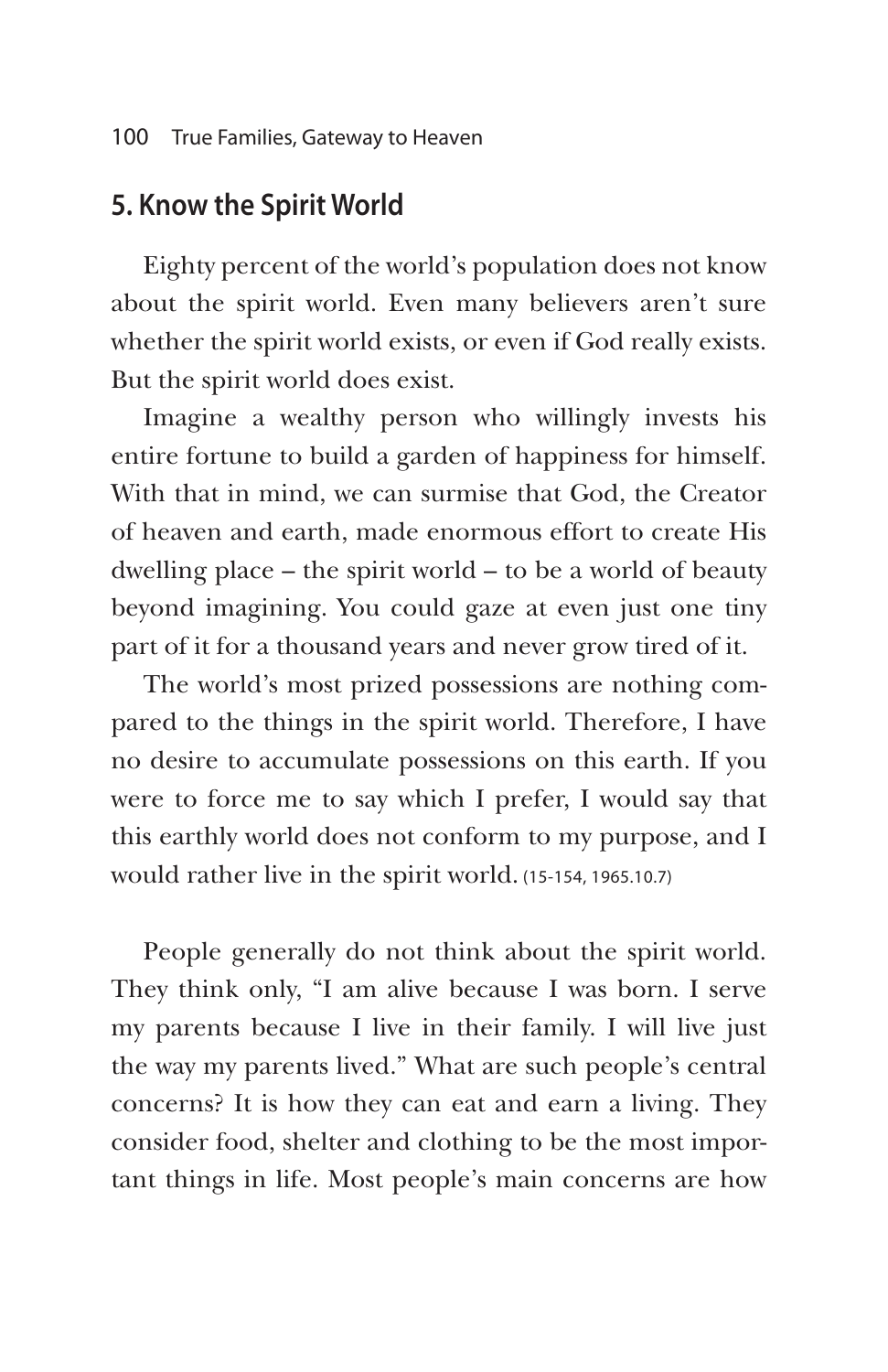## 5. Know the Spirit World

Eighty percent of the world's population does not know about the spirit world. Even many believers aren't sure whether the spirit world exists, or even if God really exists. But the spirit world does exist.

Imagine a wealthy person who willingly invests his entire fortune to build a garden of happiness for himself. With that in mind, we can surmise that God, the Creator of heaven and earth, made enormous effort to create His dwelling place – the spirit world – to be a world of beauty beyond imagining. You could gaze at even just one tiny part of it for a thousand years and never grow tired of it.

The world's most prized possessions are nothing compared to the things in the spirit world. Therefore, I have no desire to accumulate possessions on this earth. If you were to force me to say which I prefer, I would say that this earthly world does not conform to my purpose, and I would rather live in the spirit world. (15-154, 1965.10.7)

People generally do not think about the spirit world. They think only, "I am alive because I was born. I serve my parents because I live in their family. I will live just the way my parents lived." What are such people's central concerns? It is how they can eat and earn a living. They consider food, shelter and clothing to be the most important things in life. Most people's main concerns are how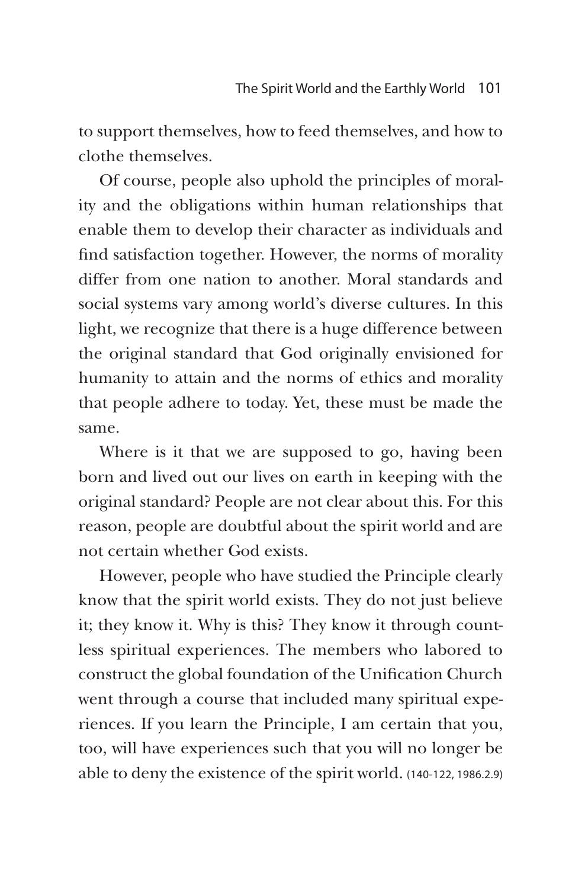to support themselves, how to feed themselves, and how to clothe themselves.

Of course, people also uphold the principles of morality and the obligations within human relationships that enable them to develop their character as individuals and find satisfaction together. However, the norms of morality differ from one nation to another. Moral standards and social systems vary among world's diverse cultures. In this light, we recognize that there is a huge difference between the original standard that God originally envisioned for humanity to attain and the norms of ethics and morality that people adhere to today. Yet, these must be made the same.

Where is it that we are supposed to go, having been born and lived out our lives on earth in keeping with the original standard? People are not clear about this. For this reason, people are doubtful about the spirit world and are not certain whether God exists.

However, people who have studied the Principle clearly know that the spirit world exists. They do not just believe it; they know it. Why is this? They know it through countless spiritual experiences. The members who labored to construct the global foundation of the Unification Church went through a course that included many spiritual experiences. If you learn the Principle, I am certain that you, too, will have experiences such that you will no longer be able to deny the existence of the spirit world. (140-122, 1986.2.9)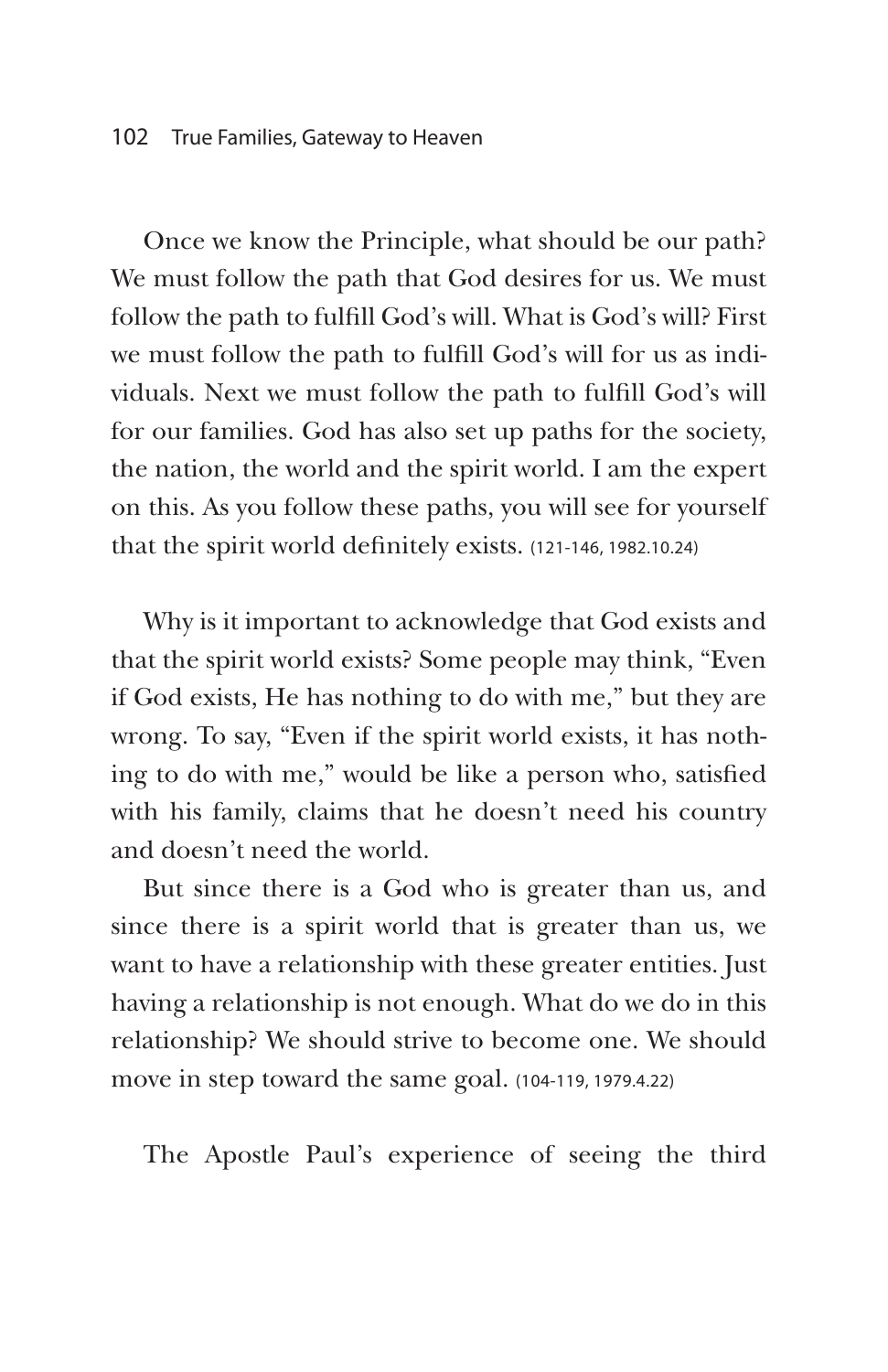Once we know the Principle, what should be our path? We must follow the path that God desires for us. We must follow the path to fulfill God's will. What is God's will? First we must follow the path to fulfill God's will for us as individuals. Next we must follow the path to fulfill God's will for our families. God has also set up paths for the society, the nation, the world and the spirit world. I am the expert on this. As you follow these paths, you will see for yourself that the spirit world definitely exists. (121-146, 1982.10.24)

Why is it important to acknowledge that God exists and that the spirit world exists? Some people may think, "Even if God exists, He has nothing to do with me," but they are wrong. To say, "Even if the spirit world exists, it has nothing to do with me," would be like a person who, satisfied with his family, claims that he doesn't need his country and doesn't need the world.

But since there is a God who is greater than us, and since there is a spirit world that is greater than us, we want to have a relationship with these greater entities. Just having a relationship is not enough. What do we do in this relationship? We should strive to become one. We should move in step toward the same goal. (104-119, 1979.4.22)

The Apostle Paul's experience of seeing the third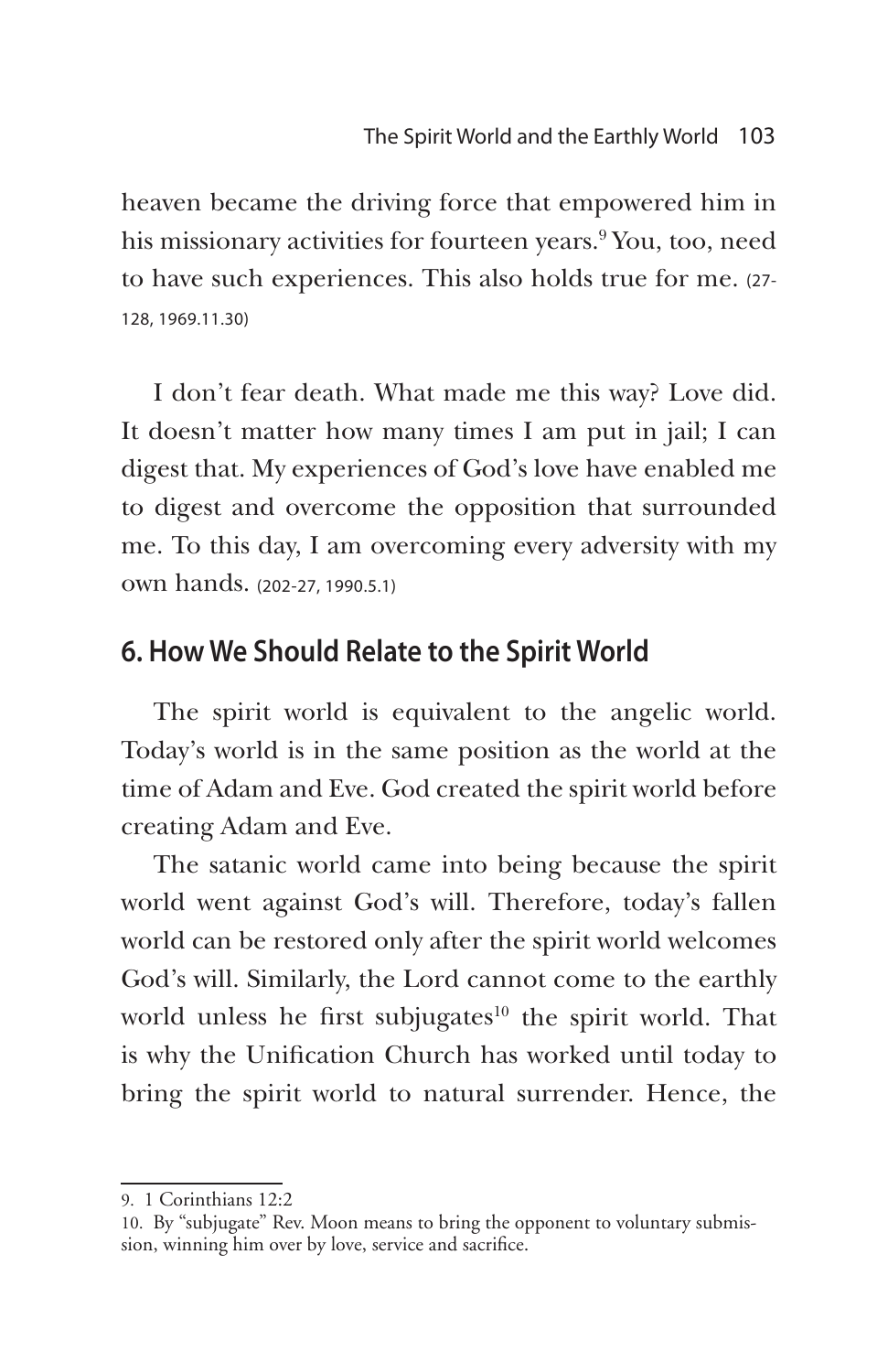heaven became the driving force that empowered him in his missionary activities for fourteen years.[9] You, too, need to have such experiences. This also holds true for me. (27-128, 1969.11.30)

I don't fear death. What made me this way? Love did. It doesn't matter how many times I am put in jail; I can digest that. My experiences of God's love have enabled me to digest and overcome the opposition that surrounded me. To this day, I am overcoming every adversity with my own hands. (202-27, 1990.5.1)

## 6. How We Should Relate to the Spirit World

The spirit world is equivalent to the angelic world. Today's world is in the same position as the world at the time of Adam and Eve. God created the spirit world before creating Adam and Eve.

The satanic world came into being because the spirit world went against God's will. Therefore, today's fallen world can be restored only after the spirit world welcomes God's will. Similarly, the Lord cannot come to the earthly world unless he first subjugates[10] the spirit world. That is why the Unification Church has worked until today to bring the spirit world to natural surrender. Hence, the

---

9. 1 Corinthians 12:2

10. By "subjugate" Rev. Moon means to bring the opponent to voluntary submission, winning him over by love, service and sacrifice.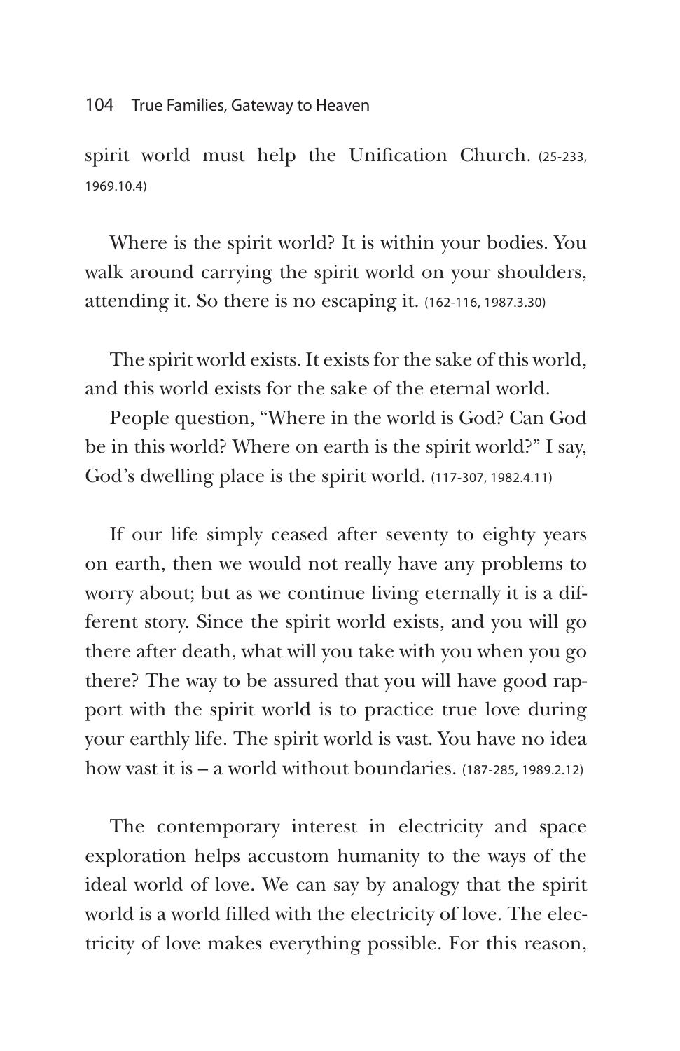spirit world must help the Unification Church. (25-233, 1969.10.4)

Where is the spirit world? It is within your bodies. You walk around carrying the spirit world on your shoulders, attending it. So there is no escaping it. (162-116, 1987.3.30)

The spirit world exists. It exists for the sake of this world, and this world exists for the sake of the eternal world.

People question, "Where in the world is God? Can God be in this world? Where on earth is the spirit world?" I say, God's dwelling place is the spirit world. (117-307, 1982.4.11)

If our life simply ceased after seventy to eighty years on earth, then we would not really have any problems to worry about; but as we continue living eternally it is a different story. Since the spirit world exists, and you will go there after death, what will you take with you when you go there? The way to be assured that you will have good rapport with the spirit world is to practice true love during your earthly life. The spirit world is vast. You have no idea how vast it is – a world without boundaries. (187-285, 1989.2.12)

The contemporary interest in electricity and space exploration helps accustom humanity to the ways of the ideal world of love. We can say by analogy that the spirit world is a world filled with the electricity of love. The electricity of love makes everything possible. For this reason,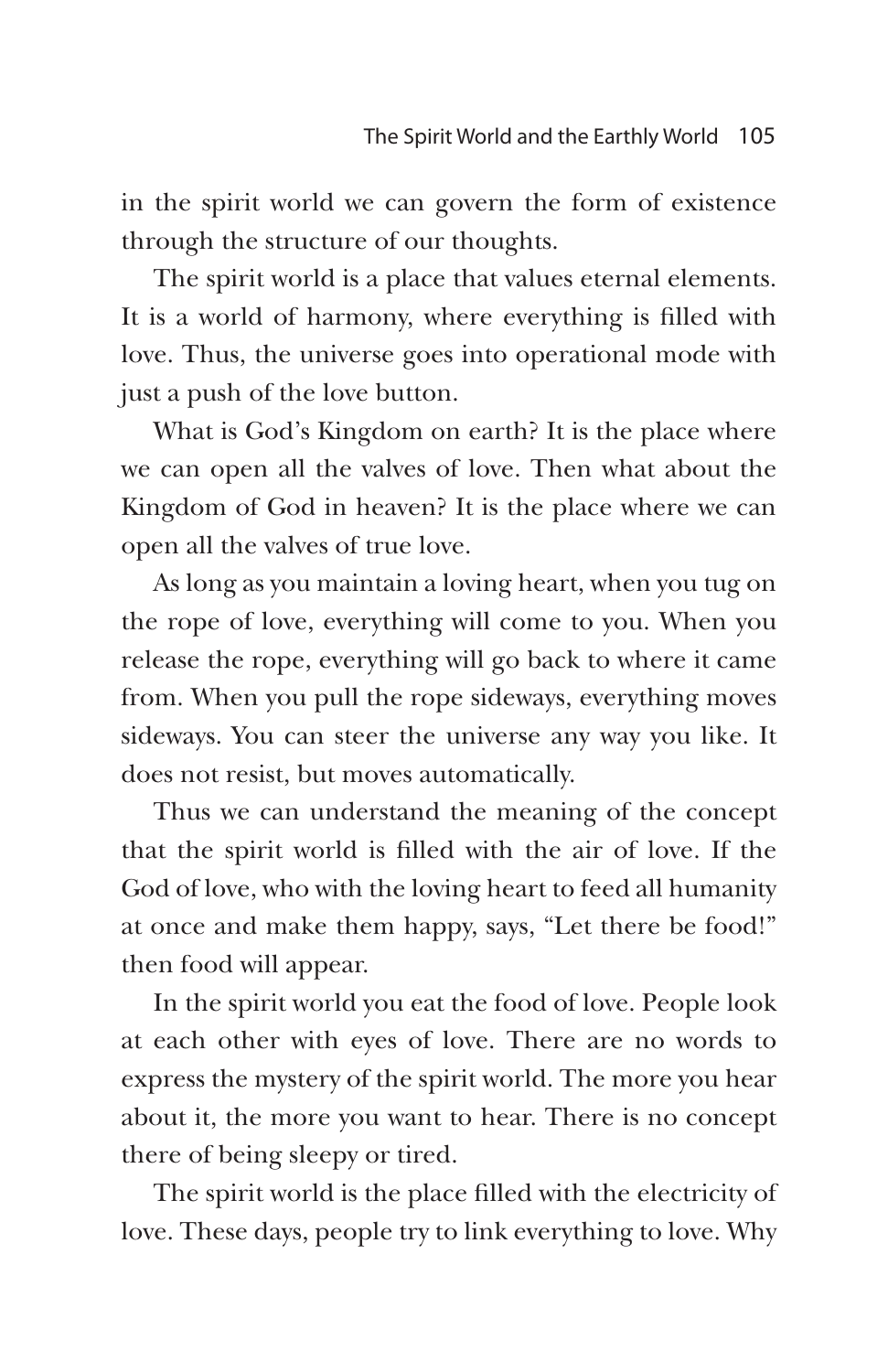in the spirit world we can govern the form of existence through the structure of our thoughts.

The spirit world is a place that values eternal elements. It is a world of harmony, where everything is filled with love. Thus, the universe goes into operational mode with just a push of the love button.

What is God's Kingdom on earth? It is the place where we can open all the valves of love. Then what about the Kingdom of God in heaven? It is the place where we can open all the valves of true love.

As long as you maintain a loving heart, when you tug on the rope of love, everything will come to you. When you release the rope, everything will go back to where it came from. When you pull the rope sideways, everything moves sideways. You can steer the universe any way you like. It does not resist, but moves automatically.

Thus we can understand the meaning of the concept that the spirit world is filled with the air of love. If the God of love, who with the loving heart to feed all humanity at once and make them happy, says, "Let there be food!" then food will appear.

In the spirit world you eat the food of love. People look at each other with eyes of love. There are no words to express the mystery of the spirit world. The more you hear about it, the more you want to hear. There is no concept there of being sleepy or tired.

The spirit world is the place filled with the electricity of love. These days, people try to link everything to love. Why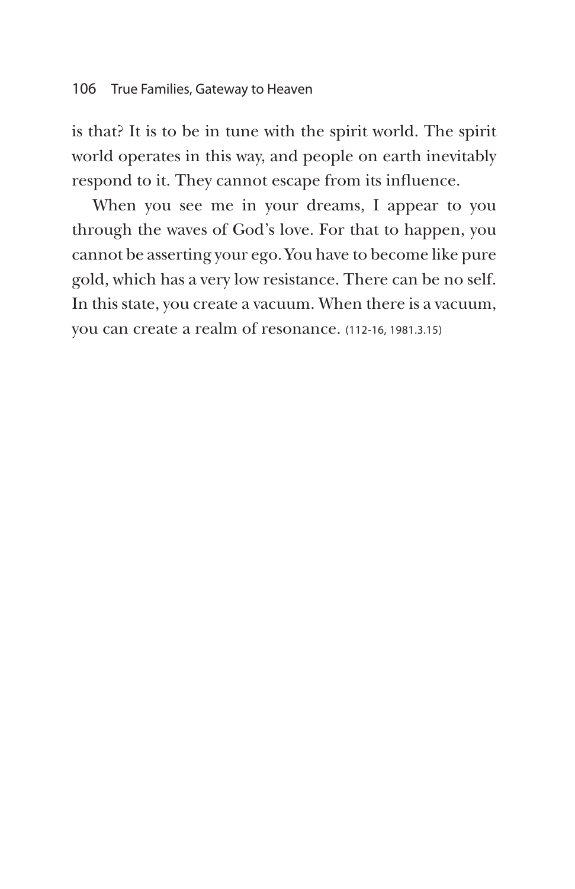is that? It is to be in tune with the spirit world. The spirit world operates in this way, and people on earth inevitably respond to it. They cannot escape from its influence.

When you see me in your dreams, I appear to you through the waves of God's love. For that to happen, you cannot be asserting your ego. You have to become like pure gold, which has a very low resistance. There can be no self. In this state, you create a vacuum. When there is a vacuum, you can create a realm of resonance. (112-16, 1981.3.15)